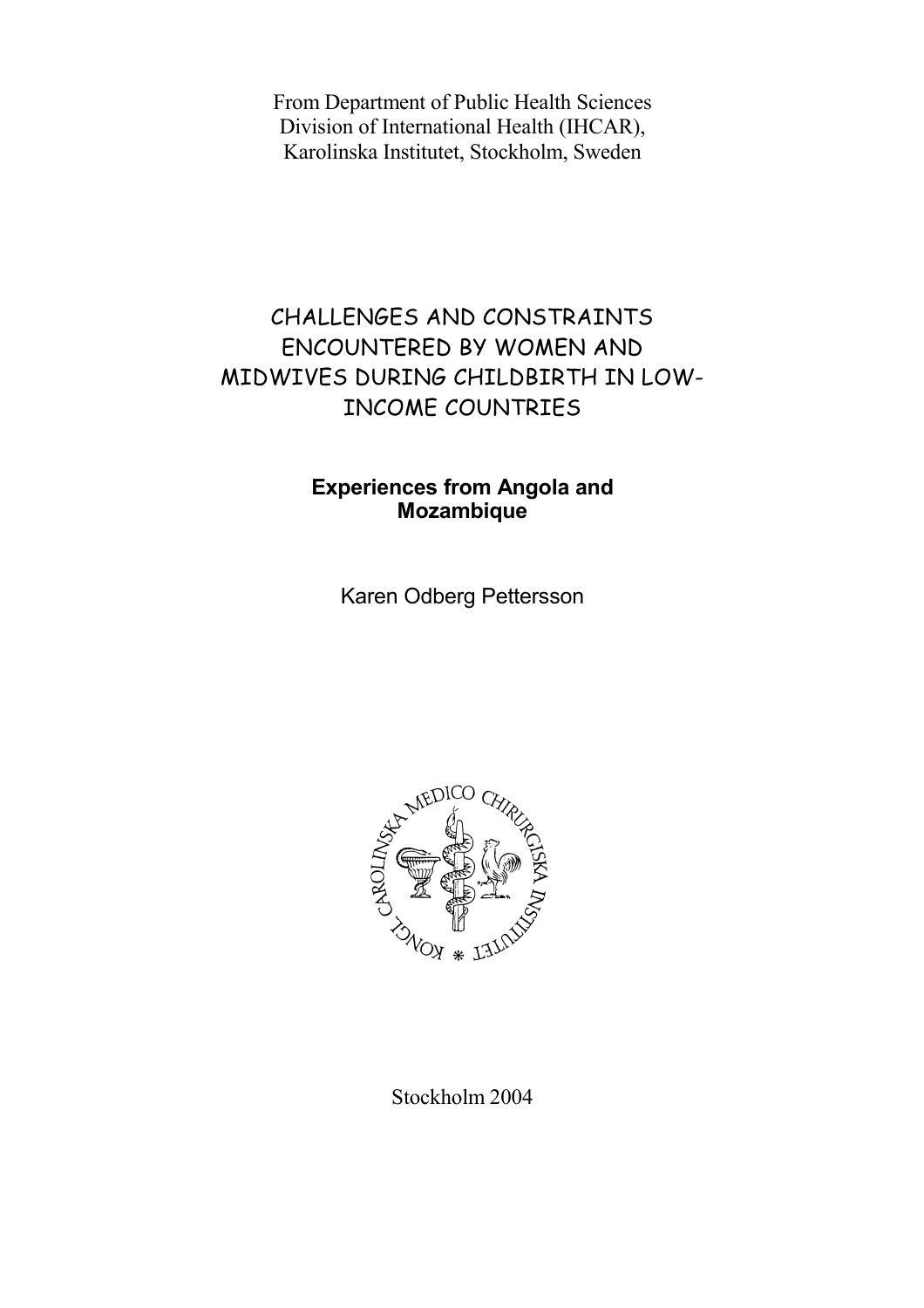From Department of Public Health Sciences
Division of International Health (IHCAR),
Karolinska Institutet, Stockholm, Sweden

# CHALLENGES AND CONSTRAINTS ENCOUNTERED BY WOMEN AND MIDWIVES DURING CHILDBIRTH IN LOW-INCOME COUNTRIES

## Experiences from Angola and Mozambique

Karen Odberg Pettersson

Stockholm 2004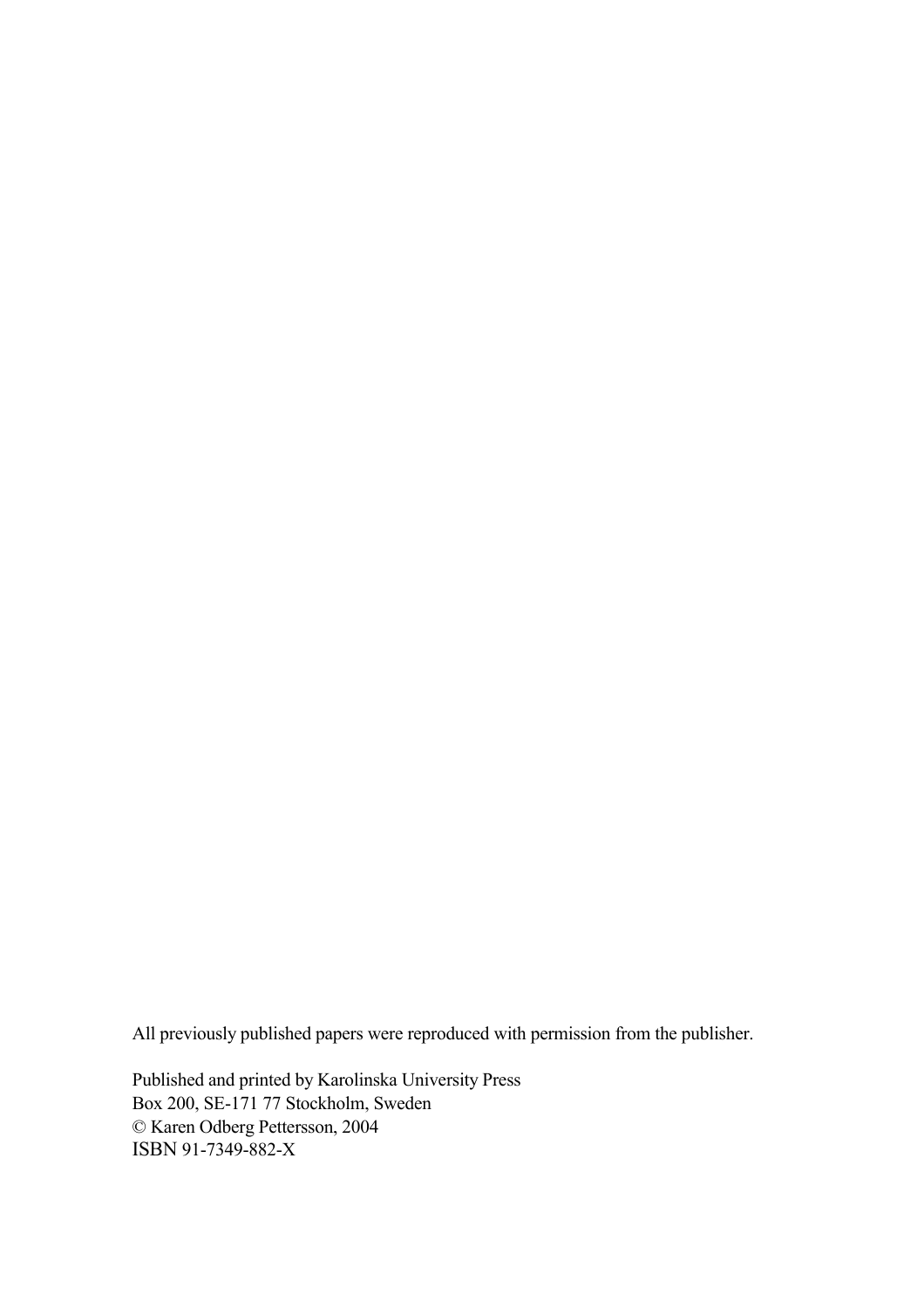All previously published papers were reproduced with permission from the publisher.

Published and printed by Karolinska University Press
Box 200, SE-171 77 Stockholm, Sweden
© Karen Odberg Pettersson, 2004
ISBN 91-7349-882-X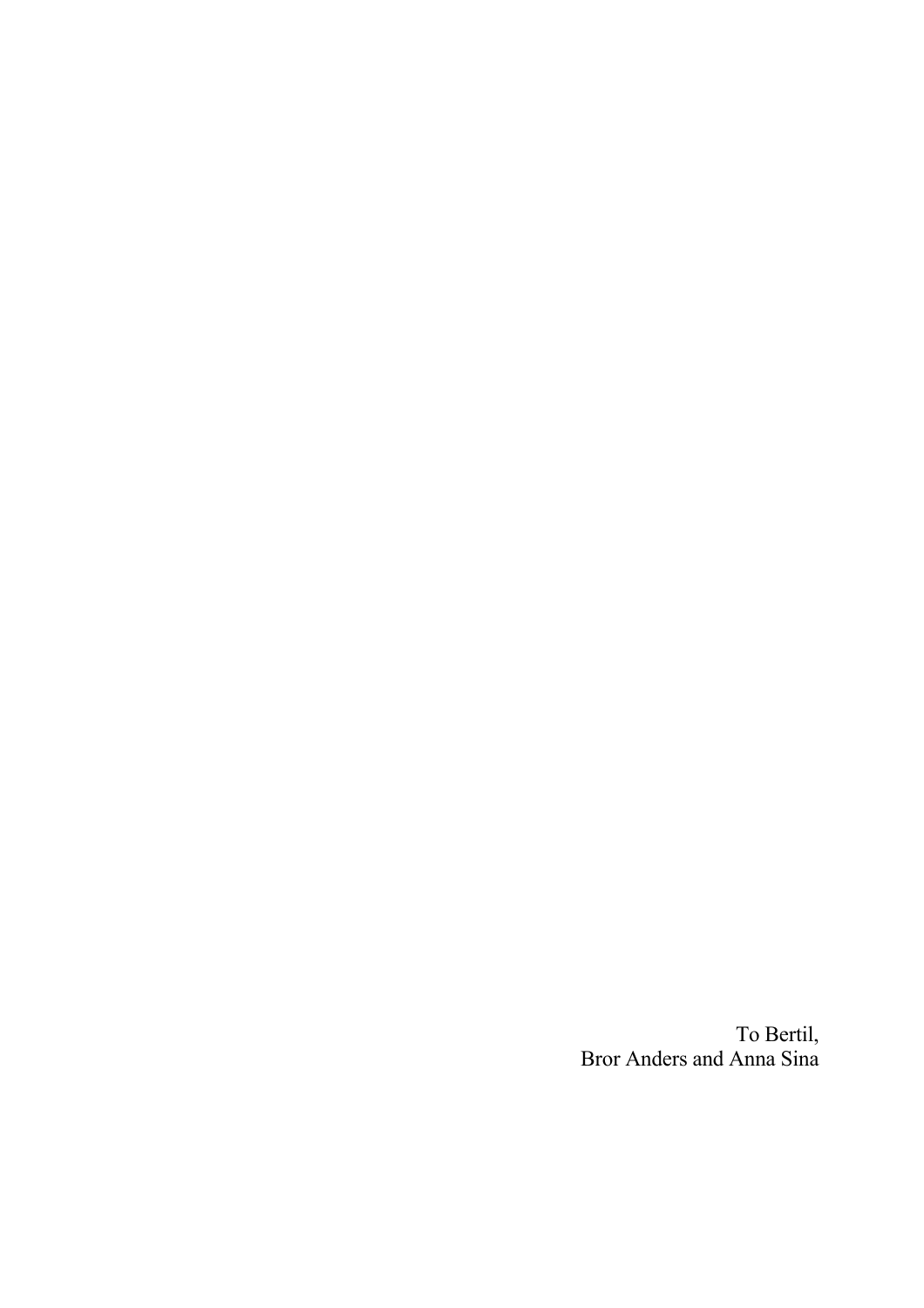To Bertil,
Bror Anders and Anna Sina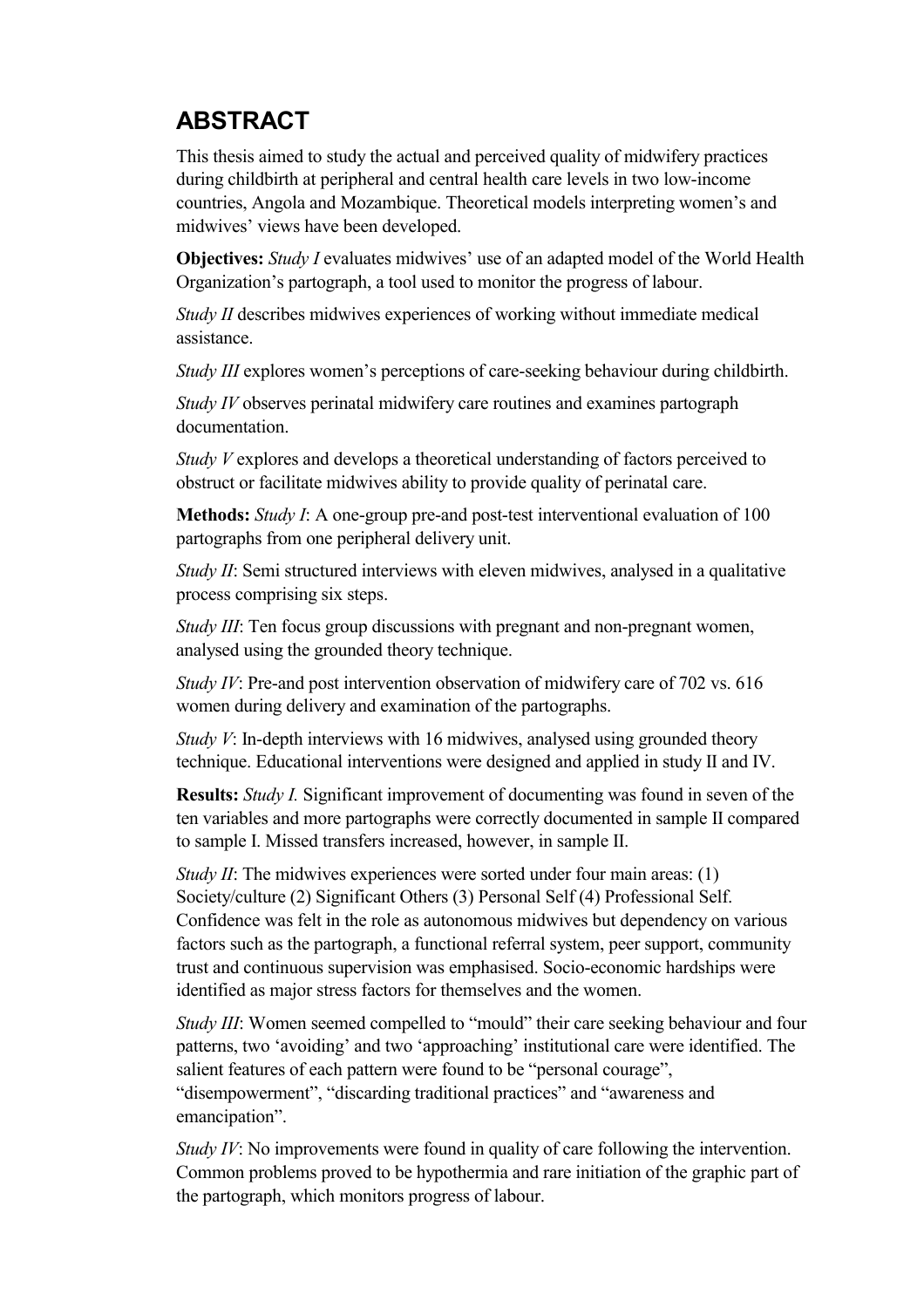# ABSTRACT

This thesis aimed to study the actual and perceived quality of midwifery practices during childbirth at peripheral and central health care levels in two low-income countries, Angola and Mozambique. Theoretical models interpreting women's and midwives' views have been developed.

**Objectives:** *Study I* evaluates midwives' use of an adapted model of the World Health Organization's partograph, a tool used to monitor the progress of labour.

*Study II* describes midwives experiences of working without immediate medical assistance.

*Study III* explores women's perceptions of care-seeking behaviour during childbirth.

*Study IV* observes perinatal midwifery care routines and examines partograph documentation.

*Study V* explores and develops a theoretical understanding of factors perceived to obstruct or facilitate midwives ability to provide quality of perinatal care.

**Methods:** *Study I*: A one-group pre-and post-test interventional evaluation of 100 partographs from one peripheral delivery unit.

*Study II*: Semi structured interviews with eleven midwives, analysed in a qualitative process comprising six steps.

*Study III*: Ten focus group discussions with pregnant and non-pregnant women, analysed using the grounded theory technique.

*Study IV*: Pre-and post intervention observation of midwifery care of 702 vs. 616 women during delivery and examination of the partographs.

*Study V*: In-depth interviews with 16 midwives, analysed using grounded theory technique. Educational interventions were designed and applied in study II and IV.

**Results:** *Study I.* Significant improvement of documenting was found in seven of the ten variables and more partographs were correctly documented in sample II compared to sample I. Missed transfers increased, however, in sample II.

*Study II*: The midwives experiences were sorted under four main areas: (1) Society/culture (2) Significant Others (3) Personal Self (4) Professional Self. Confidence was felt in the role as autonomous midwives but dependency on various factors such as the partograph, a functional referral system, peer support, community trust and continuous supervision was emphasised. Socio-economic hardships were identified as major stress factors for themselves and the women.

*Study III*: Women seemed compelled to "mould" their care seeking behaviour and four patterns, two 'avoiding' and two 'approaching' institutional care were identified. The salient features of each pattern were found to be "personal courage", "disempowerment", "discarding traditional practices" and "awareness and emancipation".

*Study IV*: No improvements were found in quality of care following the intervention. Common problems proved to be hypothermia and rare initiation of the graphic part of the partograph, which monitors progress of labour.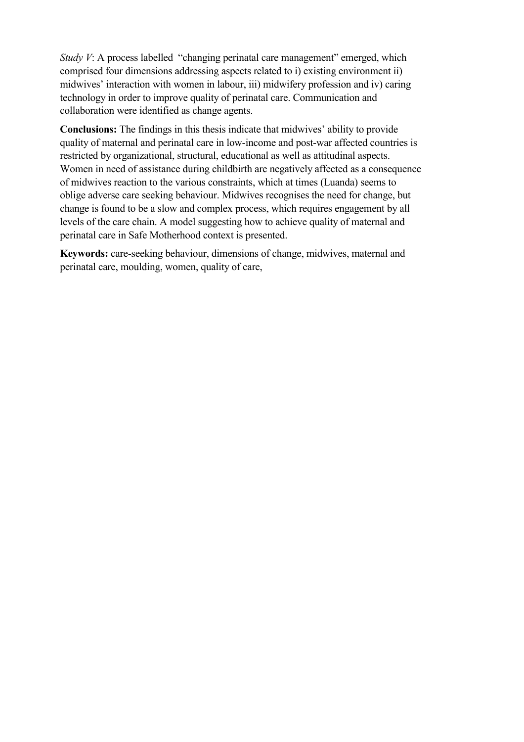*Study V*: A process labelled "changing perinatal care management" emerged, which comprised four dimensions addressing aspects related to i) existing environment ii) midwives' interaction with women in labour, iii) midwifery profession and iv) caring technology in order to improve quality of perinatal care. Communication and collaboration were identified as change agents.

**Conclusions:** The findings in this thesis indicate that midwives' ability to provide quality of maternal and perinatal care in low-income and post-war affected countries is restricted by organizational, structural, educational as well as attitudinal aspects. Women in need of assistance during childbirth are negatively affected as a consequence of midwives reaction to the various constraints, which at times (Luanda) seems to oblige adverse care seeking behaviour. Midwives recognises the need for change, but change is found to be a slow and complex process, which requires engagement by all levels of the care chain. A model suggesting how to achieve quality of maternal and perinatal care in Safe Motherhood context is presented.

**Keywords:** care-seeking behaviour, dimensions of change, midwives, maternal and perinatal care, moulding, women, quality of care,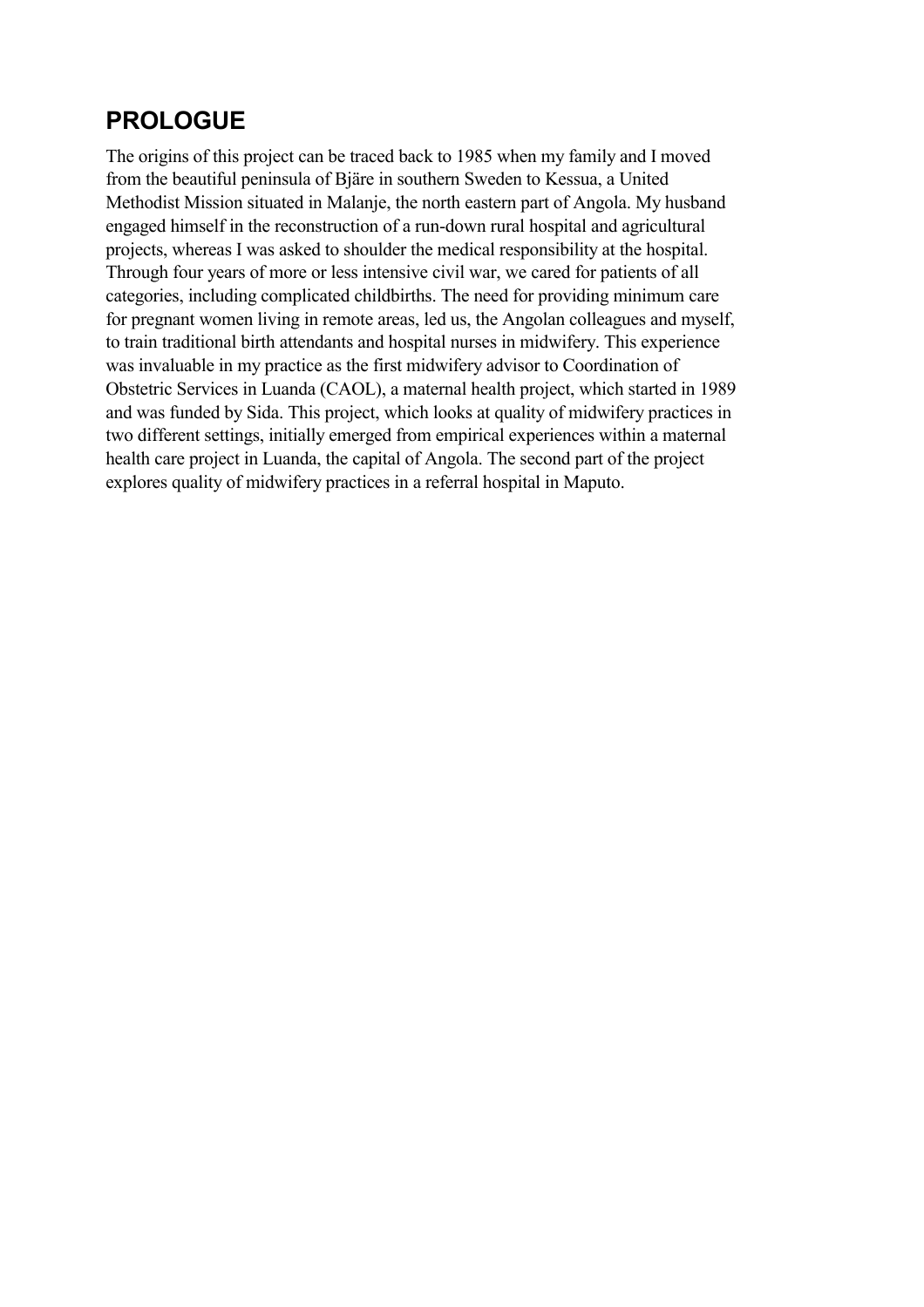## PROLOGUE

The origins of this project can be traced back to 1985 when my family and I moved from the beautiful peninsula of Bjäre in southern Sweden to Kessua, a United Methodist Mission situated in Malanje, the north eastern part of Angola. My husband engaged himself in the reconstruction of a run-down rural hospital and agricultural projects, whereas I was asked to shoulder the medical responsibility at the hospital. Through four years of more or less intensive civil war, we cared for patients of all categories, including complicated childbirths. The need for providing minimum care for pregnant women living in remote areas, led us, the Angolan colleagues and myself, to train traditional birth attendants and hospital nurses in midwifery. This experience was invaluable in my practice as the first midwifery advisor to Coordination of Obstetric Services in Luanda (CAOL), a maternal health project, which started in 1989 and was funded by Sida. This project, which looks at quality of midwifery practices in two different settings, initially emerged from empirical experiences within a maternal health care project in Luanda, the capital of Angola. The second part of the project explores quality of midwifery practices in a referral hospital in Maputo.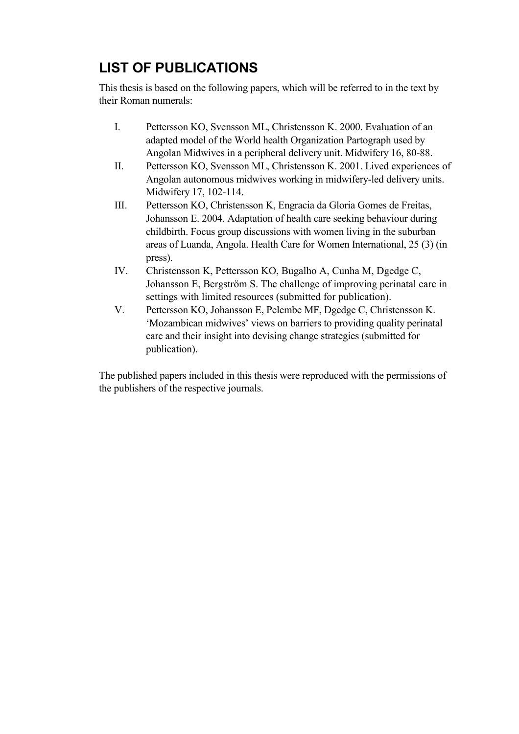## LIST OF PUBLICATIONS

This thesis is based on the following papers, which will be referred to in the text by their Roman numerals:

I. Pettersson KO, Svensson ML, Christensson K. 2000. Evaluation of an adapted model of the World health Organization Partograph used by Angolan Midwives in a peripheral delivery unit. Midwifery 16, 80-88.

II. Pettersson KO, Svensson ML, Christensson K. 2001. Lived experiences of Angolan autonomous midwives working in midwifery-led delivery units. Midwifery 17, 102-114.

III. Pettersson KO, Christensson K, Engracia da Gloria Gomes de Freitas, Johansson E. 2004. Adaptation of health care seeking behaviour during childbirth. Focus group discussions with women living in the suburban areas of Luanda, Angola. Health Care for Women International, 25 (3) (in press).

IV. Christensson K, Pettersson KO, Bugalho A, Cunha M, Dgedge C, Johansson E, Bergström S. The challenge of improving perinatal care in settings with limited resources (submitted for publication).

V. Pettersson KO, Johansson E, Pelembe MF, Dgedge C, Christensson K. 'Mozambican midwives' views on barriers to providing quality perinatal care and their insight into devising change strategies (submitted for publication).

The published papers included in this thesis were reproduced with the permissions of the publishers of the respective journals.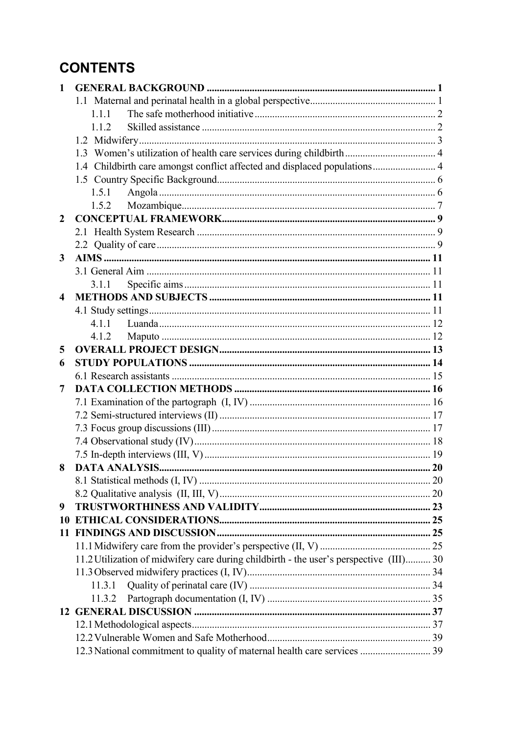# CONTENTS

| | | |
|---|---|---|
| **1** | **GENERAL BACKGROUND** | **1** |
| | 1.1 Maternal and perinatal health in a global perspective | 1 |
| | 1.1.1 The safe motherhood initiative | 2 |
| | 1.1.2 Skilled assistance | 2 |
| | 1.2 Midwifery | 3 |
| | 1.3 Women's utilization of health care services during childbirth | 4 |
| | 1.4 Childbirth care amongst conflict affected and displaced populations | 4 |
| | 1.5 Country Specific Background | 6 |
| | 1.5.1 Angola | 6 |
| | 1.5.2 Mozambique | 7 |
| **2** | **CONCEPTUAL FRAMEWORK** | **9** |
| | 2.1 Health System Research | 9 |
| | 2.2 Quality of care | 9 |
| **3** | **AIMS** | **11** |
| | 3.1 General Aim | 11 |
| | 3.1.1 Specific aims | 11 |
| **4** | **METHODS AND SUBJECTS** | **11** |
| | 4.1 Study settings | 11 |
| | 4.1.1 Luanda | 12 |
| | 4.1.2 Maputo | 12 |
| **5** | **OVERALL PROJECT DESIGN** | **13** |
| **6** | **STUDY POPULATIONS** | **14** |
| | 6.1 Research assistants | 15 |
| **7** | **DATA COLLECTION METHODS** | **16** |
| | 7.1 Examination of the partograph (I, IV) | 16 |
| | 7.2 Semi-structured interviews (II) | 17 |
| | 7.3 Focus group discussions (III) | 17 |
| | 7.4 Observational study (IV) | 18 |
| | 7.5 In-depth interviews (III, V) | 19 |
| **8** | **DATA ANALYSIS** | **20** |
| | 8.1 Statistical methods (I, IV) | 20 |
| | 8.2 Qualitative analysis (II, III, V) | 20 |
| **9** | **TRUSTWORTHINESS AND VALIDITY** | **23** |
| **10** | **ETHICAL CONSIDERATIONS** | **25** |
| **11** | **FINDINGS AND DISCUSSION** | **25** |
| | 11.1 Midwifery care from the provider's perspective (II, V) | 25 |
| | 11.2 Utilization of midwifery care during childbirth - the user's perspective (III) | 30 |
| | 11.3 Observed midwifery practices (I, IV) | 34 |
| | 11.3.1 Quality of perinatal care (IV) | 34 |
| | 11.3.2 Partograph documentation (I, IV) | 35 |
| **12** | **GENERAL DISCUSSION** | **37** |
| | 12.1 Methodological aspects | 37 |
| | 12.2 Vulnerable Women and Safe Motherhood | 39 |
| | 12.3 National commitment to quality of maternal health care services | 39 |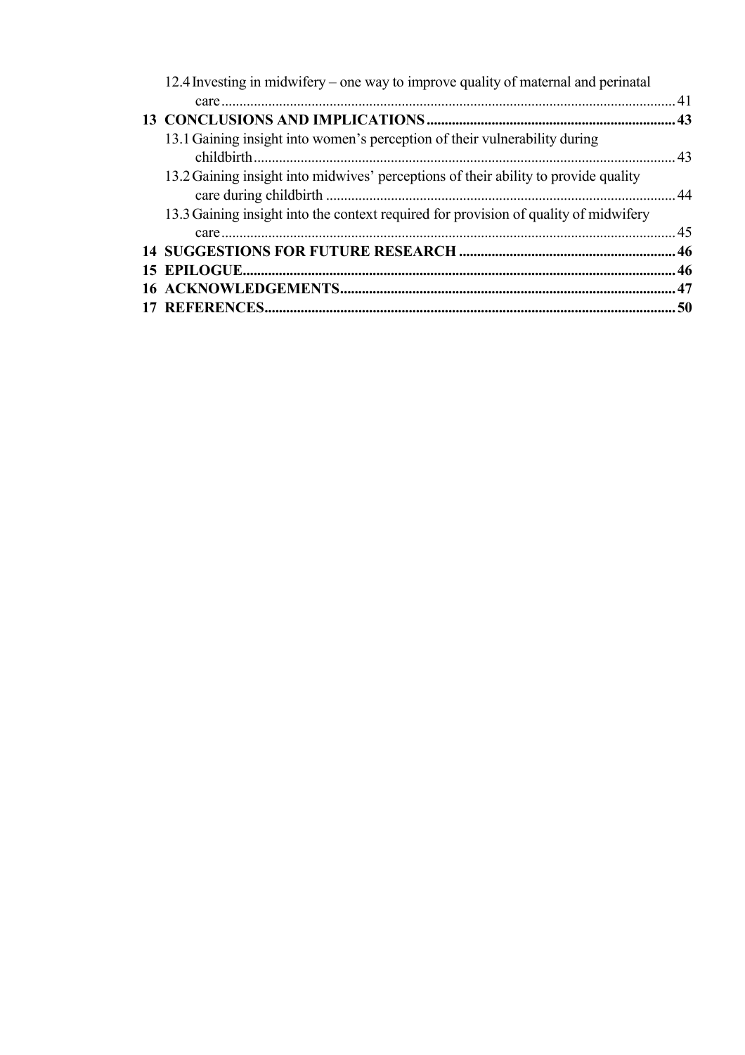12.4 Investing in midwifery – one way to improve quality of maternal and perinatal care ... 41

**13 CONCLUSIONS AND IMPLICATIONS ... 43**

13.1 Gaining insight into women's perception of their vulnerability during childbirth ... 43

13.2 Gaining insight into midwives' perceptions of their ability to provide quality care during childbirth ... 44

13.3 Gaining insight into the context required for provision of quality of midwifery care ... 45

**14 SUGGESTIONS FOR FUTURE RESEARCH ... 46**

**15 EPILOGUE ... 46**

**16 ACKNOWLEDGEMENTS ... 47**

**17 REFERENCES ... 50**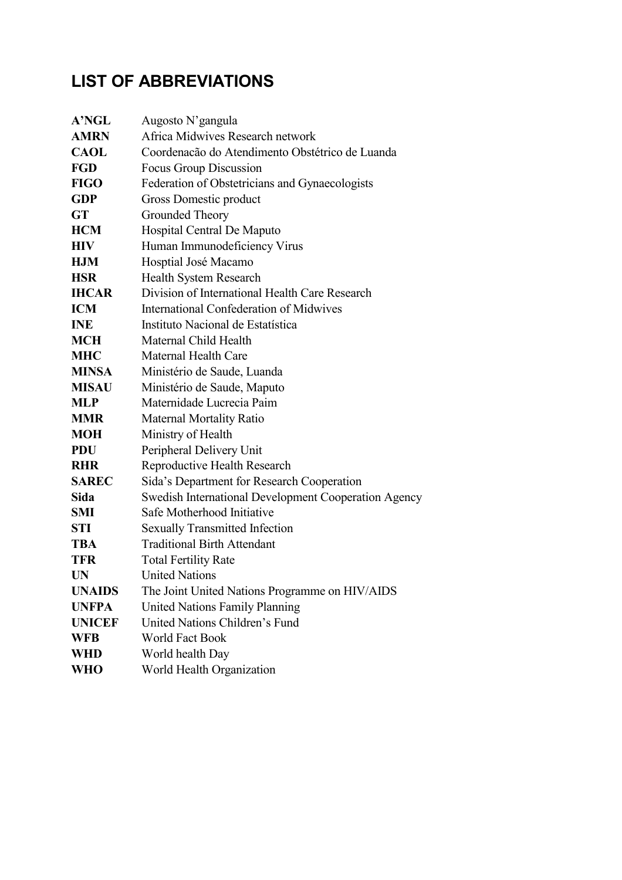# LIST OF ABBREVIATIONS

| | |
|---|---|
| **A'NGL** | Augosto N'gangula |
| **AMRN** | Africa Midwives Research network |
| **CAOL** | Coordenacão do Atendimento Obstétrico de Luanda |
| **FGD** | Focus Group Discussion |
| **FIGO** | Federation of Obstetricians and Gynaecologists |
| **GDP** | Gross Domestic product |
| **GT** | Grounded Theory |
| **HCM** | Hospital Central De Maputo |
| **HIV** | Human Immunodeficiency Virus |
| **HJM** | Hosptial José Macamo |
| **HSR** | Health System Research |
| **IHCAR** | Division of International Health Care Research |
| **ICM** | International Confederation of Midwives |
| **INE** | Instituto Nacional de Estatística |
| **MCH** | Maternal Child Health |
| **MHC** | Maternal Health Care |
| **MINSA** | Ministério de Saude, Luanda |
| **MISAU** | Ministério de Saude, Maputo |
| **MLP** | Maternidade Lucrecia Paim |
| **MMR** | Maternal Mortality Ratio |
| **MOH** | Ministry of Health |
| **PDU** | Peripheral Delivery Unit |
| **RHR** | Reproductive Health Research |
| **SAREC** | Sida's Department for Research Cooperation |
| **Sida** | Swedish International Development Cooperation Agency |
| **SMI** | Safe Motherhood Initiative |
| **STI** | Sexually Transmitted Infection |
| **TBA** | Traditional Birth Attendant |
| **TFR** | Total Fertility Rate |
| **UN** | United Nations |
| **UNAIDS** | The Joint United Nations Programme on HIV/AIDS |
| **UNFPA** | United Nations Family Planning |
| **UNICEF** | United Nations Children's Fund |
| **WFB** | World Fact Book |
| **WHD** | World health Day |
| **WHO** | World Health Organization |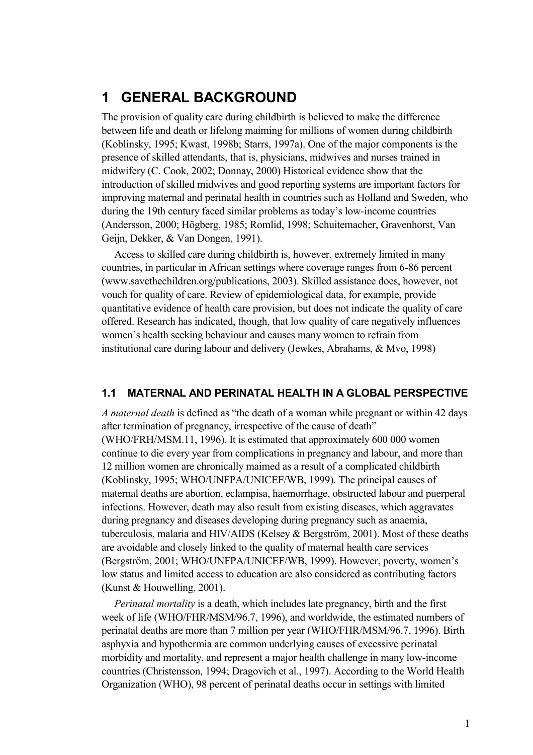# 1 GENERAL BACKGROUND

The provision of quality care during childbirth is believed to make the difference between life and death or lifelong maiming for millions of women during childbirth (Koblinsky, 1995; Kwast, 1998b; Starrs, 1997a). One of the major components is the presence of skilled attendants, that is, physicians, midwives and nurses trained in midwifery (C. Cook, 2002; Donnay, 2000) Historical evidence show that the introduction of skilled midwives and good reporting systems are important factors for improving maternal and perinatal health in countries such as Holland and Sweden, who during the 19th century faced similar problems as today's low-income countries (Andersson, 2000; Högberg, 1985; Romlid, 1998; Schuitemacher, Gravenhorst, Van Geijn, Dekker, & Van Dongen, 1991).

Access to skilled care during childbirth is, however, extremely limited in many countries, in particular in African settings where coverage ranges from 6-86 percent (www.savethechildren.org/publications, 2003). Skilled assistance does, however, not vouch for quality of care. Review of epidemiological data, for example, provide quantitative evidence of health care provision, but does not indicate the quality of care offered. Research has indicated, though, that low quality of care negatively influences women's health seeking behaviour and causes many women to refrain from institutional care during labour and delivery (Jewkes, Abrahams, & Mvo, 1998)

## 1.1 MATERNAL AND PERINATAL HEALTH IN A GLOBAL PERSPECTIVE

*A maternal death* is defined as "the death of a woman while pregnant or within 42 days after termination of pregnancy, irrespective of the cause of death" (WHO/FRH/MSM.11, 1996). It is estimated that approximately 600 000 women continue to die every year from complications in pregnancy and labour, and more than 12 million women are chronically maimed as a result of a complicated childbirth (Koblinsky, 1995; WHO/UNFPA/UNICEF/WB, 1999). The principal causes of maternal deaths are abortion, eclampisa, haemorrhage, obstructed labour and puerperal infections. However, death may also result from existing diseases, which aggravates during pregnancy and diseases developing during pregnancy such as anaemia, tuberculosis, malaria and HIV/AIDS (Kelsey & Bergström, 2001). Most of these deaths are avoidable and closely linked to the quality of maternal health care services (Bergström, 2001; WHO/UNFPA/UNICEF/WB, 1999). However, poverty, women's low status and limited access to education are also considered as contributing factors (Kunst & Houwelling, 2001).

*Perinatal mortality* is a death, which includes late pregnancy, birth and the first week of life (WHO/FHR/MSM/96.7, 1996), and worldwide, the estimated numbers of perinatal deaths are more than 7 million per year (WHO/FHR/MSM/96.7, 1996). Birth asphyxia and hypothermia are common underlying causes of excessive perinatal morbidity and mortality, and represent a major health challenge in many low-income countries (Christensson, 1994; Dragovich et al., 1997). According to the World Health Organization (WHO), 98 percent of perinatal deaths occur in settings with limited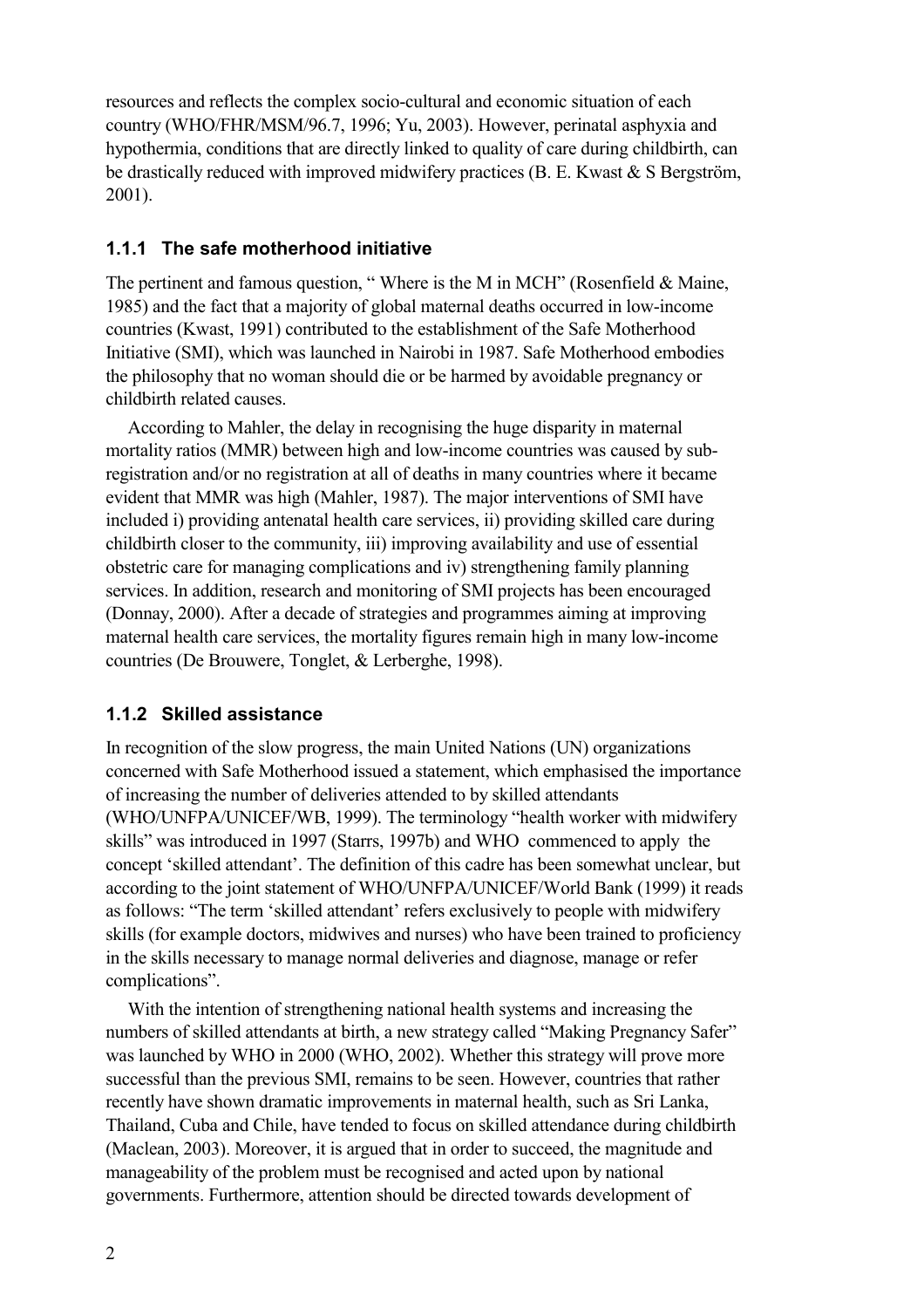resources and reflects the complex socio-cultural and economic situation of each country (WHO/FHR/MSM/96.7, 1996; Yu, 2003). However, perinatal asphyxia and hypothermia, conditions that are directly linked to quality of care during childbirth, can be drastically reduced with improved midwifery practices (B. E. Kwast & S Bergström, 2001).

### 1.1.1 The safe motherhood initiative

The pertinent and famous question, " Where is the M in MCH" (Rosenfield & Maine, 1985) and the fact that a majority of global maternal deaths occurred in low-income countries (Kwast, 1991) contributed to the establishment of the Safe Motherhood Initiative (SMI), which was launched in Nairobi in 1987. Safe Motherhood embodies the philosophy that no woman should die or be harmed by avoidable pregnancy or childbirth related causes.

According to Mahler, the delay in recognising the huge disparity in maternal mortality ratios (MMR) between high and low-income countries was caused by sub-registration and/or no registration at all of deaths in many countries where it became evident that MMR was high (Mahler, 1987). The major interventions of SMI have included i) providing antenatal health care services, ii) providing skilled care during childbirth closer to the community, iii) improving availability and use of essential obstetric care for managing complications and iv) strengthening family planning services. In addition, research and monitoring of SMI projects has been encouraged (Donnay, 2000). After a decade of strategies and programmes aiming at improving maternal health care services, the mortality figures remain high in many low-income countries (De Brouwere, Tonglet, & Lerberghe, 1998).

### 1.1.2 Skilled assistance

In recognition of the slow progress, the main United Nations (UN) organizations concerned with Safe Motherhood issued a statement, which emphasised the importance of increasing the number of deliveries attended to by skilled attendants (WHO/UNFPA/UNICEF/WB, 1999). The terminology "health worker with midwifery skills" was introduced in 1997 (Starrs, 1997b) and WHO commenced to apply the concept 'skilled attendant'. The definition of this cadre has been somewhat unclear, but according to the joint statement of WHO/UNFPA/UNICEF/World Bank (1999) it reads as follows: "The term 'skilled attendant' refers exclusively to people with midwifery skills (for example doctors, midwives and nurses) who have been trained to proficiency in the skills necessary to manage normal deliveries and diagnose, manage or refer complications".

With the intention of strengthening national health systems and increasing the numbers of skilled attendants at birth, a new strategy called "Making Pregnancy Safer" was launched by WHO in 2000 (WHO, 2002). Whether this strategy will prove more successful than the previous SMI, remains to be seen. However, countries that rather recently have shown dramatic improvements in maternal health, such as Sri Lanka, Thailand, Cuba and Chile, have tended to focus on skilled attendance during childbirth (Maclean, 2003). Moreover, it is argued that in order to succeed, the magnitude and manageability of the problem must be recognised and acted upon by national governments. Furthermore, attention should be directed towards development of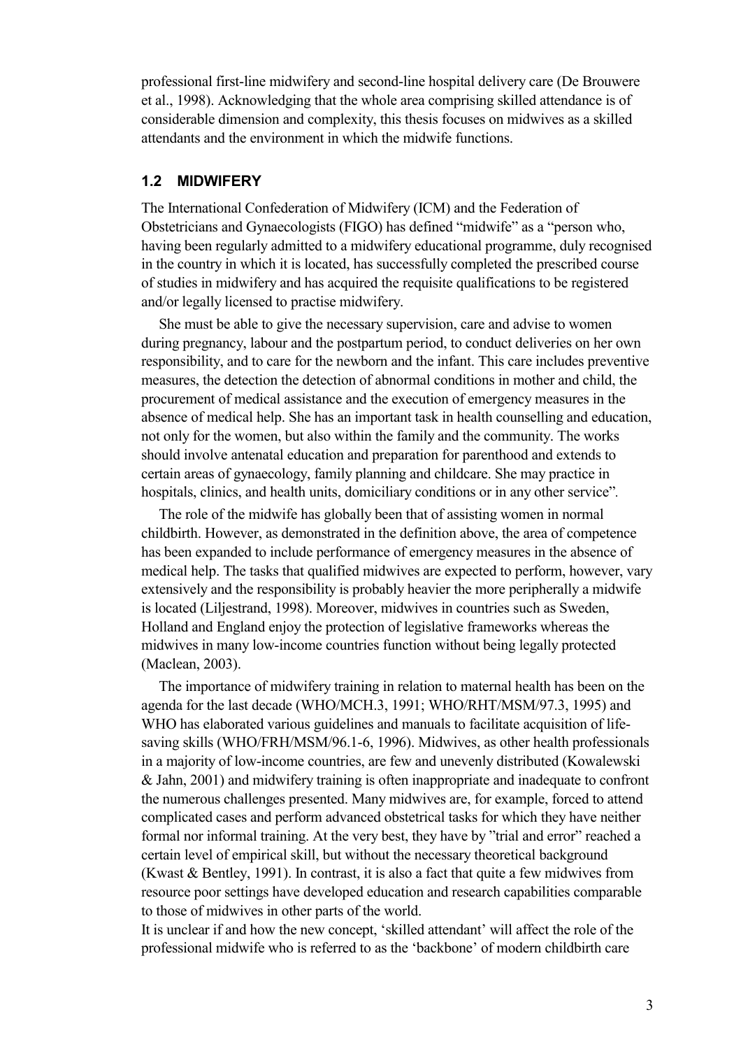professional first-line midwifery and second-line hospital delivery care (De Brouwere et al., 1998). Acknowledging that the whole area comprising skilled attendance is of considerable dimension and complexity, this thesis focuses on midwives as a skilled attendants and the environment in which the midwife functions.

## 1.2 MIDWIFERY

The International Confederation of Midwifery (ICM) and the Federation of Obstetricians and Gynaecologists (FIGO) has defined "midwife" as a "person who, having been regularly admitted to a midwifery educational programme, duly recognised in the country in which it is located, has successfully completed the prescribed course of studies in midwifery and has acquired the requisite qualifications to be registered and/or legally licensed to practise midwifery.

She must be able to give the necessary supervision, care and advise to women during pregnancy, labour and the postpartum period, to conduct deliveries on her own responsibility, and to care for the newborn and the infant. This care includes preventive measures, the detection the detection of abnormal conditions in mother and child, the procurement of medical assistance and the execution of emergency measures in the absence of medical help. She has an important task in health counselling and education, not only for the women, but also within the family and the community. The works should involve antenatal education and preparation for parenthood and extends to certain areas of gynaecology, family planning and childcare. She may practice in hospitals, clinics, and health units, domiciliary conditions or in any other service".

The role of the midwife has globally been that of assisting women in normal childbirth. However, as demonstrated in the definition above, the area of competence has been expanded to include performance of emergency measures in the absence of medical help. The tasks that qualified midwives are expected to perform, however, vary extensively and the responsibility is probably heavier the more peripherally a midwife is located (Liljestrand, 1998). Moreover, midwives in countries such as Sweden, Holland and England enjoy the protection of legislative frameworks whereas the midwives in many low-income countries function without being legally protected (Maclean, 2003).

The importance of midwifery training in relation to maternal health has been on the agenda for the last decade (WHO/MCH.3, 1991; WHO/RHT/MSM/97.3, 1995) and WHO has elaborated various guidelines and manuals to facilitate acquisition of life-saving skills (WHO/FRH/MSM/96.1-6, 1996). Midwives, as other health professionals in a majority of low-income countries, are few and unevenly distributed (Kowalewski & Jahn, 2001) and midwifery training is often inappropriate and inadequate to confront the numerous challenges presented. Many midwives are, for example, forced to attend complicated cases and perform advanced obstetrical tasks for which they have neither formal nor informal training. At the very best, they have by "trial and error" reached a certain level of empirical skill, but without the necessary theoretical background (Kwast & Bentley, 1991). In contrast, it is also a fact that quite a few midwives from resource poor settings have developed education and research capabilities comparable to those of midwives in other parts of the world.

It is unclear if and how the new concept, 'skilled attendant' will affect the role of the professional midwife who is referred to as the 'backbone' of modern childbirth care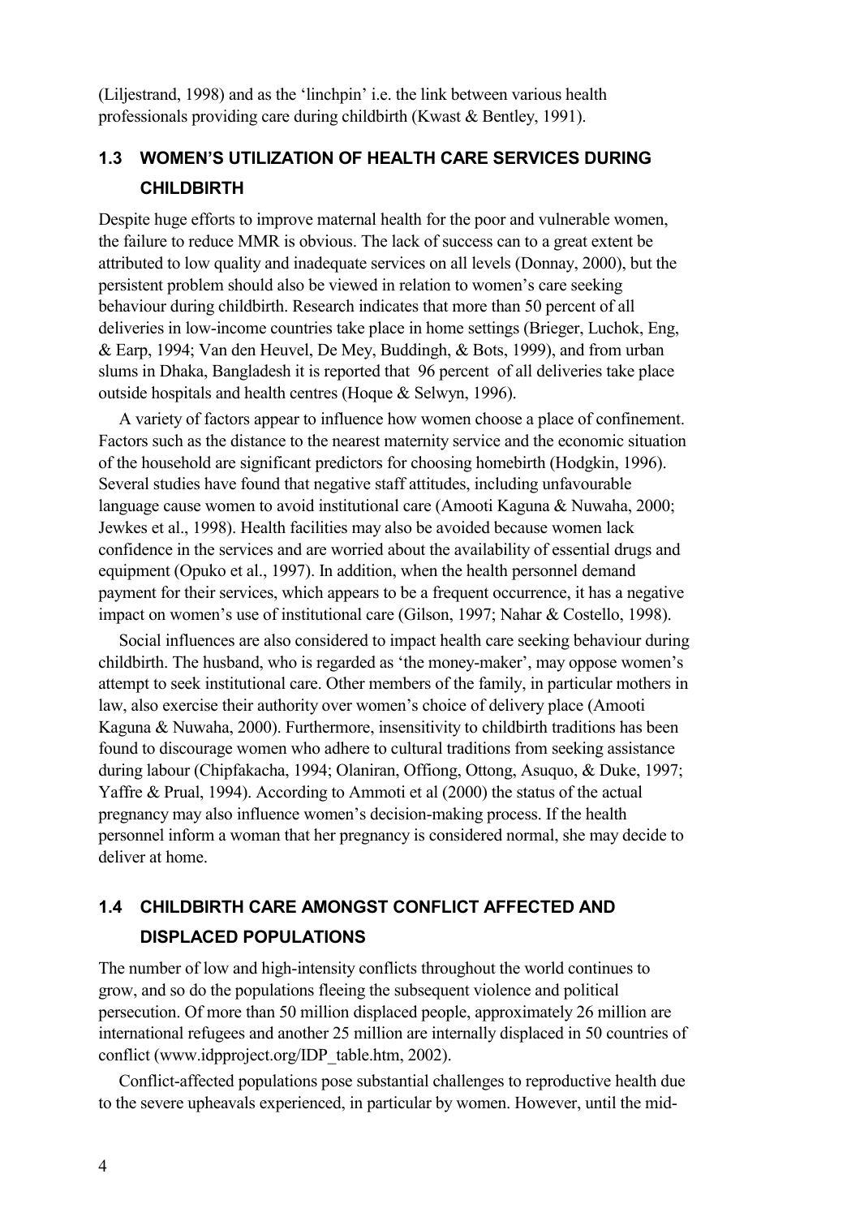(Liljestrand, 1998) and as the 'linchpin' i.e. the link between various health professionals providing care during childbirth (Kwast & Bentley, 1991).

## 1.3 WOMEN'S UTILIZATION OF HEALTH CARE SERVICES DURING CHILDBIRTH

Despite huge efforts to improve maternal health for the poor and vulnerable women, the failure to reduce MMR is obvious. The lack of success can to a great extent be attributed to low quality and inadequate services on all levels (Donnay, 2000), but the persistent problem should also be viewed in relation to women's care seeking behaviour during childbirth. Research indicates that more than 50 percent of all deliveries in low-income countries take place in home settings (Brieger, Luchok, Eng, & Earp, 1994; Van den Heuvel, De Mey, Buddingh, & Bots, 1999), and from urban slums in Dhaka, Bangladesh it is reported that 96 percent of all deliveries take place outside hospitals and health centres (Hoque & Selwyn, 1996).

A variety of factors appear to influence how women choose a place of confinement. Factors such as the distance to the nearest maternity service and the economic situation of the household are significant predictors for choosing homebirth (Hodgkin, 1996). Several studies have found that negative staff attitudes, including unfavourable language cause women to avoid institutional care (Amooti Kaguna & Nuwaha, 2000; Jewkes et al., 1998). Health facilities may also be avoided because women lack confidence in the services and are worried about the availability of essential drugs and equipment (Opuko et al., 1997). In addition, when the health personnel demand payment for their services, which appears to be a frequent occurrence, it has a negative impact on women's use of institutional care (Gilson, 1997; Nahar & Costello, 1998).

Social influences are also considered to impact health care seeking behaviour during childbirth. The husband, who is regarded as 'the money-maker', may oppose women's attempt to seek institutional care. Other members of the family, in particular mothers in law, also exercise their authority over women's choice of delivery place (Amooti Kaguna & Nuwaha, 2000). Furthermore, insensitivity to childbirth traditions has been found to discourage women who adhere to cultural traditions from seeking assistance during labour (Chipfakacha, 1994; Olaniran, Offiong, Ottong, Asuquo, & Duke, 1997; Yaffre & Prual, 1994). According to Ammoti et al (2000) the status of the actual pregnancy may also influence women's decision-making process. If the health personnel inform a woman that her pregnancy is considered normal, she may decide to deliver at home.

## 1.4 CHILDBIRTH CARE AMONGST CONFLICT AFFECTED AND DISPLACED POPULATIONS

The number of low and high-intensity conflicts throughout the world continues to grow, and so do the populations fleeing the subsequent violence and political persecution. Of more than 50 million displaced people, approximately 26 million are international refugees and another 25 million are internally displaced in 50 countries of conflict (www.idpproject.org/IDP_table.htm, 2002).

Conflict-affected populations pose substantial challenges to reproductive health due to the severe upheavals experienced, in particular by women. However, until the mid-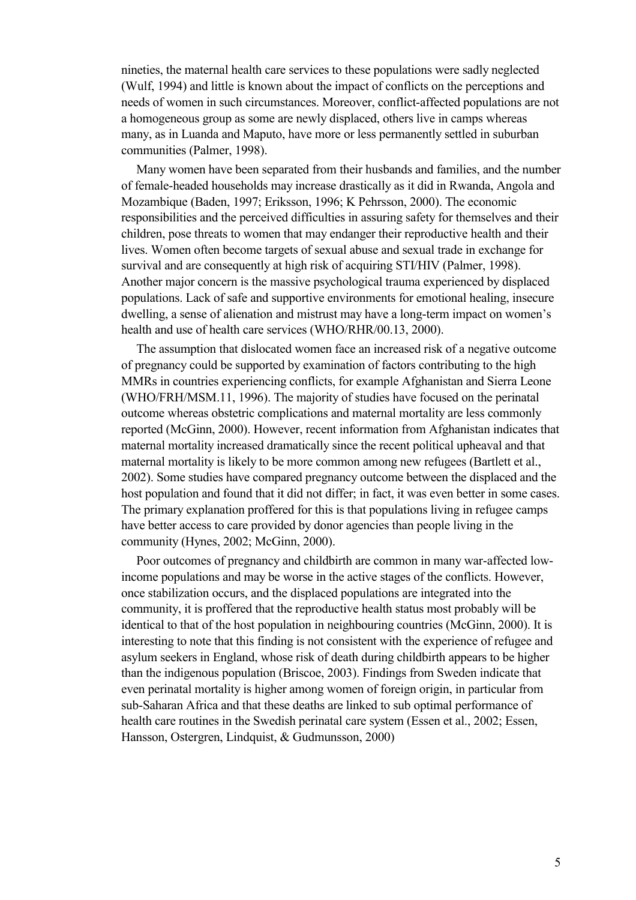nineties, the maternal health care services to these populations were sadly neglected (Wulf, 1994) and little is known about the impact of conflicts on the perceptions and needs of women in such circumstances. Moreover, conflict-affected populations are not a homogeneous group as some are newly displaced, others live in camps whereas many, as in Luanda and Maputo, have more or less permanently settled in suburban communities (Palmer, 1998).

Many women have been separated from their husbands and families, and the number of female-headed households may increase drastically as it did in Rwanda, Angola and Mozambique (Baden, 1997; Eriksson, 1996; K Pehrsson, 2000). The economic responsibilities and the perceived difficulties in assuring safety for themselves and their children, pose threats to women that may endanger their reproductive health and their lives. Women often become targets of sexual abuse and sexual trade in exchange for survival and are consequently at high risk of acquiring STI/HIV (Palmer, 1998). Another major concern is the massive psychological trauma experienced by displaced populations. Lack of safe and supportive environments for emotional healing, insecure dwelling, a sense of alienation and mistrust may have a long-term impact on women's health and use of health care services (WHO/RHR/00.13, 2000).

The assumption that dislocated women face an increased risk of a negative outcome of pregnancy could be supported by examination of factors contributing to the high MMRs in countries experiencing conflicts, for example Afghanistan and Sierra Leone (WHO/FRH/MSM.11, 1996). The majority of studies have focused on the perinatal outcome whereas obstetric complications and maternal mortality are less commonly reported (McGinn, 2000). However, recent information from Afghanistan indicates that maternal mortality increased dramatically since the recent political upheaval and that maternal mortality is likely to be more common among new refugees (Bartlett et al., 2002). Some studies have compared pregnancy outcome between the displaced and the host population and found that it did not differ; in fact, it was even better in some cases. The primary explanation proffered for this is that populations living in refugee camps have better access to care provided by donor agencies than people living in the community (Hynes, 2002; McGinn, 2000).

Poor outcomes of pregnancy and childbirth are common in many war-affected low-income populations and may be worse in the active stages of the conflicts. However, once stabilization occurs, and the displaced populations are integrated into the community, it is proffered that the reproductive health status most probably will be identical to that of the host population in neighbouring countries (McGinn, 2000). It is interesting to note that this finding is not consistent with the experience of refugee and asylum seekers in England, whose risk of death during childbirth appears to be higher than the indigenous population (Briscoe, 2003). Findings from Sweden indicate that even perinatal mortality is higher among women of foreign origin, in particular from sub-Saharan Africa and that these deaths are linked to sub optimal performance of health care routines in the Swedish perinatal care system (Essen et al., 2002; Essen, Hansson, Ostergren, Lindquist, & Gudmunsson, 2000)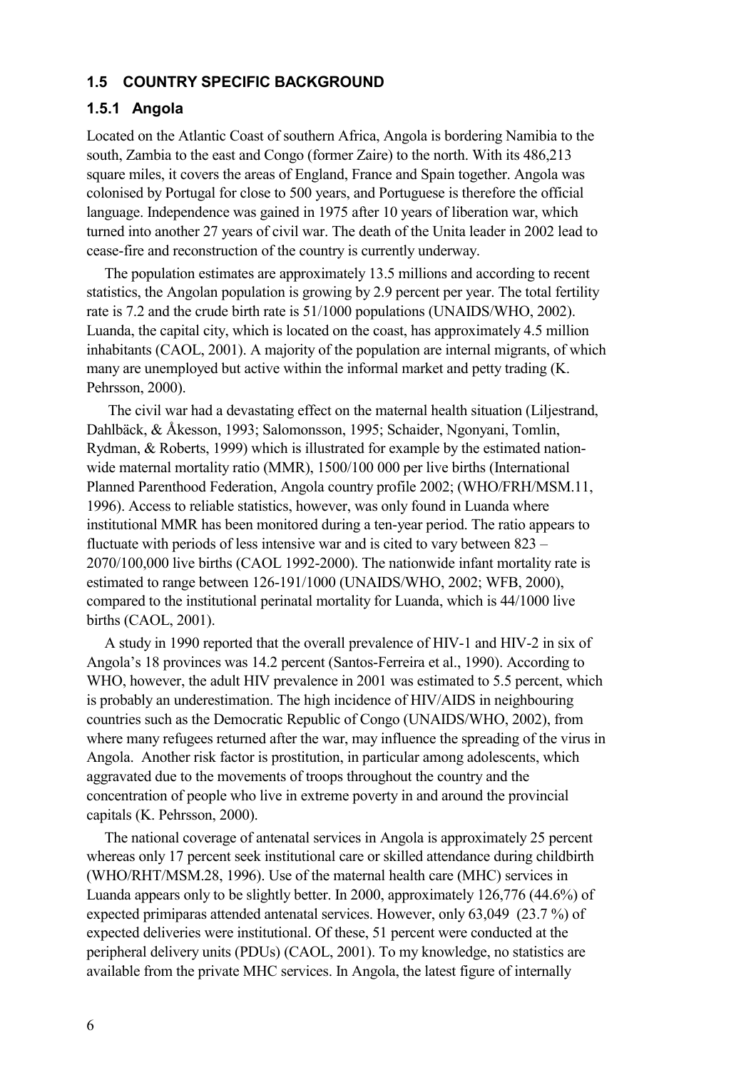## 1.5 COUNTRY SPECIFIC BACKGROUND

### 1.5.1 Angola

Located on the Atlantic Coast of southern Africa, Angola is bordering Namibia to the south, Zambia to the east and Congo (former Zaire) to the north. With its 486,213 square miles, it covers the areas of England, France and Spain together. Angola was colonised by Portugal for close to 500 years, and Portuguese is therefore the official language. Independence was gained in 1975 after 10 years of liberation war, which turned into another 27 years of civil war. The death of the Unita leader in 2002 lead to cease-fire and reconstruction of the country is currently underway.

The population estimates are approximately 13.5 millions and according to recent statistics, the Angolan population is growing by 2.9 percent per year. The total fertility rate is 7.2 and the crude birth rate is 51/1000 populations (UNAIDS/WHO, 2002). Luanda, the capital city, which is located on the coast, has approximately 4.5 million inhabitants (CAOL, 2001). A majority of the population are internal migrants, of which many are unemployed but active within the informal market and petty trading (K. Pehrsson, 2000).

The civil war had a devastating effect on the maternal health situation (Liljestrand, Dahlbäck, & Åkesson, 1993; Salomonsson, 1995; Schaider, Ngonyani, Tomlin, Rydman, & Roberts, 1999) which is illustrated for example by the estimated nation-wide maternal mortality ratio (MMR), 1500/100 000 per live births (International Planned Parenthood Federation, Angola country profile 2002; (WHO/FRH/MSM.11, 1996). Access to reliable statistics, however, was only found in Luanda where institutional MMR has been monitored during a ten-year period. The ratio appears to fluctuate with periods of less intensive war and is cited to vary between 823 – 2070/100,000 live births (CAOL 1992-2000). The nationwide infant mortality rate is estimated to range between 126-191/1000 (UNAIDS/WHO, 2002; WFB, 2000), compared to the institutional perinatal mortality for Luanda, which is 44/1000 live births (CAOL, 2001).

A study in 1990 reported that the overall prevalence of HIV-1 and HIV-2 in six of Angola's 18 provinces was 14.2 percent (Santos-Ferreira et al., 1990). According to WHO, however, the adult HIV prevalence in 2001 was estimated to 5.5 percent, which is probably an underestimation. The high incidence of HIV/AIDS in neighbouring countries such as the Democratic Republic of Congo (UNAIDS/WHO, 2002), from where many refugees returned after the war, may influence the spreading of the virus in Angola. Another risk factor is prostitution, in particular among adolescents, which aggravated due to the movements of troops throughout the country and the concentration of people who live in extreme poverty in and around the provincial capitals (K. Pehrsson, 2000).

The national coverage of antenatal services in Angola is approximately 25 percent whereas only 17 percent seek institutional care or skilled attendance during childbirth (WHO/RHT/MSM.28, 1996). Use of the maternal health care (MHC) services in Luanda appears only to be slightly better. In 2000, approximately 126,776 (44.6%) of expected primiparas attended antenatal services. However, only 63,049 (23.7 %) of expected deliveries were institutional. Of these, 51 percent were conducted at the peripheral delivery units (PDUs) (CAOL, 2001). To my knowledge, no statistics are available from the private MHC services. In Angola, the latest figure of internally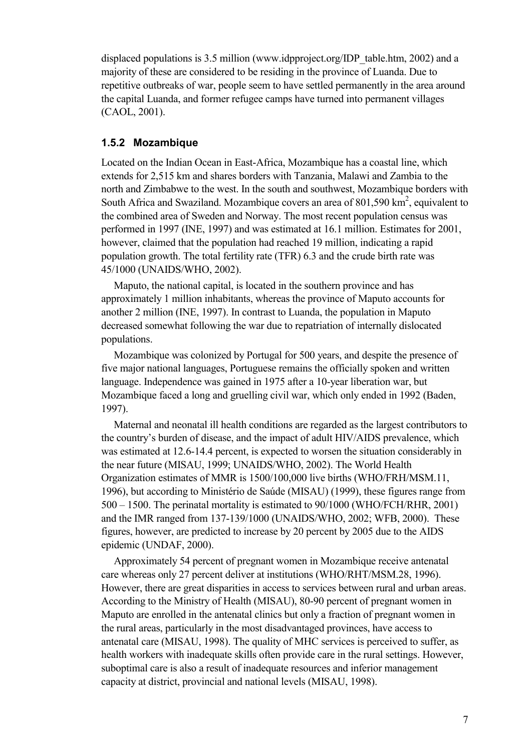displaced populations is 3.5 million (www.idpproject.org/IDP_table.htm, 2002) and a majority of these are considered to be residing in the province of Luanda. Due to repetitive outbreaks of war, people seem to have settled permanently in the area around the capital Luanda, and former refugee camps have turned into permanent villages (CAOL, 2001).

### 1.5.2 Mozambique

Located on the Indian Ocean in East-Africa, Mozambique has a coastal line, which extends for 2,515 km and shares borders with Tanzania, Malawi and Zambia to the north and Zimbabwe to the west. In the south and southwest, Mozambique borders with South Africa and Swaziland. Mozambique covers an area of 801,590 km$^2$, equivalent to the combined area of Sweden and Norway. The most recent population census was performed in 1997 (INE, 1997) and was estimated at 16.1 million. Estimates for 2001, however, claimed that the population had reached 19 million, indicating a rapid population growth. The total fertility rate (TFR) 6.3 and the crude birth rate was 45/1000 (UNAIDS/WHO, 2002).

Maputo, the national capital, is located in the southern province and has approximately 1 million inhabitants, whereas the province of Maputo accounts for another 2 million (INE, 1997). In contrast to Luanda, the population in Maputo decreased somewhat following the war due to repatriation of internally dislocated populations.

Mozambique was colonized by Portugal for 500 years, and despite the presence of five major national languages, Portuguese remains the officially spoken and written language. Independence was gained in 1975 after a 10-year liberation war, but Mozambique faced a long and gruelling civil war, which only ended in 1992 (Baden, 1997).

Maternal and neonatal ill health conditions are regarded as the largest contributors to the country's burden of disease, and the impact of adult HIV/AIDS prevalence, which was estimated at 12.6-14.4 percent, is expected to worsen the situation considerably in the near future (MISAU, 1999; UNAIDS/WHO, 2002). The World Health Organization estimates of MMR is 1500/100,000 live births (WHO/FRH/MSM.11, 1996), but according to Ministério de Saúde (MISAU) (1999), these figures range from 500 – 1500. The perinatal mortality is estimated to 90/1000 (WHO/FCH/RHR, 2001) and the IMR ranged from 137-139/1000 (UNAIDS/WHO, 2002; WFB, 2000). These figures, however, are predicted to increase by 20 percent by 2005 due to the AIDS epidemic (UNDAF, 2000).

Approximately 54 percent of pregnant women in Mozambique receive antenatal care whereas only 27 percent deliver at institutions (WHO/RHT/MSM.28, 1996). However, there are great disparities in access to services between rural and urban areas. According to the Ministry of Health (MISAU), 80-90 percent of pregnant women in Maputo are enrolled in the antenatal clinics but only a fraction of pregnant women in the rural areas, particularly in the most disadvantaged provinces, have access to antenatal care (MISAU, 1998). The quality of MHC services is perceived to suffer, as health workers with inadequate skills often provide care in the rural settings. However, suboptimal care is also a result of inadequate resources and inferior management capacity at district, provincial and national levels (MISAU, 1998).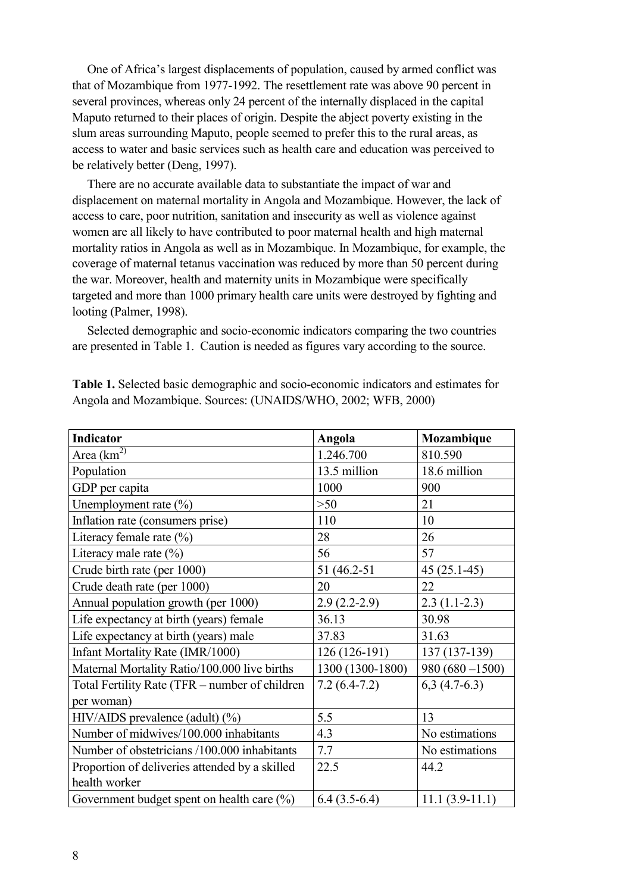One of Africa's largest displacements of population, caused by armed conflict was that of Mozambique from 1977-1992. The resettlement rate was above 90 percent in several provinces, whereas only 24 percent of the internally displaced in the capital Maputo returned to their places of origin. Despite the abject poverty existing in the slum areas surrounding Maputo, people seemed to prefer this to the rural areas, as access to water and basic services such as health care and education was perceived to be relatively better (Deng, 1997).

There are no accurate available data to substantiate the impact of war and displacement on maternal mortality in Angola and Mozambique. However, the lack of access to care, poor nutrition, sanitation and insecurity as well as violence against women are all likely to have contributed to poor maternal health and high maternal mortality ratios in Angola as well as in Mozambique. In Mozambique, for example, the coverage of maternal tetanus vaccination was reduced by more than 50 percent during the war. Moreover, health and maternity units in Mozambique were specifically targeted and more than 1000 primary health care units were destroyed by fighting and looting (Palmer, 1998).

Selected demographic and socio-economic indicators comparing the two countries are presented in Table 1. Caution is needed as figures vary according to the source.

**Table 1.** Selected basic demographic and socio-economic indicators and estimates for Angola and Mozambique. Sources: (UNAIDS/WHO, 2002; WFB, 2000)

| Indicator | Angola | Mozambique |
|---|---|---|
| Area ($km^{2)}$) | 1.246.700 | 810.590 |
| Population | 13.5 million | 18.6 million |
| GDP per capita | 1000 | 900 |
| Unemployment rate (%) | >50 | 21 |
| Inflation rate (consumers prise) | 110 | 10 |
| Literacy female rate (%) | 28 | 26 |
| Literacy male rate (%) | 56 | 57 |
| Crude birth rate (per 1000) | 51 (46.2-51 | 45 (25.1-45) |
| Crude death rate (per 1000) | 20 | 22 |
| Annual population growth (per 1000) | 2.9 (2.2-2.9) | 2.3 (1.1-2.3) |
| Life expectancy at birth (years) female | 36.13 | 30.98 |
| Life expectancy at birth (years) male | 37.83 | 31.63 |
| Infant Mortality Rate (IMR/1000) | 126 (126-191) | 137 (137-139) |
| Maternal Mortality Ratio/100.000 live births | 1300 (1300-1800) | 980 (680 –1500) |
| Total Fertility Rate (TFR – number of children per woman) | 7.2 (6.4-7.2) | 6,3 (4.7-6.3) |
| HIV/AIDS prevalence (adult) (%) | 5.5 | 13 |
| Number of midwives/100.000 inhabitants | 4.3 | No estimations |
| Number of obstetricians /100.000 inhabitants | 7.7 | No estimations |
| Proportion of deliveries attended by a skilled health worker | 22.5 | 44.2 |
| Government budget spent on health care (%) | 6.4 (3.5-6.4) | 11.1 (3.9-11.1) |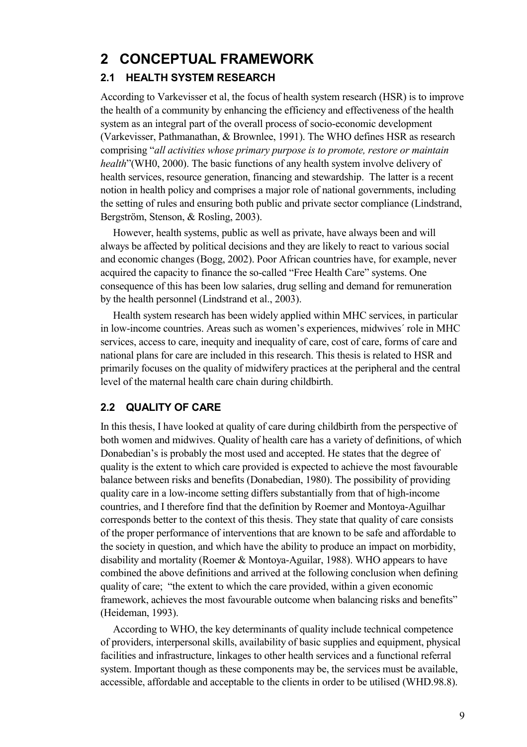# 2 CONCEPTUAL FRAMEWORK

## 2.1 HEALTH SYSTEM RESEARCH

According to Varkevisser et al, the focus of health system research (HSR) is to improve the health of a community by enhancing the efficiency and effectiveness of the health system as an integral part of the overall process of socio-economic development (Varkevisser, Pathmanathan, & Brownlee, 1991). The WHO defines HSR as research comprising "*all activities whose primary purpose is to promote, restore or maintain health*"(WH0, 2000). The basic functions of any health system involve delivery of health services, resource generation, financing and stewardship. The latter is a recent notion in health policy and comprises a major role of national governments, including the setting of rules and ensuring both public and private sector compliance (Lindstrand, Bergström, Stenson, & Rosling, 2003).

However, health systems, public as well as private, have always been and will always be affected by political decisions and they are likely to react to various social and economic changes (Bogg, 2002). Poor African countries have, for example, never acquired the capacity to finance the so-called "Free Health Care" systems. One consequence of this has been low salaries, drug selling and demand for remuneration by the health personnel (Lindstrand et al., 2003).

Health system research has been widely applied within MHC services, in particular in low-income countries. Areas such as women's experiences, midwives´ role in MHC services, access to care, inequity and inequality of care, cost of care, forms of care and national plans for care are included in this research. This thesis is related to HSR and primarily focuses on the quality of midwifery practices at the peripheral and the central level of the maternal health care chain during childbirth.

## 2.2 QUALITY OF CARE

In this thesis, I have looked at quality of care during childbirth from the perspective of both women and midwives. Quality of health care has a variety of definitions, of which Donabedian's is probably the most used and accepted. He states that the degree of quality is the extent to which care provided is expected to achieve the most favourable balance between risks and benefits (Donabedian, 1980). The possibility of providing quality care in a low-income setting differs substantially from that of high-income countries, and I therefore find that the definition by Roemer and Montoya-Aguilhar corresponds better to the context of this thesis. They state that quality of care consists of the proper performance of interventions that are known to be safe and affordable to the society in question, and which have the ability to produce an impact on morbidity, disability and mortality (Roemer & Montoya-Aguilar, 1988). WHO appears to have combined the above definitions and arrived at the following conclusion when defining quality of care; "the extent to which the care provided, within a given economic framework, achieves the most favourable outcome when balancing risks and benefits" (Heideman, 1993).

According to WHO, the key determinants of quality include technical competence of providers, interpersonal skills, availability of basic supplies and equipment, physical facilities and infrastructure, linkages to other health services and a functional referral system. Important though as these components may be, the services must be available, accessible, affordable and acceptable to the clients in order to be utilised (WHD.98.8).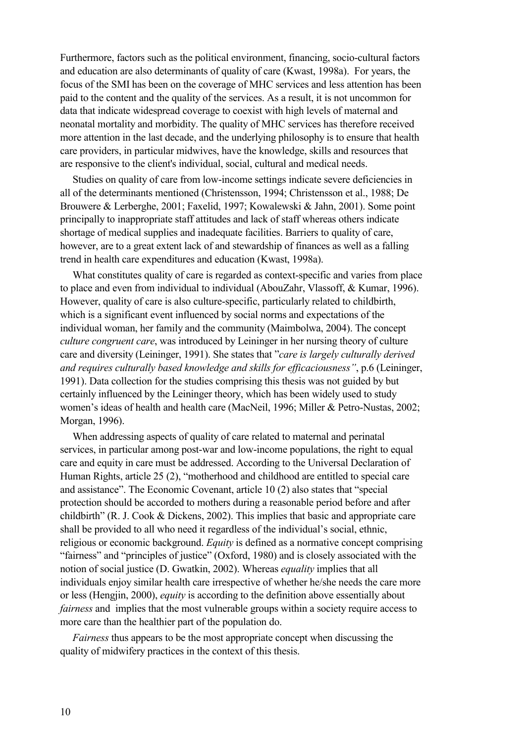Furthermore, factors such as the political environment, financing, socio-cultural factors and education are also determinants of quality of care (Kwast, 1998a). For years, the focus of the SMI has been on the coverage of MHC services and less attention has been paid to the content and the quality of the services. As a result, it is not uncommon for data that indicate widespread coverage to coexist with high levels of maternal and neonatal mortality and morbidity. The quality of MHC services has therefore received more attention in the last decade, and the underlying philosophy is to ensure that health care providers, in particular midwives, have the knowledge, skills and resources that are responsive to the client's individual, social, cultural and medical needs.

Studies on quality of care from low-income settings indicate severe deficiencies in all of the determinants mentioned (Christensson, 1994; Christensson et al., 1988; De Brouwere & Lerberghe, 2001; Faxelid, 1997; Kowalewski & Jahn, 2001). Some point principally to inappropriate staff attitudes and lack of staff whereas others indicate shortage of medical supplies and inadequate facilities. Barriers to quality of care, however, are to a great extent lack of and stewardship of finances as well as a falling trend in health care expenditures and education (Kwast, 1998a).

What constitutes quality of care is regarded as context-specific and varies from place to place and even from individual to individual (AbouZahr, Vlassoff, & Kumar, 1996). However, quality of care is also culture-specific, particularly related to childbirth, which is a significant event influenced by social norms and expectations of the individual woman, her family and the community (Maimbolwa, 2004). The concept *culture congruent care*, was introduced by Leininger in her nursing theory of culture care and diversity (Leininger, 1991). She states that "*care is largely culturally derived and requires culturally based knowledge and skills for efficaciousness"*, p.6 (Leininger, 1991). Data collection for the studies comprising this thesis was not guided by but certainly influenced by the Leininger theory, which has been widely used to study women's ideas of health and health care (MacNeil, 1996; Miller & Petro-Nustas, 2002; Morgan, 1996).

When addressing aspects of quality of care related to maternal and perinatal services, in particular among post-war and low-income populations, the right to equal care and equity in care must be addressed. According to the Universal Declaration of Human Rights, article 25 (2), "motherhood and childhood are entitled to special care and assistance". The Economic Covenant, article 10 (2) also states that "special protection should be accorded to mothers during a reasonable period before and after childbirth" (R. J. Cook & Dickens, 2002). This implies that basic and appropriate care shall be provided to all who need it regardless of the individual's social, ethnic, religious or economic background. *Equity* is defined as a normative concept comprising "fairness" and "principles of justice" (Oxford, 1980) and is closely associated with the notion of social justice (D. Gwatkin, 2002). Whereas *equality* implies that all individuals enjoy similar health care irrespective of whether he/she needs the care more or less (Hengjin, 2000), *equity* is according to the definition above essentially about *fairness* and implies that the most vulnerable groups within a society require access to more care than the healthier part of the population do.

*Fairness* thus appears to be the most appropriate concept when discussing the quality of midwifery practices in the context of this thesis.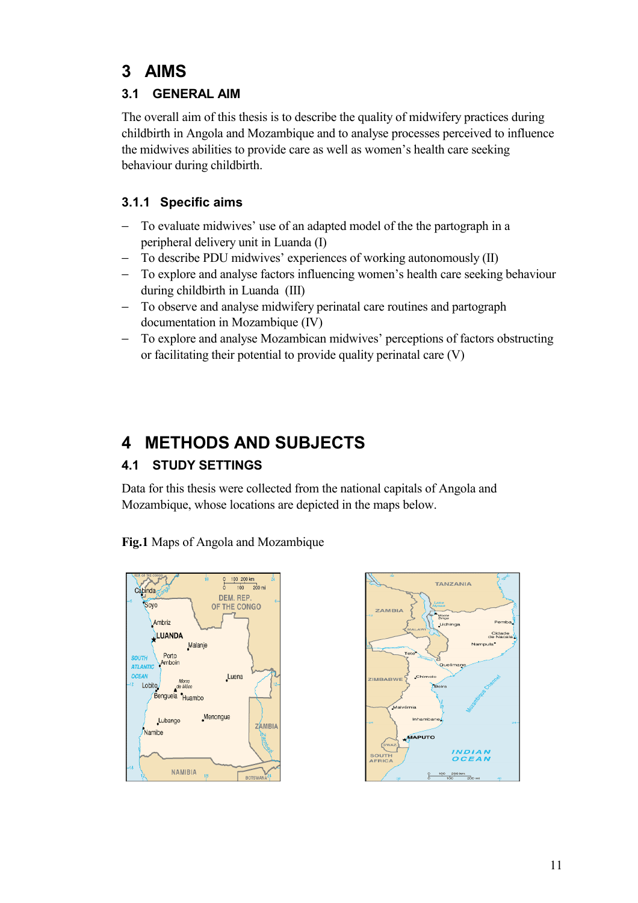# 3 AIMS

## 3.1 GENERAL AIM

The overall aim of this thesis is to describe the quality of midwifery practices during childbirth in Angola and Mozambique and to analyse processes perceived to influence the midwives abilities to provide care as well as women's health care seeking behaviour during childbirth.

### 3.1.1 Specific aims

- To evaluate midwives' use of an adapted model of the the partograph in a peripheral delivery unit in Luanda (I)
- To describe PDU midwives' experiences of working autonomously (II)
- To explore and analyse factors influencing women's health care seeking behaviour during childbirth in Luanda (III)
- To observe and analyse midwifery perinatal care routines and partograph documentation in Mozambique (IV)
- To explore and analyse Mozambican midwives' perceptions of factors obstructing or facilitating their potential to provide quality perinatal care (V)

# 4 METHODS AND SUBJECTS

## 4.1 STUDY SETTINGS

Data for this thesis were collected from the national capitals of Angola and Mozambique, whose locations are depicted in the maps below.

**Fig.1** Maps of Angola and Mozambique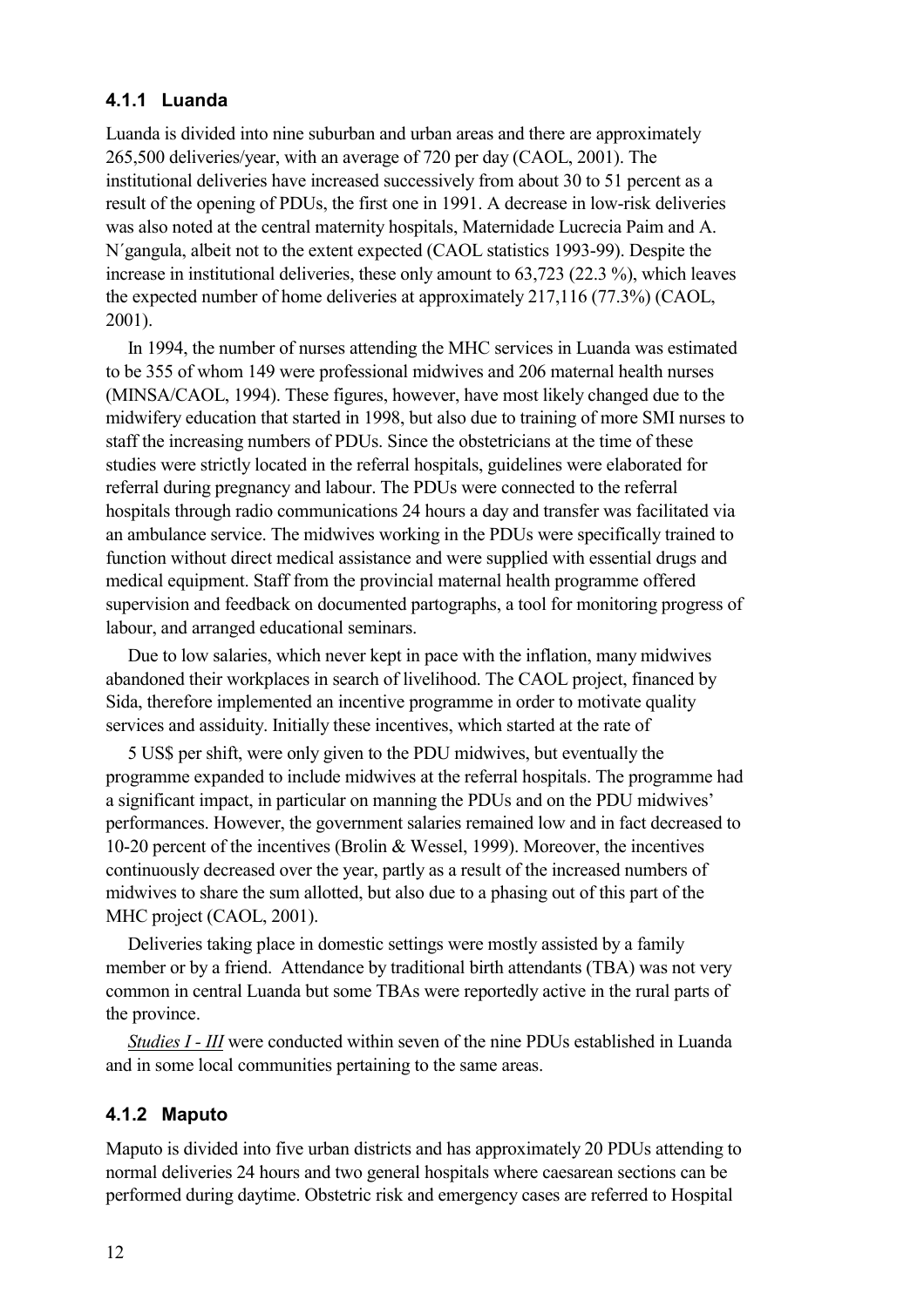### 4.1.1 Luanda

Luanda is divided into nine suburban and urban areas and there are approximately 265,500 deliveries/year, with an average of 720 per day (CAOL, 2001). The institutional deliveries have increased successively from about 30 to 51 percent as a result of the opening of PDUs, the first one in 1991. A decrease in low-risk deliveries was also noted at the central maternity hospitals, Maternidade Lucrecia Paim and A. N´gangula, albeit not to the extent expected (CAOL statistics 1993-99). Despite the increase in institutional deliveries, these only amount to 63,723 (22.3 %), which leaves the expected number of home deliveries at approximately 217,116 (77.3%) (CAOL, 2001).

In 1994, the number of nurses attending the MHC services in Luanda was estimated to be 355 of whom 149 were professional midwives and 206 maternal health nurses (MINSA/CAOL, 1994). These figures, however, have most likely changed due to the midwifery education that started in 1998, but also due to training of more SMI nurses to staff the increasing numbers of PDUs. Since the obstetricians at the time of these studies were strictly located in the referral hospitals, guidelines were elaborated for referral during pregnancy and labour. The PDUs were connected to the referral hospitals through radio communications 24 hours a day and transfer was facilitated via an ambulance service. The midwives working in the PDUs were specifically trained to function without direct medical assistance and were supplied with essential drugs and medical equipment. Staff from the provincial maternal health programme offered supervision and feedback on documented partographs, a tool for monitoring progress of labour, and arranged educational seminars.

Due to low salaries, which never kept in pace with the inflation, many midwives abandoned their workplaces in search of livelihood. The CAOL project, financed by Sida, therefore implemented an incentive programme in order to motivate quality services and assiduity. Initially these incentives, which started at the rate of

5 US$ per shift, were only given to the PDU midwives, but eventually the programme expanded to include midwives at the referral hospitals. The programme had a significant impact, in particular on manning the PDUs and on the PDU midwives' performances. However, the government salaries remained low and in fact decreased to 10-20 percent of the incentives (Brolin & Wessel, 1999). Moreover, the incentives continuously decreased over the year, partly as a result of the increased numbers of midwives to share the sum allotted, but also due to a phasing out of this part of the MHC project (CAOL, 2001).

Deliveries taking place in domestic settings were mostly assisted by a family member or by a friend. Attendance by traditional birth attendants (TBA) was not very common in central Luanda but some TBAs were reportedly active in the rural parts of the province.

*Studies I - III* were conducted within seven of the nine PDUs established in Luanda and in some local communities pertaining to the same areas.

### 4.1.2 Maputo

Maputo is divided into five urban districts and has approximately 20 PDUs attending to normal deliveries 24 hours and two general hospitals where caesarean sections can be performed during daytime. Obstetric risk and emergency cases are referred to Hospital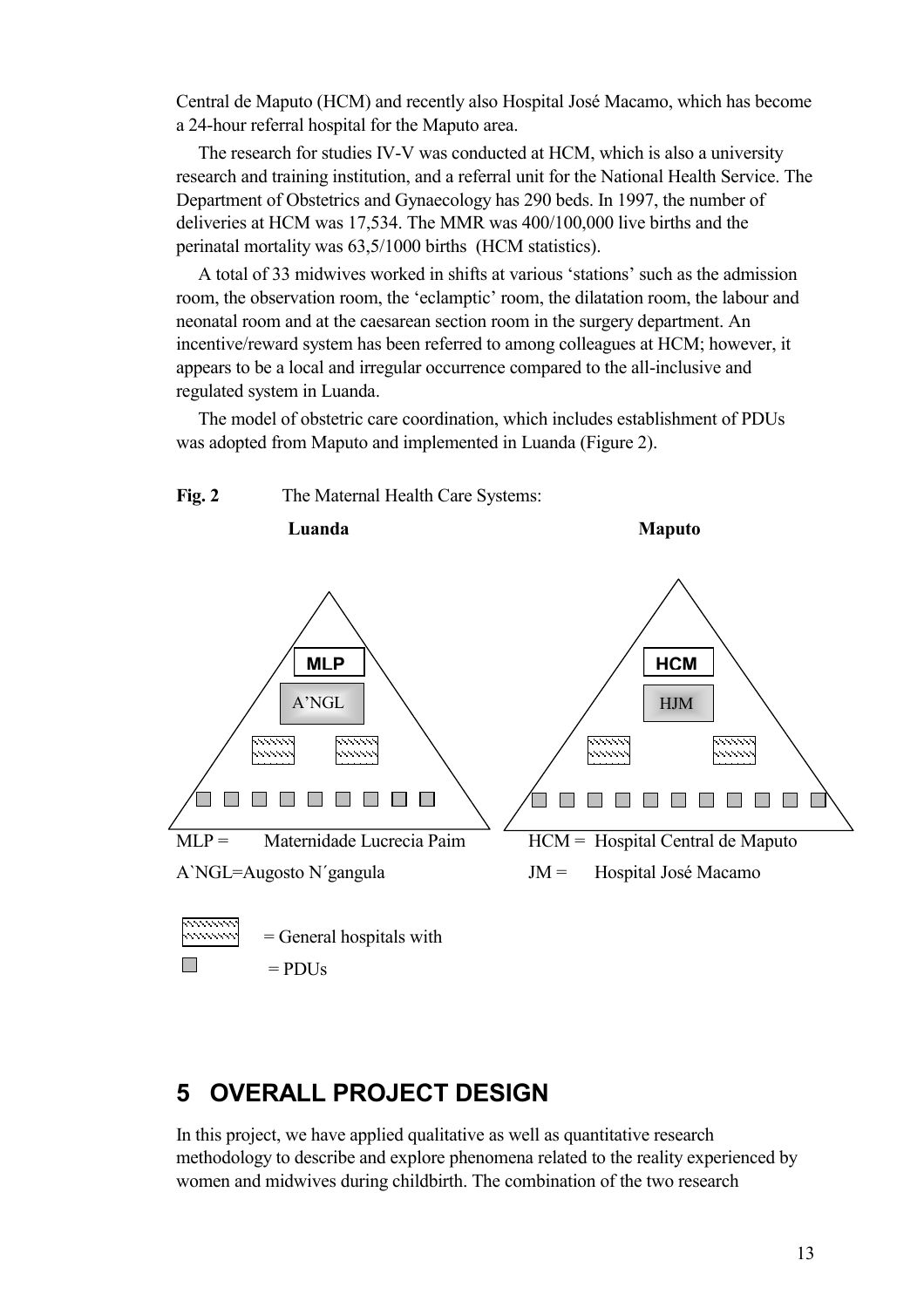Central de Maputo (HCM) and recently also Hospital José Macamo, which has become a 24-hour referral hospital for the Maputo area.

The research for studies IV-V was conducted at HCM, which is also a university research and training institution, and a referral unit for the National Health Service. The Department of Obstetrics and Gynaecology has 290 beds. In 1997, the number of deliveries at HCM was 17,534. The MMR was 400/100,000 live births and the perinatal mortality was 63,5/1000 births (HCM statistics).

A total of 33 midwives worked in shifts at various 'stations' such as the admission room, the observation room, the 'eclamptic' room, the dilatation room, the labour and neonatal room and at the caesarean section room in the surgery department. An incentive/reward system has been referred to among colleagues at HCM; however, it appears to be a local and irregular occurrence compared to the all-inclusive and regulated system in Luanda.

The model of obstetric care coordination, which includes establishment of PDUs was adopted from Maputo and implemented in Luanda (Figure 2).

**Fig. 2** The Maternal Health Care Systems:

**Luanda** **Maputo**

MLP
A'NGL

HCM
HJM

MLP = Maternidade Lucrecia Paim

A`NGL=Augosto N´gangula

HCM = Hospital Central de Maputo

JM = Hospital José Macamo

= General hospitals with

= PDUs

## 5 OVERALL PROJECT DESIGN

In this project, we have applied qualitative as well as quantitative research methodology to describe and explore phenomena related to the reality experienced by women and midwives during childbirth. The combination of the two research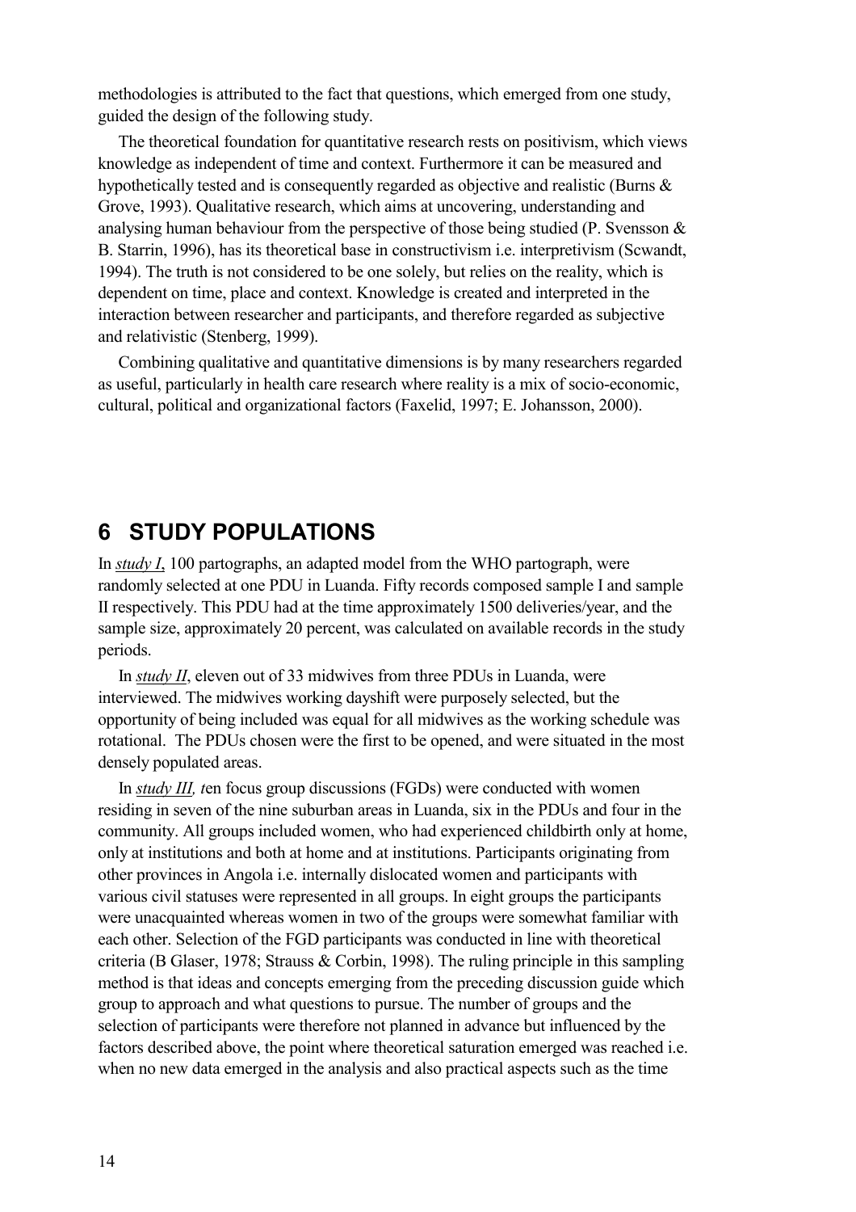methodologies is attributed to the fact that questions, which emerged from one study, guided the design of the following study.

The theoretical foundation for quantitative research rests on positivism, which views knowledge as independent of time and context. Furthermore it can be measured and hypothetically tested and is consequently regarded as objective and realistic (Burns & Grove, 1993). Qualitative research, which aims at uncovering, understanding and analysing human behaviour from the perspective of those being studied (P. Svensson & B. Starrin, 1996), has its theoretical base in constructivism i.e. interpretivism (Scwandt, 1994). The truth is not considered to be one solely, but relies on the reality, which is dependent on time, place and context. Knowledge is created and interpreted in the interaction between researcher and participants, and therefore regarded as subjective and relativistic (Stenberg, 1999).

Combining qualitative and quantitative dimensions is by many researchers regarded as useful, particularly in health care research where reality is a mix of socio-economic, cultural, political and organizational factors (Faxelid, 1997; E. Johansson, 2000).

# 6 STUDY POPULATIONS

In *study I*, 100 partographs, an adapted model from the WHO partograph, were randomly selected at one PDU in Luanda. Fifty records composed sample I and sample II respectively. This PDU had at the time approximately 1500 deliveries/year, and the sample size, approximately 20 percent, was calculated on available records in the study periods.

In *study II*, eleven out of 33 midwives from three PDUs in Luanda, were interviewed. The midwives working dayshift were purposely selected, but the opportunity of being included was equal for all midwives as the working schedule was rotational. The PDUs chosen were the first to be opened, and were situated in the most densely populated areas.

In *study III, t*en focus group discussions (FGDs) were conducted with women residing in seven of the nine suburban areas in Luanda, six in the PDUs and four in the community. All groups included women, who had experienced childbirth only at home, only at institutions and both at home and at institutions. Participants originating from other provinces in Angola i.e. internally dislocated women and participants with various civil statuses were represented in all groups. In eight groups the participants were unacquainted whereas women in two of the groups were somewhat familiar with each other. Selection of the FGD participants was conducted in line with theoretical criteria (B Glaser, 1978; Strauss & Corbin, 1998). The ruling principle in this sampling method is that ideas and concepts emerging from the preceding discussion guide which group to approach and what questions to pursue. The number of groups and the selection of participants were therefore not planned in advance but influenced by the factors described above, the point where theoretical saturation emerged was reached i.e. when no new data emerged in the analysis and also practical aspects such as the time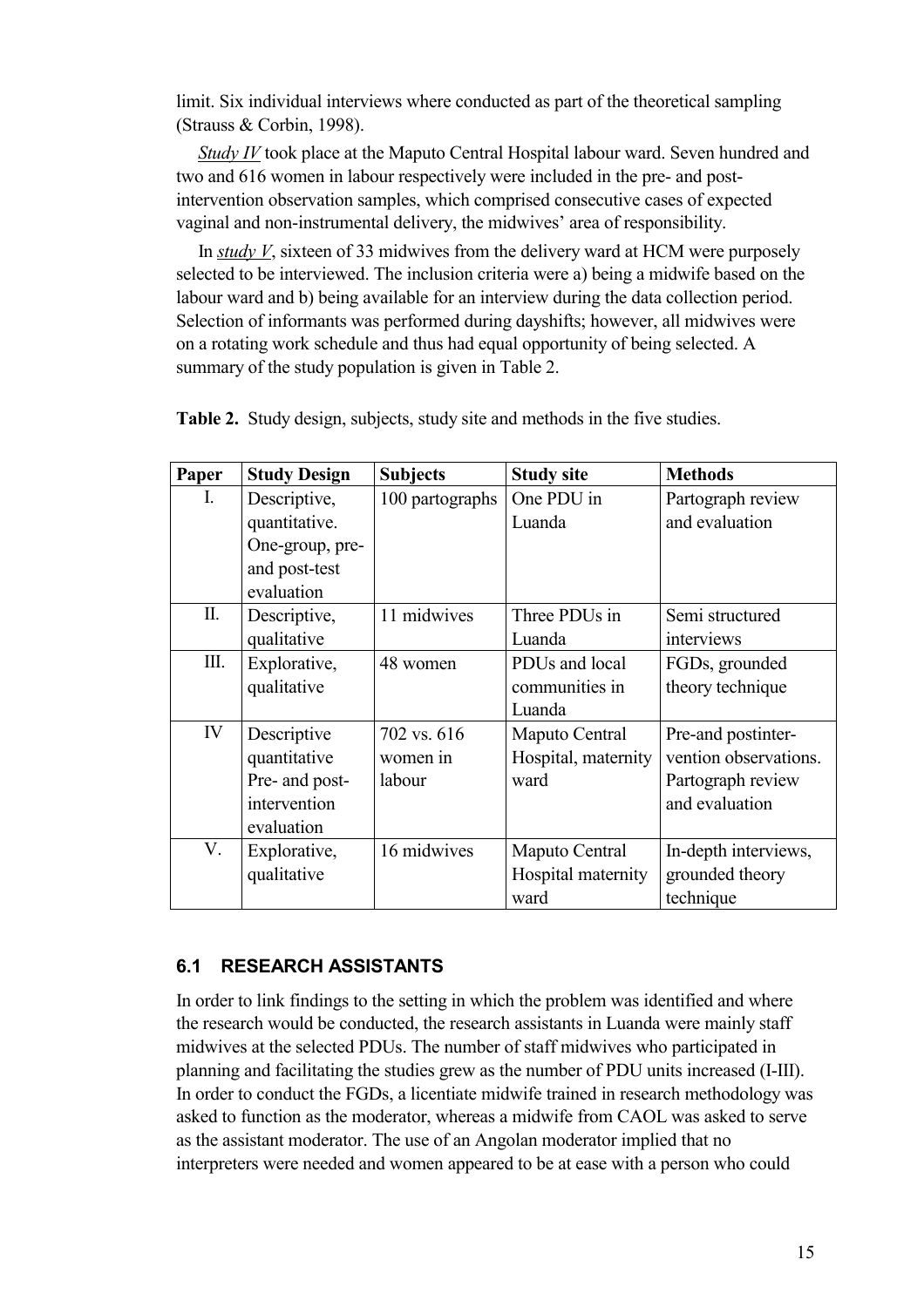limit. Six individual interviews where conducted as part of the theoretical sampling (Strauss & Corbin, 1998).

*Study IV* took place at the Maputo Central Hospital labour ward. Seven hundred and two and 616 women in labour respectively were included in the pre- and post-intervention observation samples, which comprised consecutive cases of expected vaginal and non-instrumental delivery, the midwives' area of responsibility.

In *study V*, sixteen of 33 midwives from the delivery ward at HCM were purposely selected to be interviewed. The inclusion criteria were a) being a midwife based on the labour ward and b) being available for an interview during the data collection period. Selection of informants was performed during dayshifts; however, all midwives were on a rotating work schedule and thus had equal opportunity of being selected. A summary of the study population is given in Table 2.

**Table 2.** Study design, subjects, study site and methods in the five studies.

| Paper | Study Design | Subjects | Study site | Methods |
|---|---|---|---|---|
| I. | Descriptive, quantitative. One-group, pre- and post-test evaluation | 100 partographs | One PDU in Luanda | Partograph review and evaluation |
| II. | Descriptive, qualitative | 11 midwives | Three PDUs in Luanda | Semi structured interviews |
| III. | Explorative, qualitative | 48 women | PDUs and local communities in Luanda | FGDs, grounded theory technique |
| IV | Descriptive quantitative Pre- and post-intervention evaluation | 702 vs. 616 women in labour | Maputo Central Hospital, maternity ward | Pre-and postinter-vention observations. Partograph review and evaluation |
| V. | Explorative, qualitative | 16 midwives | Maputo Central Hospital maternity ward | In-depth interviews, grounded theory technique |

## 6.1 RESEARCH ASSISTANTS

In order to link findings to the setting in which the problem was identified and where the research would be conducted, the research assistants in Luanda were mainly staff midwives at the selected PDUs. The number of staff midwives who participated in planning and facilitating the studies grew as the number of PDU units increased (I-III). In order to conduct the FGDs, a licentiate midwife trained in research methodology was asked to function as the moderator, whereas a midwife from CAOL was asked to serve as the assistant moderator. The use of an Angolan moderator implied that no interpreters were needed and women appeared to be at ease with a person who could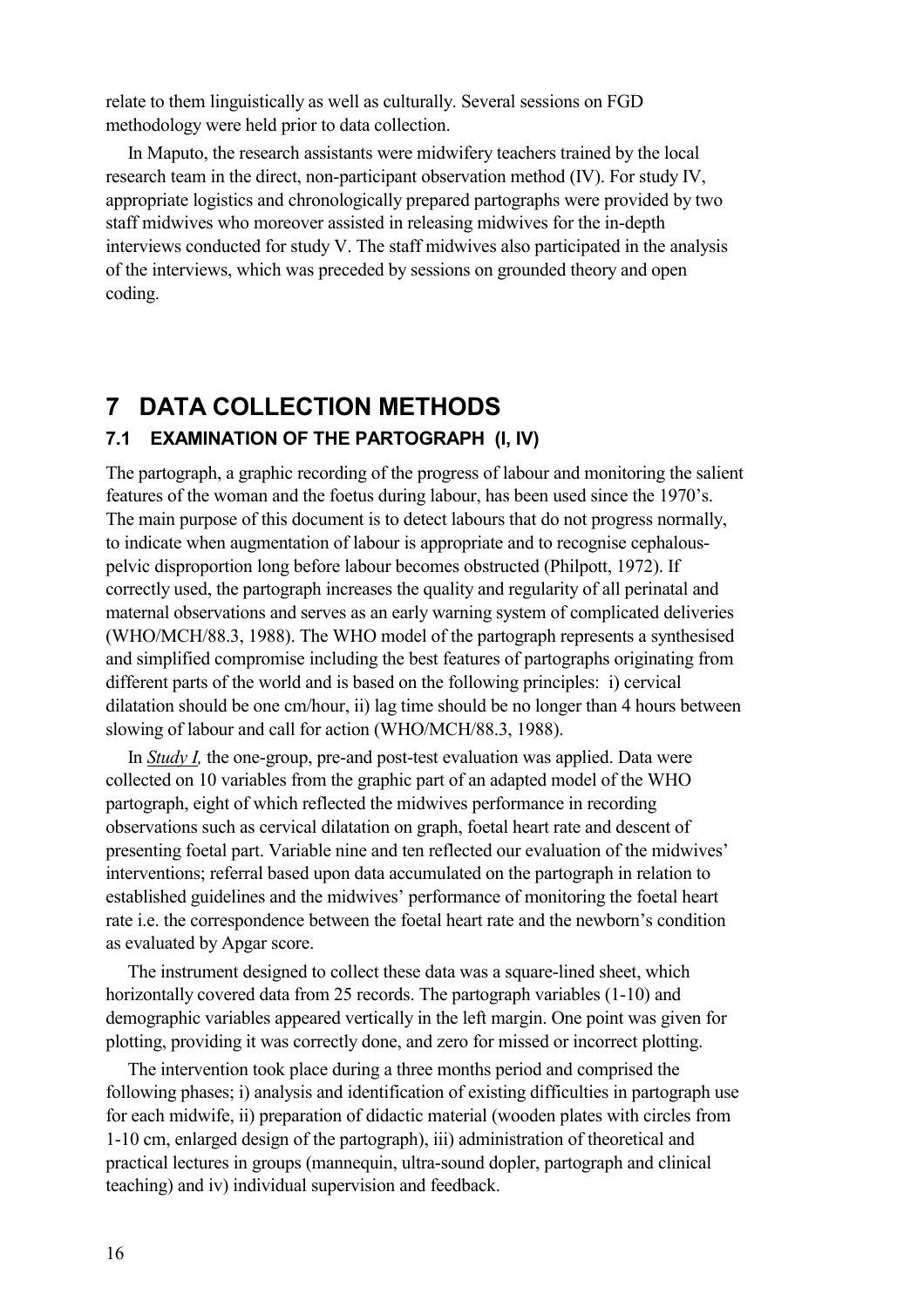relate to them linguistically as well as culturally. Several sessions on FGD methodology were held prior to data collection.

In Maputo, the research assistants were midwifery teachers trained by the local research team in the direct, non-participant observation method (IV). For study IV, appropriate logistics and chronologically prepared partographs were provided by two staff midwives who moreover assisted in releasing midwives for the in-depth interviews conducted for study V. The staff midwives also participated in the analysis of the interviews, which was preceded by sessions on grounded theory and open coding.

# 7 DATA COLLECTION METHODS

## 7.1 EXAMINATION OF THE PARTOGRAPH (I, IV)

The partograph, a graphic recording of the progress of labour and monitoring the salient features of the woman and the foetus during labour, has been used since the 1970's. The main purpose of this document is to detect labours that do not progress normally, to indicate when augmentation of labour is appropriate and to recognise cephalous-pelvic disproportion long before labour becomes obstructed (Philpott, 1972). If correctly used, the partograph increases the quality and regularity of all perinatal and maternal observations and serves as an early warning system of complicated deliveries (WHO/MCH/88.3, 1988). The WHO model of the partograph represents a synthesised and simplified compromise including the best features of partographs originating from different parts of the world and is based on the following principles: i) cervical dilatation should be one cm/hour, ii) lag time should be no longer than 4 hours between slowing of labour and call for action (WHO/MCH/88.3, 1988).

In ***Study I***, the one-group, pre-and post-test evaluation was applied. Data were collected on 10 variables from the graphic part of an adapted model of the WHO partograph, eight of which reflected the midwives performance in recording observations such as cervical dilatation on graph, foetal heart rate and descent of presenting foetal part. Variable nine and ten reflected our evaluation of the midwives' interventions; referral based upon data accumulated on the partograph in relation to established guidelines and the midwives' performance of monitoring the foetal heart rate i.e. the correspondence between the foetal heart rate and the newborn's condition as evaluated by Apgar score.

The instrument designed to collect these data was a square-lined sheet, which horizontally covered data from 25 records. The partograph variables (1-10) and demographic variables appeared vertically in the left margin. One point was given for plotting, providing it was correctly done, and zero for missed or incorrect plotting.

The intervention took place during a three months period and comprised the following phases; i) analysis and identification of existing difficulties in partograph use for each midwife, ii) preparation of didactic material (wooden plates with circles from 1-10 cm, enlarged design of the partograph), iii) administration of theoretical and practical lectures in groups (mannequin, ultra-sound dopler, partograph and clinical teaching) and iv) individual supervision and feedback.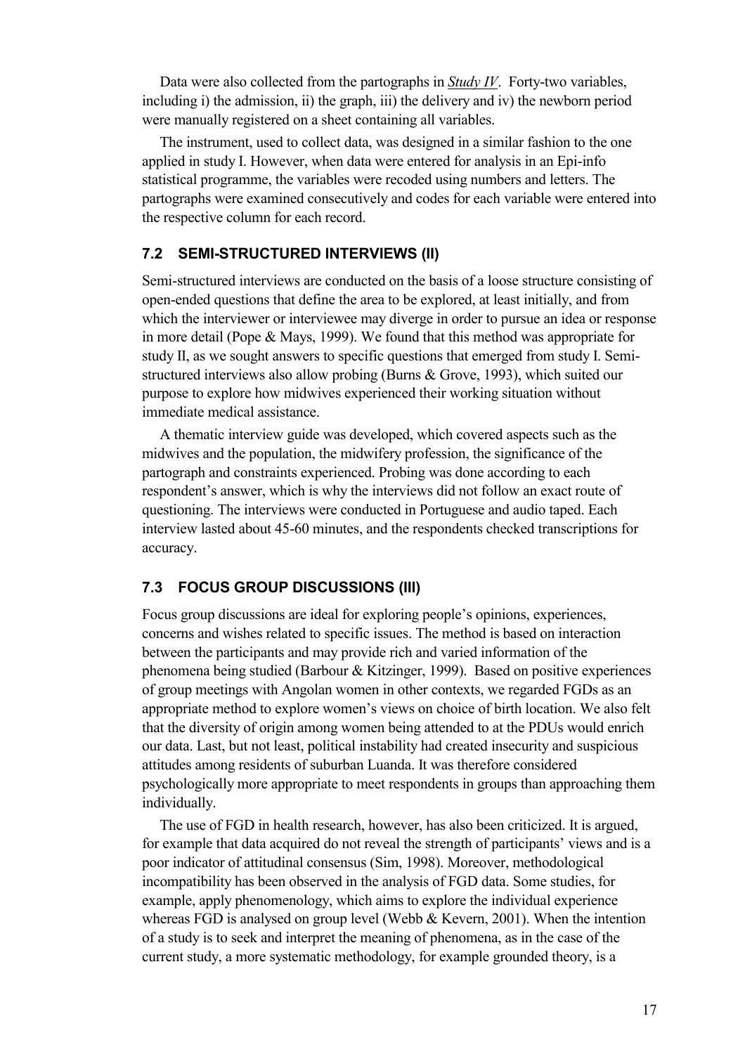Data were also collected from the partographs in ***Study IV***. Forty-two variables, including i) the admission, ii) the graph, iii) the delivery and iv) the newborn period were manually registered on a sheet containing all variables.

The instrument, used to collect data, was designed in a similar fashion to the one applied in study I. However, when data were entered for analysis in an Epi-info statistical programme, the variables were recoded using numbers and letters. The partographs were examined consecutively and codes for each variable were entered into the respective column for each record.

### 7.2 SEMI-STRUCTURED INTERVIEWS (II)

Semi-structured interviews are conducted on the basis of a loose structure consisting of open-ended questions that define the area to be explored, at least initially, and from which the interviewer or interviewee may diverge in order to pursue an idea or response in more detail (Pope & Mays, 1999). We found that this method was appropriate for study II, as we sought answers to specific questions that emerged from study I. Semi-structured interviews also allow probing (Burns & Grove, 1993), which suited our purpose to explore how midwives experienced their working situation without immediate medical assistance.

A thematic interview guide was developed, which covered aspects such as the midwives and the population, the midwifery profession, the significance of the partograph and constraints experienced. Probing was done according to each respondent's answer, which is why the interviews did not follow an exact route of questioning. The interviews were conducted in Portuguese and audio taped. Each interview lasted about 45-60 minutes, and the respondents checked transcriptions for accuracy.

### 7.3 FOCUS GROUP DISCUSSIONS (III)

Focus group discussions are ideal for exploring people's opinions, experiences, concerns and wishes related to specific issues. The method is based on interaction between the participants and may provide rich and varied information of the phenomena being studied (Barbour & Kitzinger, 1999). Based on positive experiences of group meetings with Angolan women in other contexts, we regarded FGDs as an appropriate method to explore women's views on choice of birth location. We also felt that the diversity of origin among women being attended to at the PDUs would enrich our data. Last, but not least, political instability had created insecurity and suspicious attitudes among residents of suburban Luanda. It was therefore considered psychologically more appropriate to meet respondents in groups than approaching them individually.

The use of FGD in health research, however, has also been criticized. It is argued, for example that data acquired do not reveal the strength of participants' views and is a poor indicator of attitudinal consensus (Sim, 1998). Moreover, methodological incompatibility has been observed in the analysis of FGD data. Some studies, for example, apply phenomenology, which aims to explore the individual experience whereas FGD is analysed on group level (Webb & Kevern, 2001). When the intention of a study is to seek and interpret the meaning of phenomena, as in the case of the current study, a more systematic methodology, for example grounded theory, is a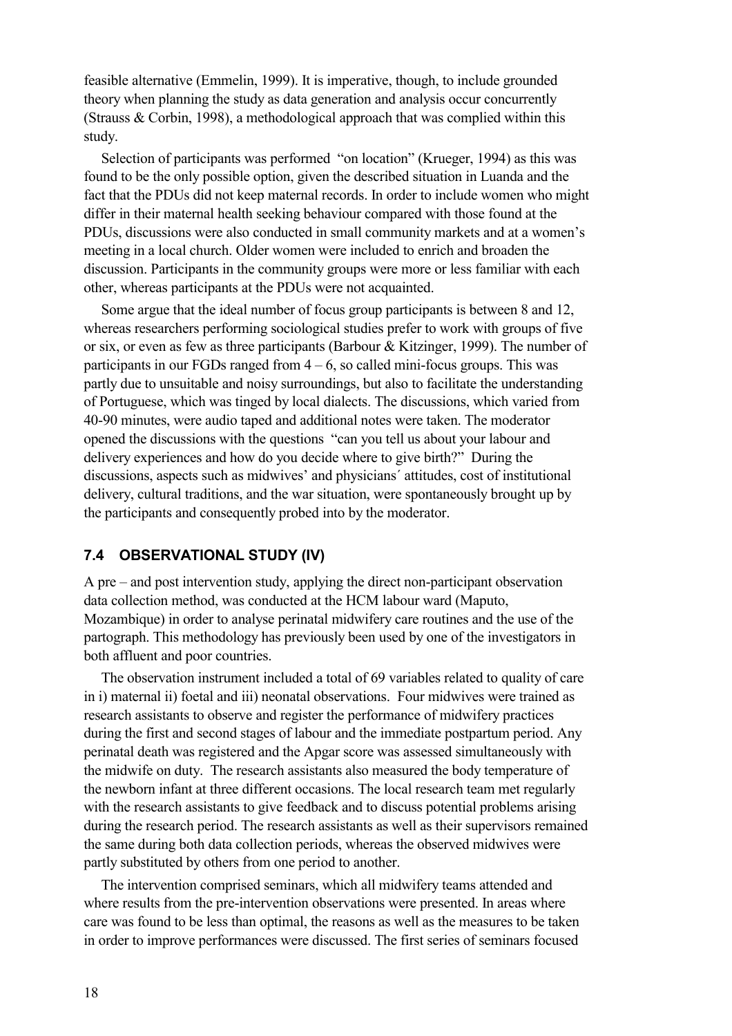feasible alternative (Emmelin, 1999). It is imperative, though, to include grounded theory when planning the study as data generation and analysis occur concurrently (Strauss & Corbin, 1998), a methodological approach that was complied within this study.

Selection of participants was performed "on location" (Krueger, 1994) as this was found to be the only possible option, given the described situation in Luanda and the fact that the PDUs did not keep maternal records. In order to include women who might differ in their maternal health seeking behaviour compared with those found at the PDUs, discussions were also conducted in small community markets and at a women's meeting in a local church. Older women were included to enrich and broaden the discussion. Participants in the community groups were more or less familiar with each other, whereas participants at the PDUs were not acquainted.

Some argue that the ideal number of focus group participants is between 8 and 12, whereas researchers performing sociological studies prefer to work with groups of five or six, or even as few as three participants (Barbour & Kitzinger, 1999). The number of participants in our FGDs ranged from 4 – 6, so called mini-focus groups. This was partly due to unsuitable and noisy surroundings, but also to facilitate the understanding of Portuguese, which was tinged by local dialects. The discussions, which varied from 40-90 minutes, were audio taped and additional notes were taken. The moderator opened the discussions with the questions "can you tell us about your labour and delivery experiences and how do you decide where to give birth?" During the discussions, aspects such as midwives' and physicians´ attitudes, cost of institutional delivery, cultural traditions, and the war situation, were spontaneously brought up by the participants and consequently probed into by the moderator.

### 7.4 OBSERVATIONAL STUDY (IV)

A pre – and post intervention study, applying the direct non-participant observation data collection method, was conducted at the HCM labour ward (Maputo, Mozambique) in order to analyse perinatal midwifery care routines and the use of the partograph. This methodology has previously been used by one of the investigators in both affluent and poor countries.

The observation instrument included a total of 69 variables related to quality of care in i) maternal ii) foetal and iii) neonatal observations. Four midwives were trained as research assistants to observe and register the performance of midwifery practices during the first and second stages of labour and the immediate postpartum period. Any perinatal death was registered and the Apgar score was assessed simultaneously with the midwife on duty. The research assistants also measured the body temperature of the newborn infant at three different occasions. The local research team met regularly with the research assistants to give feedback and to discuss potential problems arising during the research period. The research assistants as well as their supervisors remained the same during both data collection periods, whereas the observed midwives were partly substituted by others from one period to another.

The intervention comprised seminars, which all midwifery teams attended and where results from the pre-intervention observations were presented. In areas where care was found to be less than optimal, the reasons as well as the measures to be taken in order to improve performances were discussed. The first series of seminars focused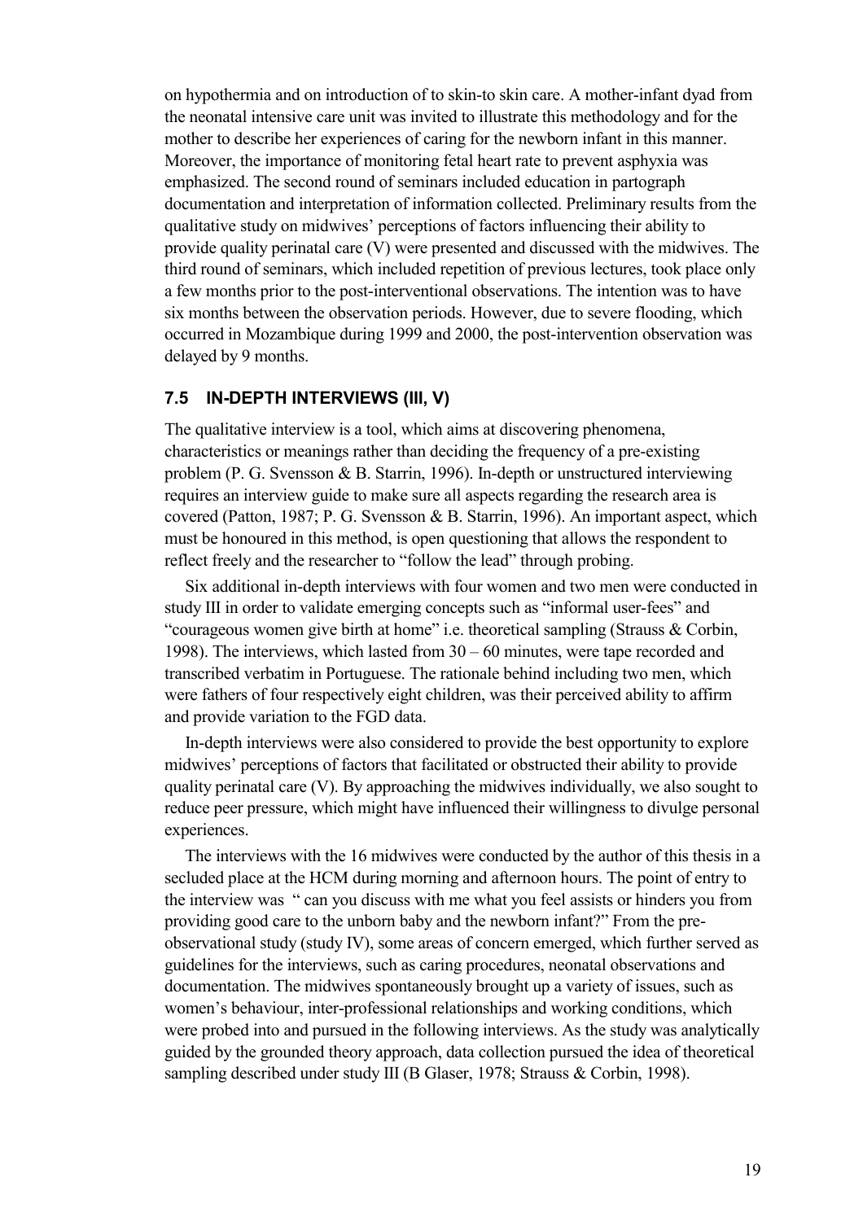on hypothermia and on introduction of to skin-to skin care. A mother-infant dyad from the neonatal intensive care unit was invited to illustrate this methodology and for the mother to describe her experiences of caring for the newborn infant in this manner. Moreover, the importance of monitoring fetal heart rate to prevent asphyxia was emphasized. The second round of seminars included education in partograph documentation and interpretation of information collected. Preliminary results from the qualitative study on midwives' perceptions of factors influencing their ability to provide quality perinatal care (V) were presented and discussed with the midwives. The third round of seminars, which included repetition of previous lectures, took place only a few months prior to the post-interventional observations. The intention was to have six months between the observation periods. However, due to severe flooding, which occurred in Mozambique during 1999 and 2000, the post-intervention observation was delayed by 9 months.

### 7.5 IN-DEPTH INTERVIEWS (III, V)

The qualitative interview is a tool, which aims at discovering phenomena, characteristics or meanings rather than deciding the frequency of a pre-existing problem (P. G. Svensson & B. Starrin, 1996). In-depth or unstructured interviewing requires an interview guide to make sure all aspects regarding the research area is covered (Patton, 1987; P. G. Svensson & B. Starrin, 1996). An important aspect, which must be honoured in this method, is open questioning that allows the respondent to reflect freely and the researcher to "follow the lead" through probing.

Six additional in-depth interviews with four women and two men were conducted in study III in order to validate emerging concepts such as "informal user-fees" and "courageous women give birth at home" i.e. theoretical sampling (Strauss & Corbin, 1998). The interviews, which lasted from 30 – 60 minutes, were tape recorded and transcribed verbatim in Portuguese. The rationale behind including two men, which were fathers of four respectively eight children, was their perceived ability to affirm and provide variation to the FGD data.

In-depth interviews were also considered to provide the best opportunity to explore midwives' perceptions of factors that facilitated or obstructed their ability to provide quality perinatal care (V). By approaching the midwives individually, we also sought to reduce peer pressure, which might have influenced their willingness to divulge personal experiences.

The interviews with the 16 midwives were conducted by the author of this thesis in a secluded place at the HCM during morning and afternoon hours. The point of entry to the interview was " can you discuss with me what you feel assists or hinders you from providing good care to the unborn baby and the newborn infant?" From the pre-observational study (study IV), some areas of concern emerged, which further served as guidelines for the interviews, such as caring procedures, neonatal observations and documentation. The midwives spontaneously brought up a variety of issues, such as women's behaviour, inter-professional relationships and working conditions, which were probed into and pursued in the following interviews. As the study was analytically guided by the grounded theory approach, data collection pursued the idea of theoretical sampling described under study III (B Glaser, 1978; Strauss & Corbin, 1998).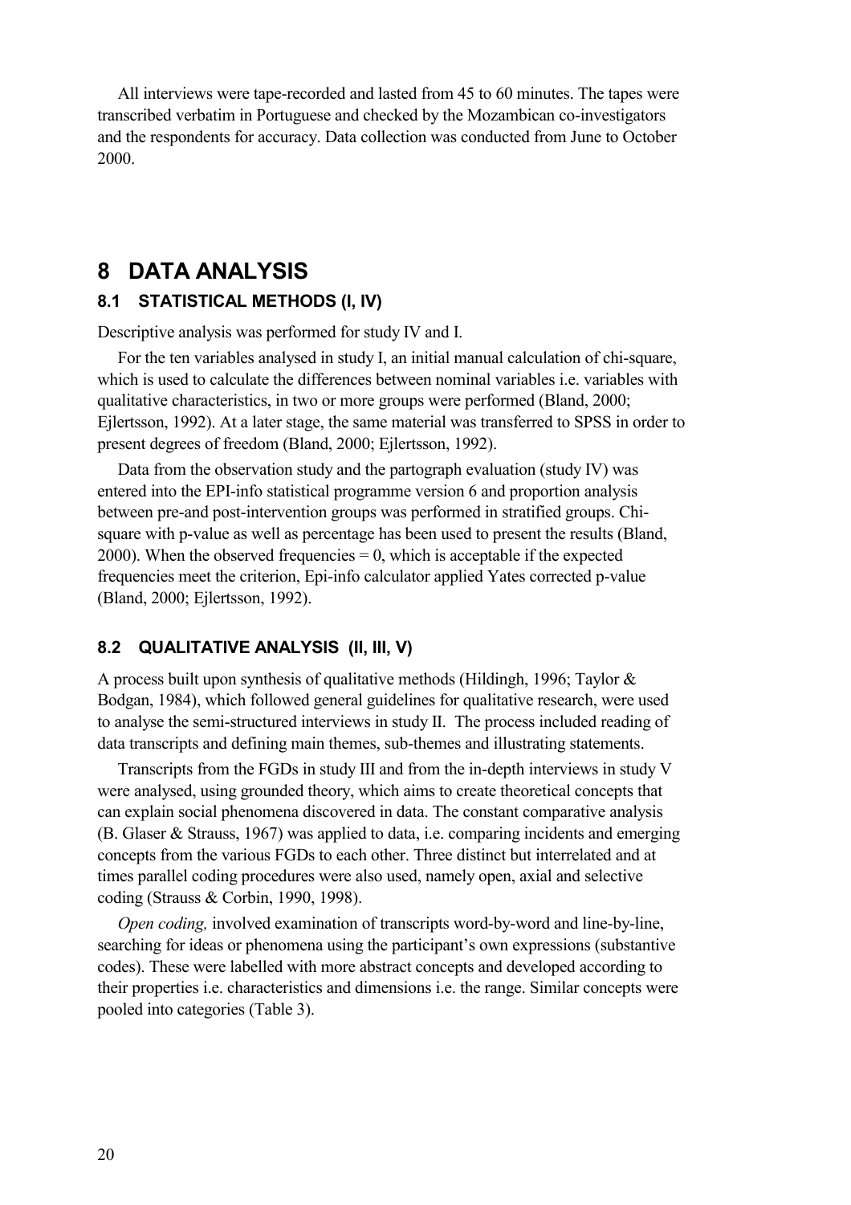All interviews were tape-recorded and lasted from 45 to 60 minutes. The tapes were transcribed verbatim in Portuguese and checked by the Mozambican co-investigators and the respondents for accuracy. Data collection was conducted from June to October 2000.

# 8 DATA ANALYSIS

## 8.1 STATISTICAL METHODS (I, IV)

Descriptive analysis was performed for study IV and I.

For the ten variables analysed in study I, an initial manual calculation of chi-square, which is used to calculate the differences between nominal variables i.e. variables with qualitative characteristics, in two or more groups were performed (Bland, 2000; Ejlertsson, 1992). At a later stage, the same material was transferred to SPSS in order to present degrees of freedom (Bland, 2000; Ejlertsson, 1992).

Data from the observation study and the partograph evaluation (study IV) was entered into the EPI-info statistical programme version 6 and proportion analysis between pre-and post-intervention groups was performed in stratified groups. Chi-square with p-value as well as percentage has been used to present the results (Bland, 2000). When the observed frequencies = 0, which is acceptable if the expected frequencies meet the criterion, Epi-info calculator applied Yates corrected p-value (Bland, 2000; Ejlertsson, 1992).

## 8.2 QUALITATIVE ANALYSIS (II, III, V)

A process built upon synthesis of qualitative methods (Hildingh, 1996; Taylor & Bodgan, 1984), which followed general guidelines for qualitative research, were used to analyse the semi-structured interviews in study II. The process included reading of data transcripts and defining main themes, sub-themes and illustrating statements.

Transcripts from the FGDs in study III and from the in-depth interviews in study V were analysed, using grounded theory, which aims to create theoretical concepts that can explain social phenomena discovered in data. The constant comparative analysis (B. Glaser & Strauss, 1967) was applied to data, i.e. comparing incidents and emerging concepts from the various FGDs to each other. Three distinct but interrelated and at times parallel coding procedures were also used, namely open, axial and selective coding (Strauss & Corbin, 1990, 1998).

*Open coding,* involved examination of transcripts word-by-word and line-by-line, searching for ideas or phenomena using the participant's own expressions (substantive codes). These were labelled with more abstract concepts and developed according to their properties i.e. characteristics and dimensions i.e. the range. Similar concepts were pooled into categories (Table 3).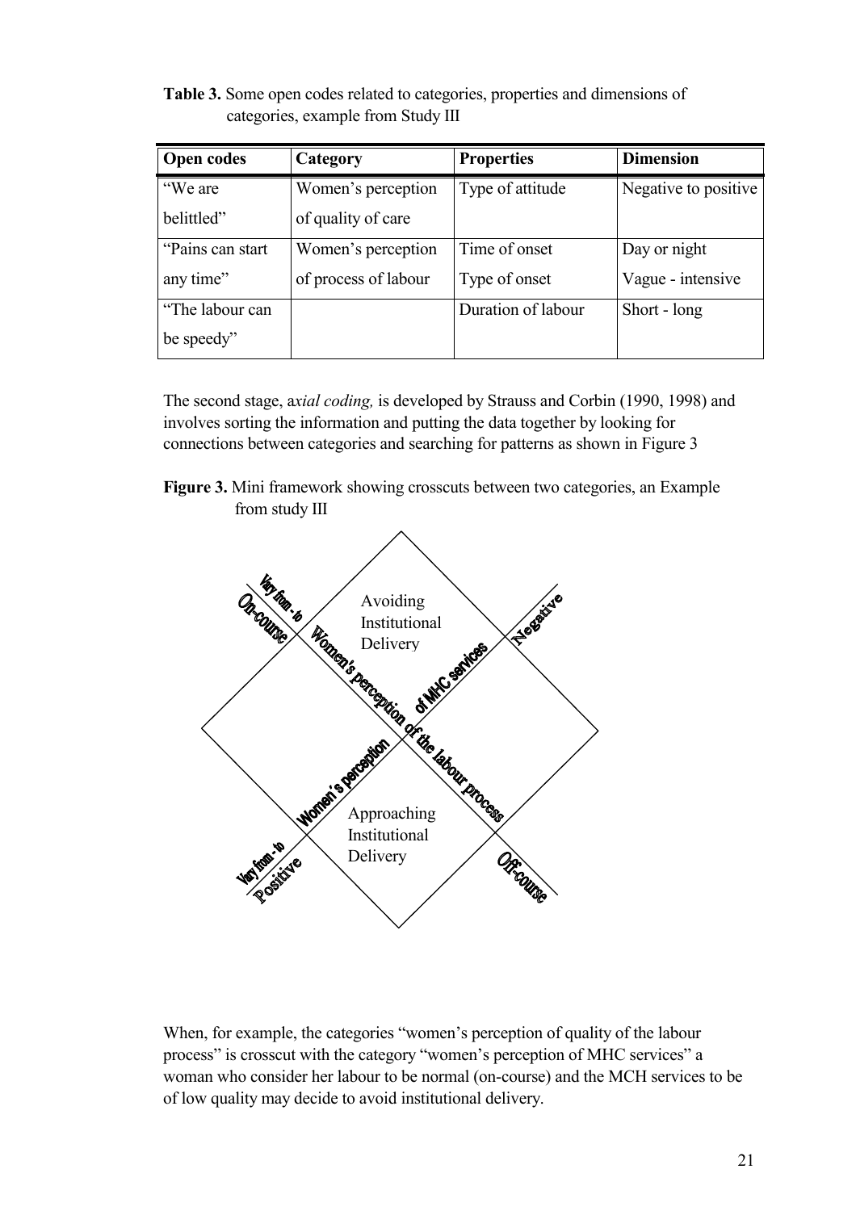**Table 3.** Some open codes related to categories, properties and dimensions of categories, example from Study III

| Open codes | Category | Properties | Dimension |
|---|---|---|---|
| "We are belittled" | Women's perception of quality of care | Type of attitude | Negative to positive |
| "Pains can start any time" | Women's perception of process of labour | Time of onset<br>Type of onset | Day or night<br>Vague - intensive |
| "The labour can be speedy" | | Duration of labour | Short - long |

The second stage, a*xial coding,* is developed by Strauss and Corbin (1990, 1998) and involves sorting the information and putting the data together by looking for connections between categories and searching for patterns as shown in Figure 3

**Figure 3.** Mini framework showing crosscuts between two categories, an Example from study III

When, for example, the categories "women's perception of quality of the labour process" is crosscut with the category "women's perception of MHC services" a woman who consider her labour to be normal (on-course) and the MCH services to be of low quality may decide to avoid institutional delivery.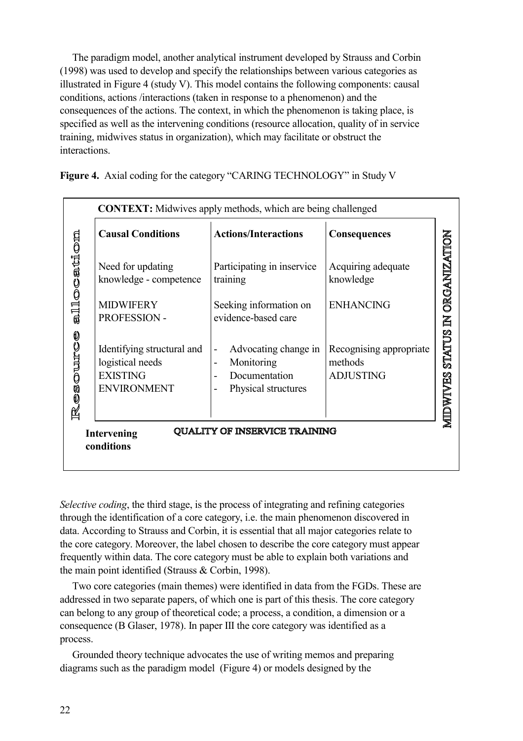The paradigm model, another analytical instrument developed by Strauss and Corbin (1998) was used to develop and specify the relationships between various categories as illustrated in Figure 4 (study V). This model contains the following components: causal conditions, actions /interactions (taken in response to a phenomenon) and the consequences of the actions. The context, in which the phenomenon is taking place, is specified as well as the intervening conditions (resource allocation, quality of in service training, midwives status in organization), which may facilitate or obstruct the interactions.

**Figure 4.** Axial coding for the category "CARING TECHNOLOGY" in Study V

**CONTEXT:** Midwives apply methods, which are being challenged

| **Causal Conditions** | **Actions/Interactions** | **Consequences** |
|---|---|---|
| Need for updating knowledge - competence | Participating in inservice training | Acquiring adequate knowledge |
| MIDWIFERY PROFESSION - | Seeking information on evidence-based care | ENHANCING |
| Identifying structural and logistical needs EXISTING ENVIRONMENT | - Advocating change in<br>- Monitoring<br>- Documentation<br>- Physical structures | Recognising appropriate methods ADJUSTING |

Resource allocation

MIDWIVES STATUS IN ORGANIZATION

**Intervening conditions** QUALITY OF INSERVICE TRAINING

*Selective coding*, the third stage, is the process of integrating and refining categories through the identification of a core category, i.e. the main phenomenon discovered in data. According to Strauss and Corbin, it is essential that all major categories relate to the core category. Moreover, the label chosen to describe the core category must appear frequently within data. The core category must be able to explain both variations and the main point identified (Strauss & Corbin, 1998).

Two core categories (main themes) were identified in data from the FGDs. These are addressed in two separate papers, of which one is part of this thesis. The core category can belong to any group of theoretical code; a process, a condition, a dimension or a consequence (B Glaser, 1978). In paper III the core category was identified as a process.

Grounded theory technique advocates the use of writing memos and preparing diagrams such as the paradigm model (Figure 4) or models designed by the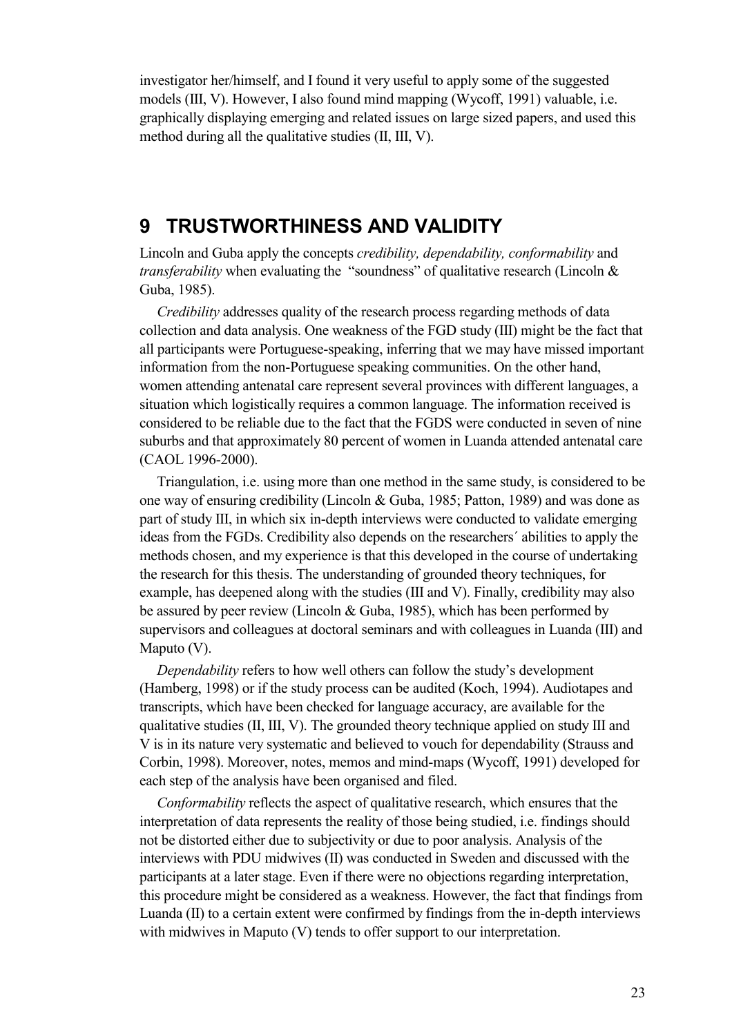investigator her/himself, and I found it very useful to apply some of the suggested models (III, V). However, I also found mind mapping (Wycoff, 1991) valuable, i.e. graphically displaying emerging and related issues on large sized papers, and used this method during all the qualitative studies (II, III, V).

# 9 TRUSTWORTHINESS AND VALIDITY

Lincoln and Guba apply the concepts *credibility, dependability, conformability* and *transferability* when evaluating the "soundness" of qualitative research (Lincoln & Guba, 1985).

*Credibility* addresses quality of the research process regarding methods of data collection and data analysis. One weakness of the FGD study (III) might be the fact that all participants were Portuguese-speaking, inferring that we may have missed important information from the non-Portuguese speaking communities. On the other hand, women attending antenatal care represent several provinces with different languages, a situation which logistically requires a common language. The information received is considered to be reliable due to the fact that the FGDS were conducted in seven of nine suburbs and that approximately 80 percent of women in Luanda attended antenatal care (CAOL 1996-2000).

Triangulation, i.e. using more than one method in the same study, is considered to be one way of ensuring credibility (Lincoln & Guba, 1985; Patton, 1989) and was done as part of study III, in which six in-depth interviews were conducted to validate emerging ideas from the FGDs. Credibility also depends on the researchers´ abilities to apply the methods chosen, and my experience is that this developed in the course of undertaking the research for this thesis. The understanding of grounded theory techniques, for example, has deepened along with the studies (III and V). Finally, credibility may also be assured by peer review (Lincoln & Guba, 1985), which has been performed by supervisors and colleagues at doctoral seminars and with colleagues in Luanda (III) and Maputo (V).

*Dependability* refers to how well others can follow the study's development (Hamberg, 1998) or if the study process can be audited (Koch, 1994). Audiotapes and transcripts, which have been checked for language accuracy, are available for the qualitative studies (II, III, V). The grounded theory technique applied on study III and V is in its nature very systematic and believed to vouch for dependability (Strauss and Corbin, 1998). Moreover, notes, memos and mind-maps (Wycoff, 1991) developed for each step of the analysis have been organised and filed.

*Conformability* reflects the aspect of qualitative research, which ensures that the interpretation of data represents the reality of those being studied, i.e. findings should not be distorted either due to subjectivity or due to poor analysis. Analysis of the interviews with PDU midwives (II) was conducted in Sweden and discussed with the participants at a later stage. Even if there were no objections regarding interpretation, this procedure might be considered as a weakness. However, the fact that findings from Luanda (II) to a certain extent were confirmed by findings from the in-depth interviews with midwives in Maputo (V) tends to offer support to our interpretation.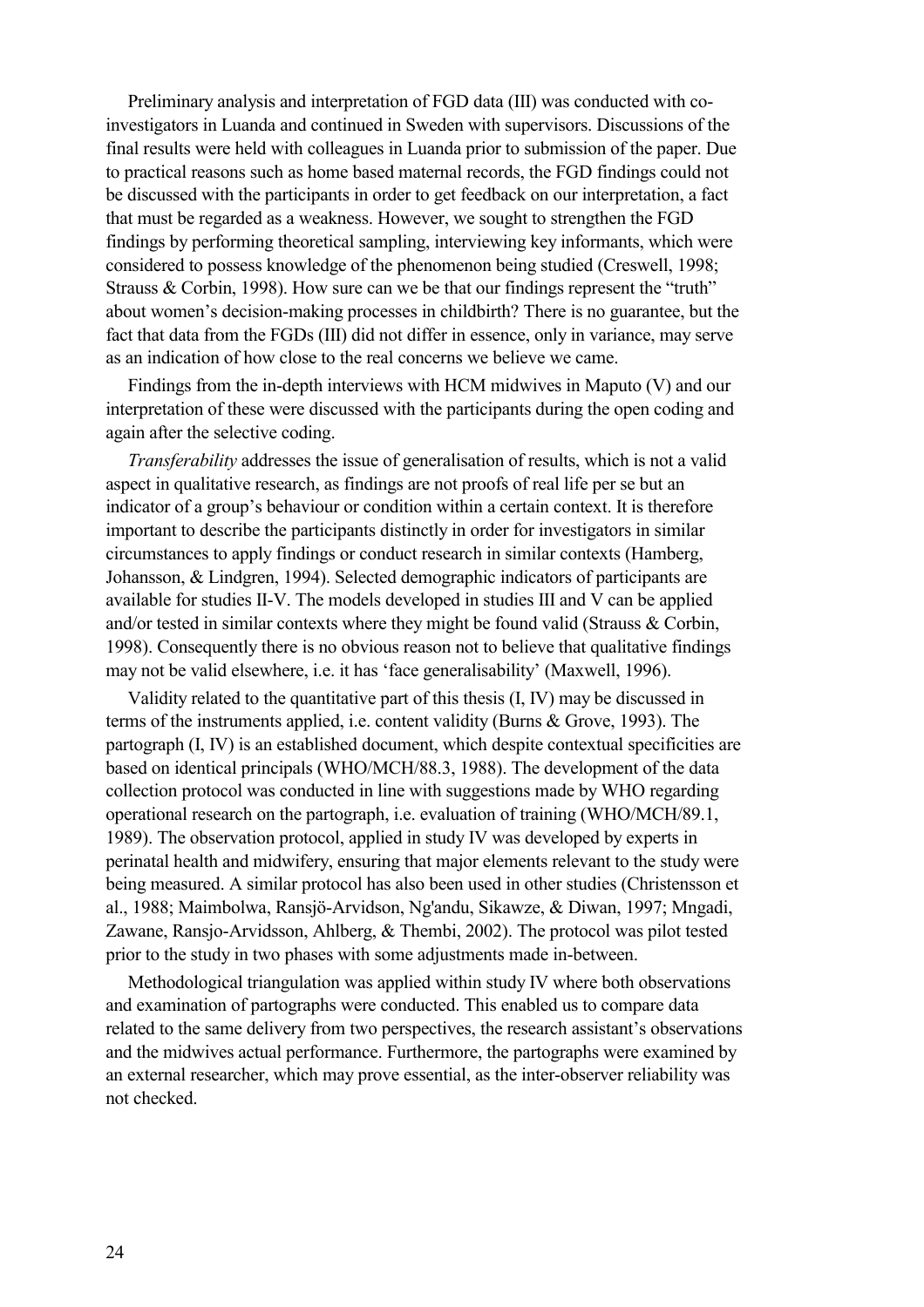Preliminary analysis and interpretation of FGD data (III) was conducted with co-investigators in Luanda and continued in Sweden with supervisors. Discussions of the final results were held with colleagues in Luanda prior to submission of the paper. Due to practical reasons such as home based maternal records, the FGD findings could not be discussed with the participants in order to get feedback on our interpretation, a fact that must be regarded as a weakness. However, we sought to strengthen the FGD findings by performing theoretical sampling, interviewing key informants, which were considered to possess knowledge of the phenomenon being studied (Creswell, 1998; Strauss & Corbin, 1998). How sure can we be that our findings represent the "truth" about women's decision-making processes in childbirth? There is no guarantee, but the fact that data from the FGDs (III) did not differ in essence, only in variance, may serve as an indication of how close to the real concerns we believe we came.

Findings from the in-depth interviews with HCM midwives in Maputo (V) and our interpretation of these were discussed with the participants during the open coding and again after the selective coding.

*Transferability* addresses the issue of generalisation of results, which is not a valid aspect in qualitative research, as findings are not proofs of real life per se but an indicator of a group's behaviour or condition within a certain context. It is therefore important to describe the participants distinctly in order for investigators in similar circumstances to apply findings or conduct research in similar contexts (Hamberg, Johansson, & Lindgren, 1994). Selected demographic indicators of participants are available for studies II-V. The models developed in studies III and V can be applied and/or tested in similar contexts where they might be found valid (Strauss & Corbin, 1998). Consequently there is no obvious reason not to believe that qualitative findings may not be valid elsewhere, i.e. it has 'face generalisability' (Maxwell, 1996).

Validity related to the quantitative part of this thesis (I, IV) may be discussed in terms of the instruments applied, i.e. content validity (Burns & Grove, 1993). The partograph (I, IV) is an established document, which despite contextual specificities are based on identical principals (WHO/MCH/88.3, 1988). The development of the data collection protocol was conducted in line with suggestions made by WHO regarding operational research on the partograph, i.e. evaluation of training (WHO/MCH/89.1, 1989). The observation protocol, applied in study IV was developed by experts in perinatal health and midwifery, ensuring that major elements relevant to the study were being measured. A similar protocol has also been used in other studies (Christensson et al., 1988; Maimbolwa, Ransjö-Arvidson, Ng'andu, Sikawze, & Diwan, 1997; Mngadi, Zawane, Ransjo-Arvidsson, Ahlberg, & Thembi, 2002). The protocol was pilot tested prior to the study in two phases with some adjustments made in-between.

Methodological triangulation was applied within study IV where both observations and examination of partographs were conducted. This enabled us to compare data related to the same delivery from two perspectives, the research assistant's observations and the midwives actual performance. Furthermore, the partographs were examined by an external researcher, which may prove essential, as the inter-observer reliability was not checked.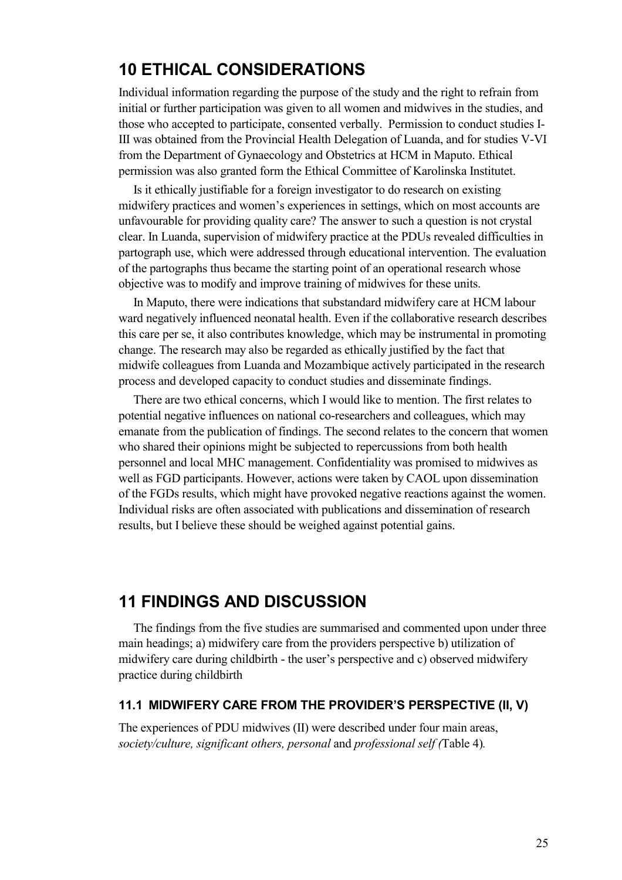# 10 ETHICAL CONSIDERATIONS

Individual information regarding the purpose of the study and the right to refrain from initial or further participation was given to all women and midwives in the studies, and those who accepted to participate, consented verbally. Permission to conduct studies I-III was obtained from the Provincial Health Delegation of Luanda, and for studies V-VI from the Department of Gynaecology and Obstetrics at HCM in Maputo. Ethical permission was also granted form the Ethical Committee of Karolinska Institutet.

Is it ethically justifiable for a foreign investigator to do research on existing midwifery practices and women's experiences in settings, which on most accounts are unfavourable for providing quality care? The answer to such a question is not crystal clear. In Luanda, supervision of midwifery practice at the PDUs revealed difficulties in partograph use, which were addressed through educational intervention. The evaluation of the partographs thus became the starting point of an operational research whose objective was to modify and improve training of midwives for these units.

In Maputo, there were indications that substandard midwifery care at HCM labour ward negatively influenced neonatal health. Even if the collaborative research describes this care per se, it also contributes knowledge, which may be instrumental in promoting change. The research may also be regarded as ethically justified by the fact that midwife colleagues from Luanda and Mozambique actively participated in the research process and developed capacity to conduct studies and disseminate findings.

There are two ethical concerns, which I would like to mention. The first relates to potential negative influences on national co-researchers and colleagues, which may emanate from the publication of findings. The second relates to the concern that women who shared their opinions might be subjected to repercussions from both health personnel and local MHC management. Confidentiality was promised to midwives as well as FGD participants. However, actions were taken by CAOL upon dissemination of the FGDs results, which might have provoked negative reactions against the women. Individual risks are often associated with publications and dissemination of research results, but I believe these should be weighed against potential gains.

# 11 FINDINGS AND DISCUSSION

The findings from the five studies are summarised and commented upon under three main headings; a) midwifery care from the providers perspective b) utilization of midwifery care during childbirth - the user's perspective and c) observed midwifery practice during childbirth

## 11.1 MIDWIFERY CARE FROM THE PROVIDER'S PERSPECTIVE (II, V)

The experiences of PDU midwives (II) were described under four main areas, *society/culture, significant others, personal* and *professional self (*Table 4*).*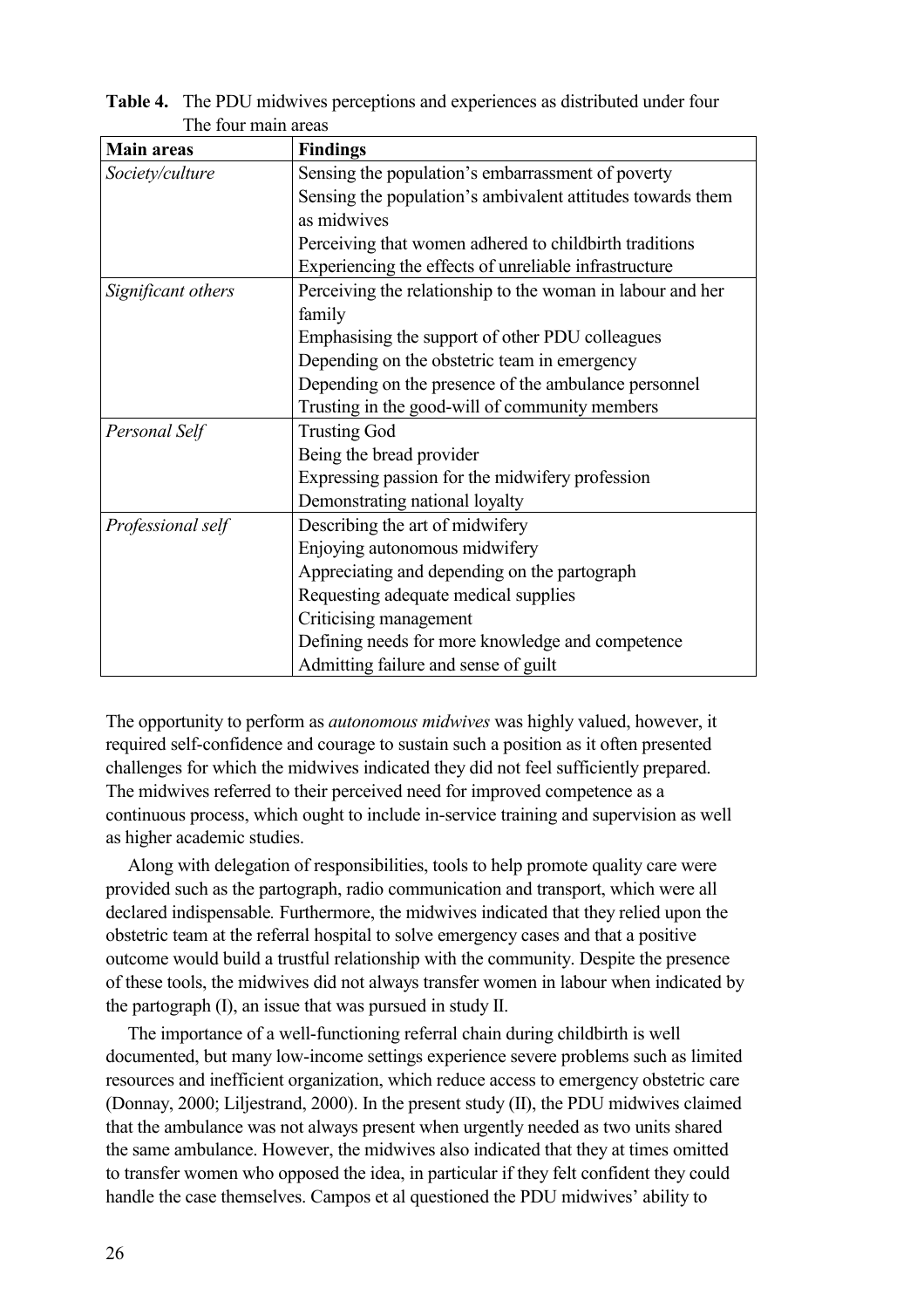**Table 4.** The PDU midwives perceptions and experiences as distributed under four The four main areas

| Main areas | Findings |
|---|---|
| *Society/culture* | Sensing the population's embarrassment of poverty<br>Sensing the population's ambivalent attitudes towards them as midwives<br>Perceiving that women adhered to childbirth traditions<br>Experiencing the effects of unreliable infrastructure |
| *Significant others* | Perceiving the relationship to the woman in labour and her family<br>Emphasising the support of other PDU colleagues<br>Depending on the obstetric team in emergency<br>Depending on the presence of the ambulance personnel<br>Trusting in the good-will of community members |
| *Personal Self* | Trusting God<br>Being the bread provider<br>Expressing passion for the midwifery profession<br>Demonstrating national loyalty |
| *Professional self* | Describing the art of midwifery<br>Enjoying autonomous midwifery<br>Appreciating and depending on the partograph<br>Requesting adequate medical supplies<br>Criticising management<br>Defining needs for more knowledge and competence<br>Admitting failure and sense of guilt |

The opportunity to perform as *autonomous midwives* was highly valued, however, it required self-confidence and courage to sustain such a position as it often presented challenges for which the midwives indicated they did not feel sufficiently prepared. The midwives referred to their perceived need for improved competence as a continuous process, which ought to include in-service training and supervision as well as higher academic studies.

Along with delegation of responsibilities, tools to help promote quality care were provided such as the partograph, radio communication and transport, which were all declared indispensable. Furthermore, the midwives indicated that they relied upon the obstetric team at the referral hospital to solve emergency cases and that a positive outcome would build a trustful relationship with the community. Despite the presence of these tools, the midwives did not always transfer women in labour when indicated by the partograph (I), an issue that was pursued in study II.

The importance of a well-functioning referral chain during childbirth is well documented, but many low-income settings experience severe problems such as limited resources and inefficient organization, which reduce access to emergency obstetric care (Donnay, 2000; Liljestrand, 2000). In the present study (II), the PDU midwives claimed that the ambulance was not always present when urgently needed as two units shared the same ambulance. However, the midwives also indicated that they at times omitted to transfer women who opposed the idea, in particular if they felt confident they could handle the case themselves. Campos et al questioned the PDU midwives' ability to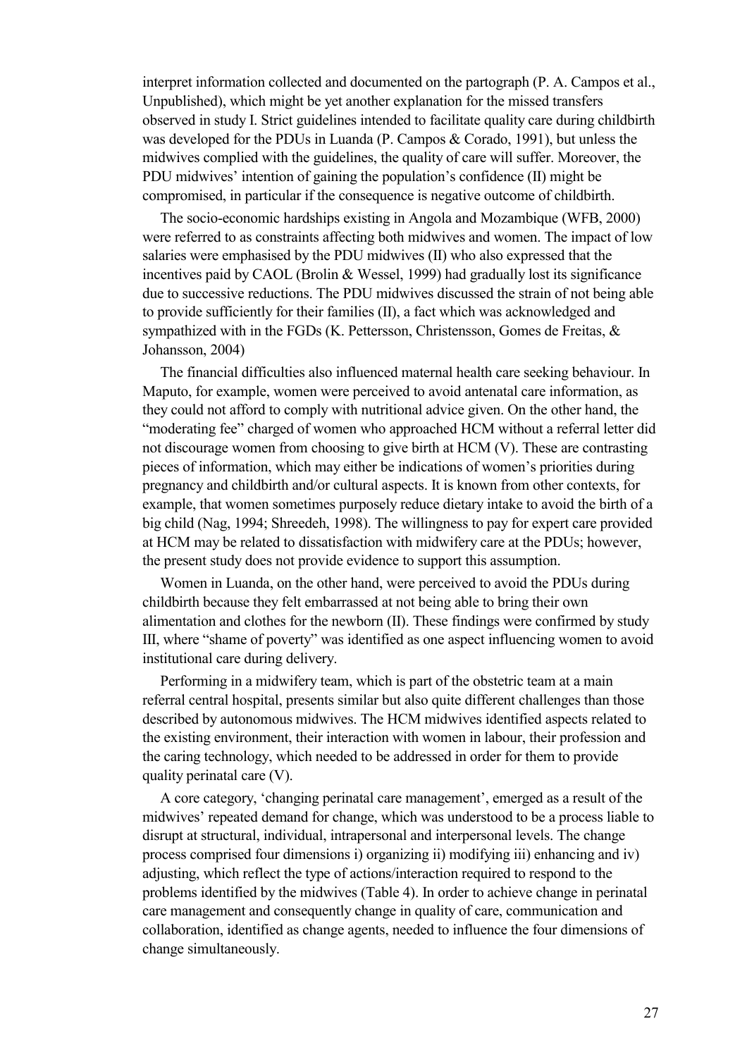interpret information collected and documented on the partograph (P. A. Campos et al., Unpublished), which might be yet another explanation for the missed transfers observed in study I. Strict guidelines intended to facilitate quality care during childbirth was developed for the PDUs in Luanda (P. Campos & Corado, 1991), but unless the midwives complied with the guidelines, the quality of care will suffer. Moreover, the PDU midwives' intention of gaining the population's confidence (II) might be compromised, in particular if the consequence is negative outcome of childbirth.

The socio-economic hardships existing in Angola and Mozambique (WFB, 2000) were referred to as constraints affecting both midwives and women. The impact of low salaries were emphasised by the PDU midwives (II) who also expressed that the incentives paid by CAOL (Brolin & Wessel, 1999) had gradually lost its significance due to successive reductions. The PDU midwives discussed the strain of not being able to provide sufficiently for their families (II), a fact which was acknowledged and sympathized with in the FGDs (K. Pettersson, Christensson, Gomes de Freitas, & Johansson, 2004)

The financial difficulties also influenced maternal health care seeking behaviour. In Maputo, for example, women were perceived to avoid antenatal care information, as they could not afford to comply with nutritional advice given. On the other hand, the "moderating fee" charged of women who approached HCM without a referral letter did not discourage women from choosing to give birth at HCM (V). These are contrasting pieces of information, which may either be indications of women's priorities during pregnancy and childbirth and/or cultural aspects. It is known from other contexts, for example, that women sometimes purposely reduce dietary intake to avoid the birth of a big child (Nag, 1994; Shreedeh, 1998). The willingness to pay for expert care provided at HCM may be related to dissatisfaction with midwifery care at the PDUs; however, the present study does not provide evidence to support this assumption.

Women in Luanda, on the other hand, were perceived to avoid the PDUs during childbirth because they felt embarrassed at not being able to bring their own alimentation and clothes for the newborn (II). These findings were confirmed by study III, where "shame of poverty" was identified as one aspect influencing women to avoid institutional care during delivery.

Performing in a midwifery team, which is part of the obstetric team at a main referral central hospital, presents similar but also quite different challenges than those described by autonomous midwives. The HCM midwives identified aspects related to the existing environment, their interaction with women in labour, their profession and the caring technology, which needed to be addressed in order for them to provide quality perinatal care (V).

A core category, 'changing perinatal care management', emerged as a result of the midwives' repeated demand for change, which was understood to be a process liable to disrupt at structural, individual, intrapersonal and interpersonal levels. The change process comprised four dimensions i) organizing ii) modifying iii) enhancing and iv) adjusting, which reflect the type of actions/interaction required to respond to the problems identified by the midwives (Table 4). In order to achieve change in perinatal care management and consequently change in quality of care, communication and collaboration, identified as change agents, needed to influence the four dimensions of change simultaneously.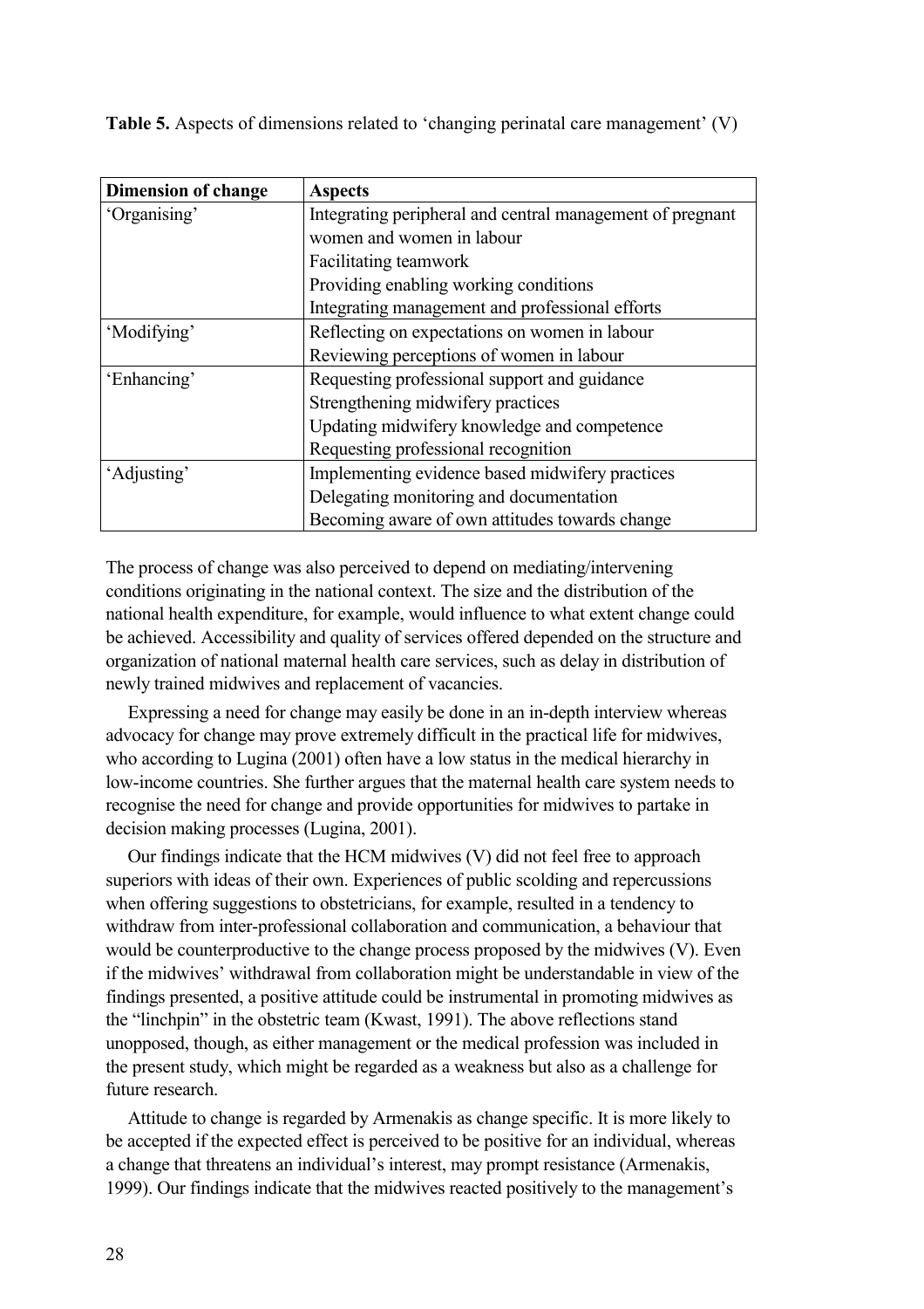**Table 5.** Aspects of dimensions related to 'changing perinatal care management' (V)

| Dimension of change | Aspects |
|---|---|
| 'Organising' | Integrating peripheral and central management of pregnant women and women in labour |
| | Facilitating teamwork |
| | Providing enabling working conditions |
| | Integrating management and professional efforts |
| 'Modifying' | Reflecting on expectations on women in labour |
| | Reviewing perceptions of women in labour |
| 'Enhancing' | Requesting professional support and guidance |
| | Strengthening midwifery practices |
| | Updating midwifery knowledge and competence |
| | Requesting professional recognition |
| 'Adjusting' | Implementing evidence based midwifery practices |
| | Delegating monitoring and documentation |
| | Becoming aware of own attitudes towards change |

The process of change was also perceived to depend on mediating/intervening conditions originating in the national context. The size and the distribution of the national health expenditure, for example, would influence to what extent change could be achieved. Accessibility and quality of services offered depended on the structure and organization of national maternal health care services, such as delay in distribution of newly trained midwives and replacement of vacancies.

Expressing a need for change may easily be done in an in-depth interview whereas advocacy for change may prove extremely difficult in the practical life for midwives, who according to Lugina (2001) often have a low status in the medical hierarchy in low-income countries. She further argues that the maternal health care system needs to recognise the need for change and provide opportunities for midwives to partake in decision making processes (Lugina, 2001).

Our findings indicate that the HCM midwives (V) did not feel free to approach superiors with ideas of their own. Experiences of public scolding and repercussions when offering suggestions to obstetricians, for example, resulted in a tendency to withdraw from inter-professional collaboration and communication, a behaviour that would be counterproductive to the change process proposed by the midwives (V). Even if the midwives' withdrawal from collaboration might be understandable in view of the findings presented, a positive attitude could be instrumental in promoting midwives as the "linchpin" in the obstetric team (Kwast, 1991). The above reflections stand unopposed, though, as either management or the medical profession was included in the present study, which might be regarded as a weakness but also as a challenge for future research.

Attitude to change is regarded by Armenakis as change specific. It is more likely to be accepted if the expected effect is perceived to be positive for an individual, whereas a change that threatens an individual's interest, may prompt resistance (Armenakis, 1999). Our findings indicate that the midwives reacted positively to the management's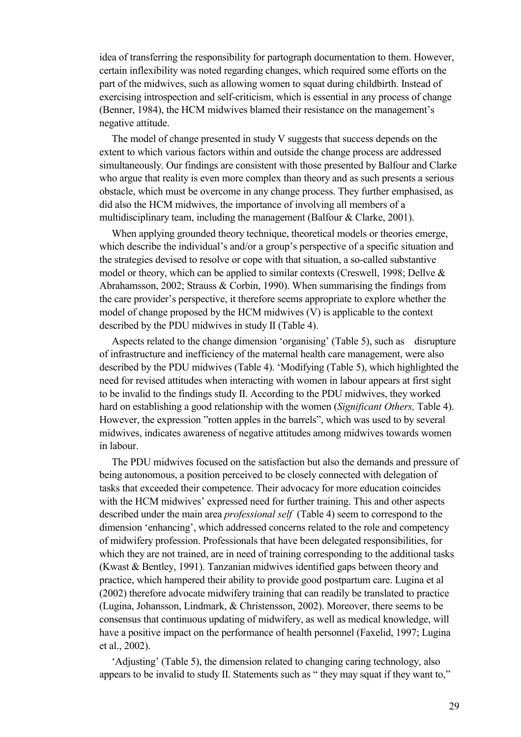idea of transferring the responsibility for partograph documentation to them. However, certain inflexibility was noted regarding changes, which required some efforts on the part of the midwives, such as allowing women to squat during childbirth. Instead of exercising introspection and self-criticism, which is essential in any process of change (Benner, 1984), the HCM midwives blamed their resistance on the management's negative attitude.

The model of change presented in study V suggests that success depends on the extent to which various factors within and outside the change process are addressed simultaneously. Our findings are consistent with those presented by Balfour and Clarke who argue that reality is even more complex than theory and as such presents a serious obstacle, which must be overcome in any change process. They further emphasised, as did also the HCM midwives, the importance of involving all members of a multidisciplinary team, including the management (Balfour & Clarke, 2001).

When applying grounded theory technique, theoretical models or theories emerge, which describe the individual's and/or a group's perspective of a specific situation and the strategies devised to resolve or cope with that situation, a so-called substantive model or theory, which can be applied to similar contexts (Creswell, 1998; Dellve & Abrahamsson, 2002; Strauss & Corbin, 1990). When summarising the findings from the care provider's perspective, it therefore seems appropriate to explore whether the model of change proposed by the HCM midwives (V) is applicable to the context described by the PDU midwives in study II (Table 4).

Aspects related to the change dimension 'organising' (Table 5), such as disrupture of infrastructure and inefficiency of the maternal health care management, were also described by the PDU midwives (Table 4). 'Modifying (Table 5), which highlighted the need for revised attitudes when interacting with women in labour appears at first sight to be invalid to the findings study II. According to the PDU midwives, they worked hard on establishing a good relationship with the women (*Significant Others,* Table 4). However, the expression "rotten apples in the barrels", which was used to by several midwives, indicates awareness of negative attitudes among midwives towards women in labour.

The PDU midwives focused on the satisfaction but also the demands and pressure of being autonomous, a position perceived to be closely connected with delegation of tasks that exceeded their competence. Their advocacy for more education coincides with the HCM midwives' expressed need for further training. This and other aspects described under the main area *professional self* (Table 4) seem to correspond to the dimension 'enhancing', which addressed concerns related to the role and competency of midwifery profession. Professionals that have been delegated responsibilities, for which they are not trained, are in need of training corresponding to the additional tasks (Kwast & Bentley, 1991). Tanzanian midwives identified gaps between theory and practice, which hampered their ability to provide good postpartum care. Lugina et al (2002) therefore advocate midwifery training that can readily be translated to practice (Lugina, Johansson, Lindmark, & Christensson, 2002). Moreover, there seems to be consensus that continuous updating of midwifery, as well as medical knowledge, will have a positive impact on the performance of health personnel (Faxelid, 1997; Lugina et al., 2002).

'Adjusting' (Table 5), the dimension related to changing caring technology, also appears to be invalid to study II. Statements such as " they may squat if they want to,"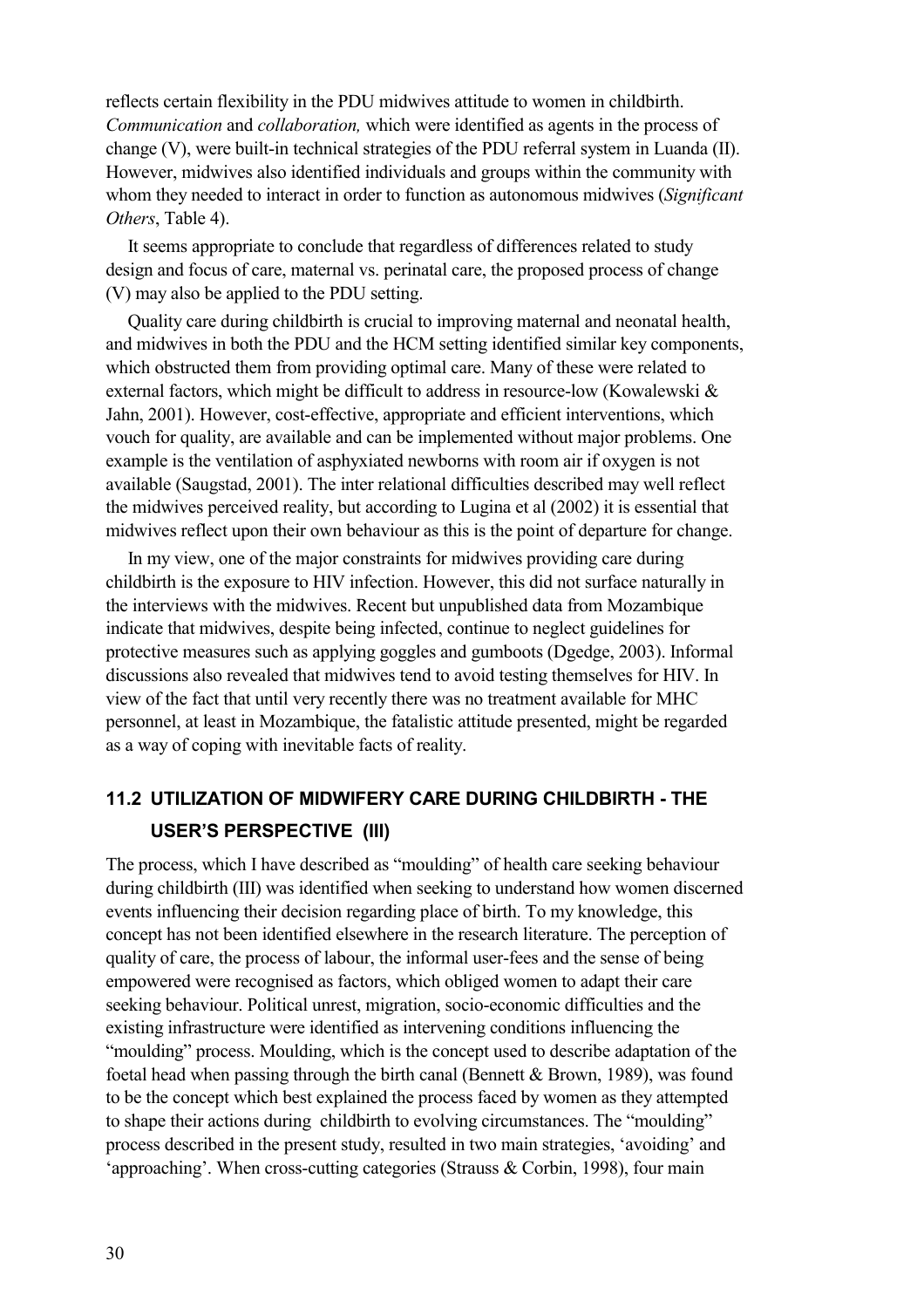reflects certain flexibility in the PDU midwives attitude to women in childbirth. *Communication* and *collaboration,* which were identified as agents in the process of change (V), were built-in technical strategies of the PDU referral system in Luanda (II). However, midwives also identified individuals and groups within the community with whom they needed to interact in order to function as autonomous midwives (*Significant Others*, Table 4).

It seems appropriate to conclude that regardless of differences related to study design and focus of care, maternal vs. perinatal care, the proposed process of change (V) may also be applied to the PDU setting.

Quality care during childbirth is crucial to improving maternal and neonatal health, and midwives in both the PDU and the HCM setting identified similar key components, which obstructed them from providing optimal care. Many of these were related to external factors, which might be difficult to address in resource-low (Kowalewski & Jahn, 2001). However, cost-effective, appropriate and efficient interventions, which vouch for quality, are available and can be implemented without major problems. One example is the ventilation of asphyxiated newborns with room air if oxygen is not available (Saugstad, 2001). The inter relational difficulties described may well reflect the midwives perceived reality, but according to Lugina et al (2002) it is essential that midwives reflect upon their own behaviour as this is the point of departure for change.

In my view, one of the major constraints for midwives providing care during childbirth is the exposure to HIV infection. However, this did not surface naturally in the interviews with the midwives. Recent but unpublished data from Mozambique indicate that midwives, despite being infected, continue to neglect guidelines for protective measures such as applying goggles and gumboots (Dgedge, 2003). Informal discussions also revealed that midwives tend to avoid testing themselves for HIV. In view of the fact that until very recently there was no treatment available for MHC personnel, at least in Mozambique, the fatalistic attitude presented, might be regarded as a way of coping with inevitable facts of reality.

## 11.2 UTILIZATION OF MIDWIFERY CARE DURING CHILDBIRTH - THE USER'S PERSPECTIVE (III)

The process, which I have described as "moulding" of health care seeking behaviour during childbirth (III) was identified when seeking to understand how women discerned events influencing their decision regarding place of birth. To my knowledge, this concept has not been identified elsewhere in the research literature. The perception of quality of care, the process of labour, the informal user-fees and the sense of being empowered were recognised as factors, which obliged women to adapt their care seeking behaviour. Political unrest, migration, socio-economic difficulties and the existing infrastructure were identified as intervening conditions influencing the "moulding" process. Moulding, which is the concept used to describe adaptation of the foetal head when passing through the birth canal (Bennett & Brown, 1989), was found to be the concept which best explained the process faced by women as they attempted to shape their actions during childbirth to evolving circumstances. The "moulding" process described in the present study, resulted in two main strategies, 'avoiding' and 'approaching'. When cross-cutting categories (Strauss & Corbin, 1998), four main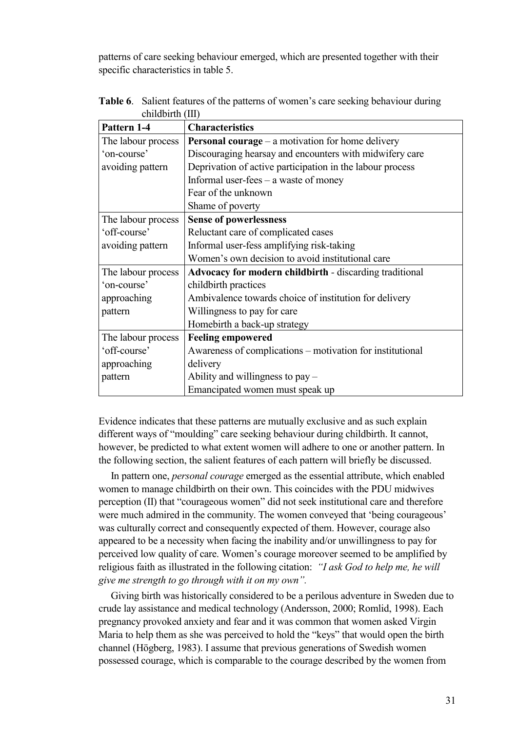patterns of care seeking behaviour emerged, which are presented together with their specific characteristics in table 5.

**Table 6**. Salient features of the patterns of women's care seeking behaviour during childbirth (III)

| **Pattern 1-4** | **Characteristics** |
|---|---|
| The labour process 'on-course' avoiding pattern | **Personal courage** – a motivation for home delivery<br>Discouraging hearsay and encounters with midwifery care<br>Deprivation of active participation in the labour process<br>Informal user-fees – a waste of money<br>Fear of the unknown<br>Shame of poverty |
| The labour process 'off-course' avoiding pattern | **Sense of powerlessness**<br>Reluctant care of complicated cases<br>Informal user-fess amplifying risk-taking<br>Women's own decision to avoid institutional care |
| The labour process 'on-course' approaching pattern | **Advocacy for modern childbirth** - discarding traditional childbirth practices<br>Ambivalence towards choice of institution for delivery<br>Willingness to pay for care<br>Homebirth a back-up strategy |
| The labour process 'off-course' approaching pattern | **Feeling empowered**<br>Awareness of complications – motivation for institutional delivery<br>Ability and willingness to pay –<br>Emancipated women must speak up |

Evidence indicates that these patterns are mutually exclusive and as such explain different ways of "moulding" care seeking behaviour during childbirth. It cannot, however, be predicted to what extent women will adhere to one or another pattern. In the following section, the salient features of each pattern will briefly be discussed.

In pattern one, *personal courage* emerged as the essential attribute, which enabled women to manage childbirth on their own. This coincides with the PDU midwives perception (II) that "courageous women" did not seek institutional care and therefore were much admired in the community. The women conveyed that 'being courageous' was culturally correct and consequently expected of them. However, courage also appeared to be a necessity when facing the inability and/or unwillingness to pay for perceived low quality of care. Women's courage moreover seemed to be amplified by religious faith as illustrated in the following citation: *"I ask God to help me, he will give me strength to go through with it on my own".*

Giving birth was historically considered to be a perilous adventure in Sweden due to crude lay assistance and medical technology (Andersson, 2000; Romlid, 1998). Each pregnancy provoked anxiety and fear and it was common that women asked Virgin Maria to help them as she was perceived to hold the "keys" that would open the birth channel (Högberg, 1983). I assume that previous generations of Swedish women possessed courage, which is comparable to the courage described by the women from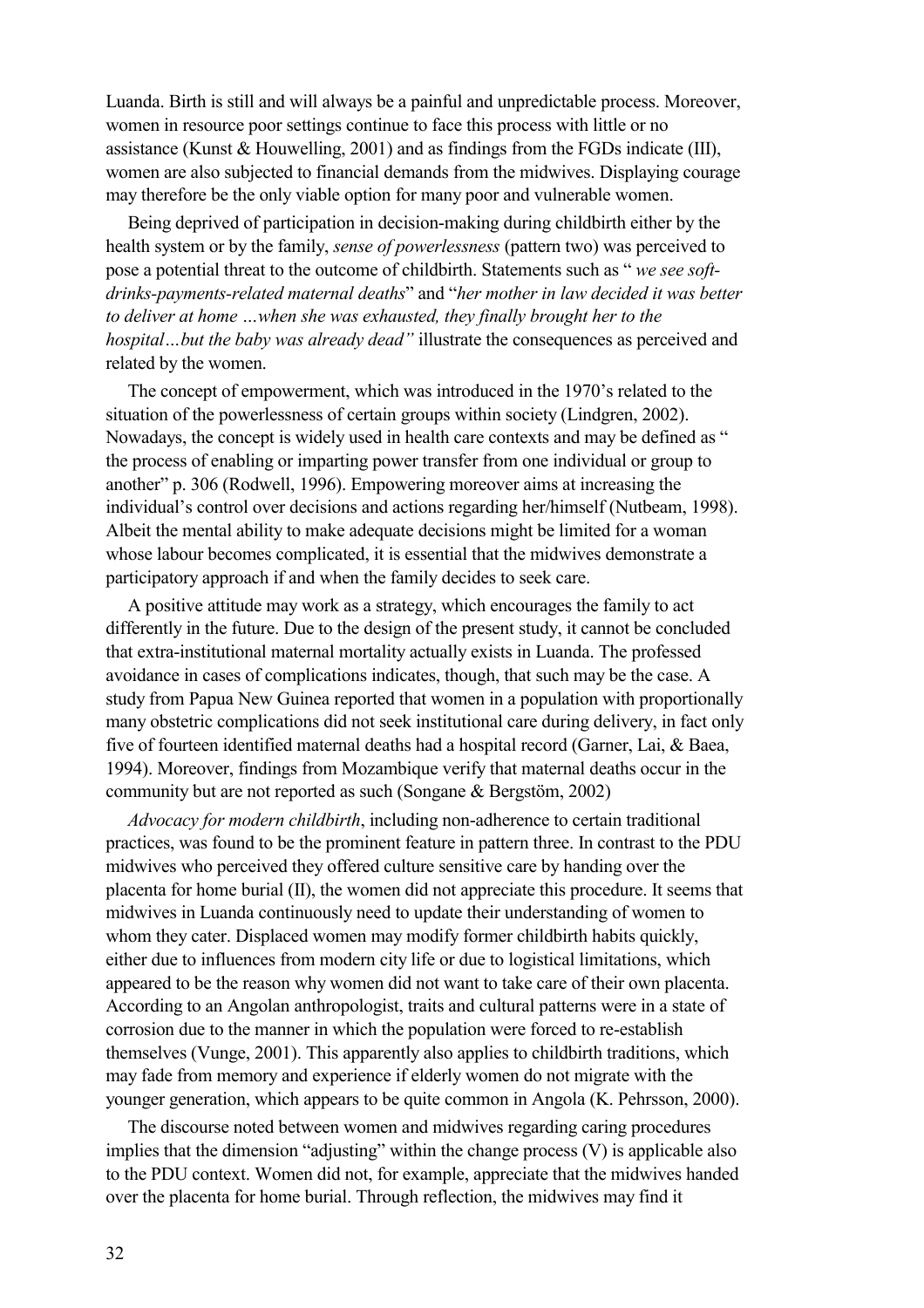Luanda. Birth is still and will always be a painful and unpredictable process. Moreover, women in resource poor settings continue to face this process with little or no assistance (Kunst & Houwelling, 2001) and as findings from the FGDs indicate (III), women are also subjected to financial demands from the midwives. Displaying courage may therefore be the only viable option for many poor and vulnerable women.

Being deprived of participation in decision-making during childbirth either by the health system or by the family, *sense of powerlessness* (pattern two) was perceived to pose a potential threat to the outcome of childbirth. Statements such as " *we see soft-drinks-payments-related maternal deaths*" and "*her mother in law decided it was better to deliver at home …when she was exhausted, they finally brought her to the hospital…but the baby was already dead"* illustrate the consequences as perceived and related by the women.

The concept of empowerment, which was introduced in the 1970's related to the situation of the powerlessness of certain groups within society (Lindgren, 2002). Nowadays, the concept is widely used in health care contexts and may be defined as " the process of enabling or imparting power transfer from one individual or group to another" p. 306 (Rodwell, 1996). Empowering moreover aims at increasing the individual's control over decisions and actions regarding her/himself (Nutbeam, 1998). Albeit the mental ability to make adequate decisions might be limited for a woman whose labour becomes complicated, it is essential that the midwives demonstrate a participatory approach if and when the family decides to seek care.

A positive attitude may work as a strategy, which encourages the family to act differently in the future. Due to the design of the present study, it cannot be concluded that extra-institutional maternal mortality actually exists in Luanda. The professed avoidance in cases of complications indicates, though, that such may be the case. A study from Papua New Guinea reported that women in a population with proportionally many obstetric complications did not seek institutional care during delivery, in fact only five of fourteen identified maternal deaths had a hospital record (Garner, Lai, & Baea, 1994). Moreover, findings from Mozambique verify that maternal deaths occur in the community but are not reported as such (Songane & Bergstöm, 2002)

*Advocacy for modern childbirth*, including non-adherence to certain traditional practices, was found to be the prominent feature in pattern three. In contrast to the PDU midwives who perceived they offered culture sensitive care by handing over the placenta for home burial (II), the women did not appreciate this procedure. It seems that midwives in Luanda continuously need to update their understanding of women to whom they cater. Displaced women may modify former childbirth habits quickly, either due to influences from modern city life or due to logistical limitations, which appeared to be the reason why women did not want to take care of their own placenta. According to an Angolan anthropologist, traits and cultural patterns were in a state of corrosion due to the manner in which the population were forced to re-establish themselves (Vunge, 2001). This apparently also applies to childbirth traditions, which may fade from memory and experience if elderly women do not migrate with the younger generation, which appears to be quite common in Angola (K. Pehrsson, 2000).

The discourse noted between women and midwives regarding caring procedures implies that the dimension "adjusting" within the change process (V) is applicable also to the PDU context. Women did not, for example, appreciate that the midwives handed over the placenta for home burial. Through reflection, the midwives may find it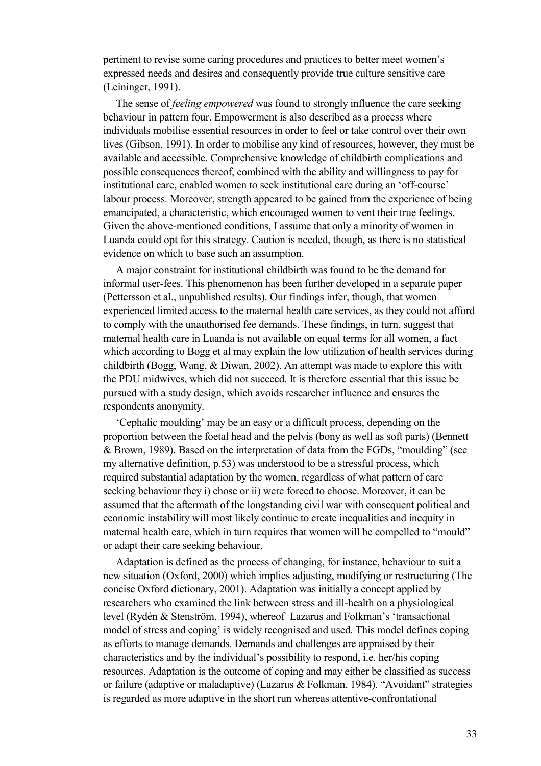pertinent to revise some caring procedures and practices to better meet women's expressed needs and desires and consequently provide true culture sensitive care (Leininger, 1991).

The sense of *feeling empowered* was found to strongly influence the care seeking behaviour in pattern four. Empowerment is also described as a process where individuals mobilise essential resources in order to feel or take control over their own lives (Gibson, 1991). In order to mobilise any kind of resources, however, they must be available and accessible. Comprehensive knowledge of childbirth complications and possible consequences thereof, combined with the ability and willingness to pay for institutional care, enabled women to seek institutional care during an 'off-course' labour process. Moreover, strength appeared to be gained from the experience of being emancipated, a characteristic, which encouraged women to vent their true feelings. Given the above-mentioned conditions, I assume that only a minority of women in Luanda could opt for this strategy. Caution is needed, though, as there is no statistical evidence on which to base such an assumption.

A major constraint for institutional childbirth was found to be the demand for informal user-fees. This phenomenon has been further developed in a separate paper (Pettersson et al., unpublished results). Our findings infer, though, that women experienced limited access to the maternal health care services, as they could not afford to comply with the unauthorised fee demands. These findings, in turn, suggest that maternal health care in Luanda is not available on equal terms for all women, a fact which according to Bogg et al may explain the low utilization of health services during childbirth (Bogg, Wang, & Diwan, 2002). An attempt was made to explore this with the PDU midwives, which did not succeed. It is therefore essential that this issue be pursued with a study design, which avoids researcher influence and ensures the respondents anonymity.

'Cephalic moulding' may be an easy or a difficult process, depending on the proportion between the foetal head and the pelvis (bony as well as soft parts) (Bennett & Brown, 1989). Based on the interpretation of data from the FGDs, "moulding" (see my alternative definition, p.53) was understood to be a stressful process, which required substantial adaptation by the women, regardless of what pattern of care seeking behaviour they i) chose or ii) were forced to choose. Moreover, it can be assumed that the aftermath of the longstanding civil war with consequent political and economic instability will most likely continue to create inequalities and inequity in maternal health care, which in turn requires that women will be compelled to "mould" or adapt their care seeking behaviour.

Adaptation is defined as the process of changing, for instance, behaviour to suit a new situation (Oxford, 2000) which implies adjusting, modifying or restructuring (The concise Oxford dictionary, 2001). Adaptation was initially a concept applied by researchers who examined the link between stress and ill-health on a physiological level (Rydén & Stenström, 1994), whereof Lazarus and Folkman's 'transactional model of stress and coping' is widely recognised and used. This model defines coping as efforts to manage demands. Demands and challenges are appraised by their characteristics and by the individual's possibility to respond, i.e. her/his coping resources. Adaptation is the outcome of coping and may either be classified as success or failure (adaptive or maladaptive) (Lazarus & Folkman, 1984). "Avoidant" strategies is regarded as more adaptive in the short run whereas attentive-confrontational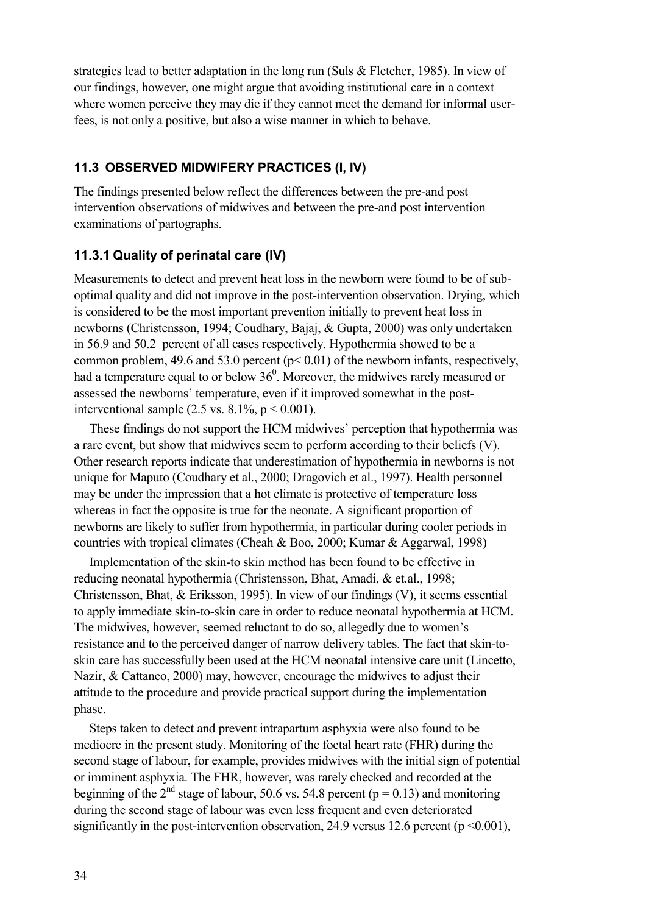strategies lead to better adaptation in the long run (Suls & Fletcher, 1985). In view of our findings, however, one might argue that avoiding institutional care in a context where women perceive they may die if they cannot meet the demand for informal user-fees, is not only a positive, but also a wise manner in which to behave.

## 11.3 OBSERVED MIDWIFERY PRACTICES (I, IV)

The findings presented below reflect the differences between the pre-and post intervention observations of midwives and between the pre-and post intervention examinations of partographs.

### 11.3.1 Quality of perinatal care (IV)

Measurements to detect and prevent heat loss in the newborn were found to be of sub-optimal quality and did not improve in the post-intervention observation. Drying, which is considered to be the most important prevention initially to prevent heat loss in newborns (Christensson, 1994; Coudhary, Bajaj, & Gupta, 2000) was only undertaken in 56.9 and 50.2 percent of all cases respectively. Hypothermia showed to be a common problem, 49.6 and 53.0 percent ($p < 0.01$) of the newborn infants, respectively, had a temperature equal to or below $36^0$. Moreover, the midwives rarely measured or assessed the newborns' temperature, even if it improved somewhat in the post-interventional sample (2.5 vs. 8.1%, $p < 0.001$).

These findings do not support the HCM midwives' perception that hypothermia was a rare event, but show that midwives seem to perform according to their beliefs (V). Other research reports indicate that underestimation of hypothermia in newborns is not unique for Maputo (Coudhary et al., 2000; Dragovich et al., 1997). Health personnel may be under the impression that a hot climate is protective of temperature loss whereas in fact the opposite is true for the neonate. A significant proportion of newborns are likely to suffer from hypothermia, in particular during cooler periods in countries with tropical climates (Cheah & Boo, 2000; Kumar & Aggarwal, 1998)

Implementation of the skin-to skin method has been found to be effective in reducing neonatal hypothermia (Christensson, Bhat, Amadi, & et.al., 1998; Christensson, Bhat, & Eriksson, 1995). In view of our findings (V), it seems essential to apply immediate skin-to-skin care in order to reduce neonatal hypothermia at HCM. The midwives, however, seemed reluctant to do so, allegedly due to women's resistance and to the perceived danger of narrow delivery tables. The fact that skin-to-skin care has successfully been used at the HCM neonatal intensive care unit (Lincetto, Nazir, & Cattaneo, 2000) may, however, encourage the midwives to adjust their attitude to the procedure and provide practical support during the implementation phase.

Steps taken to detect and prevent intrapartum asphyxia were also found to be mediocre in the present study. Monitoring of the foetal heart rate (FHR) during the second stage of labour, for example, provides midwives with the initial sign of potential or imminent asphyxia. The FHR, however, was rarely checked and recorded at the beginning of the $2^{nd}$ stage of labour, 50.6 vs. 54.8 percent ($p = 0.13$) and monitoring during the second stage of labour was even less frequent and even deteriorated significantly in the post-intervention observation, 24.9 versus 12.6 percent ($p < 0.001$),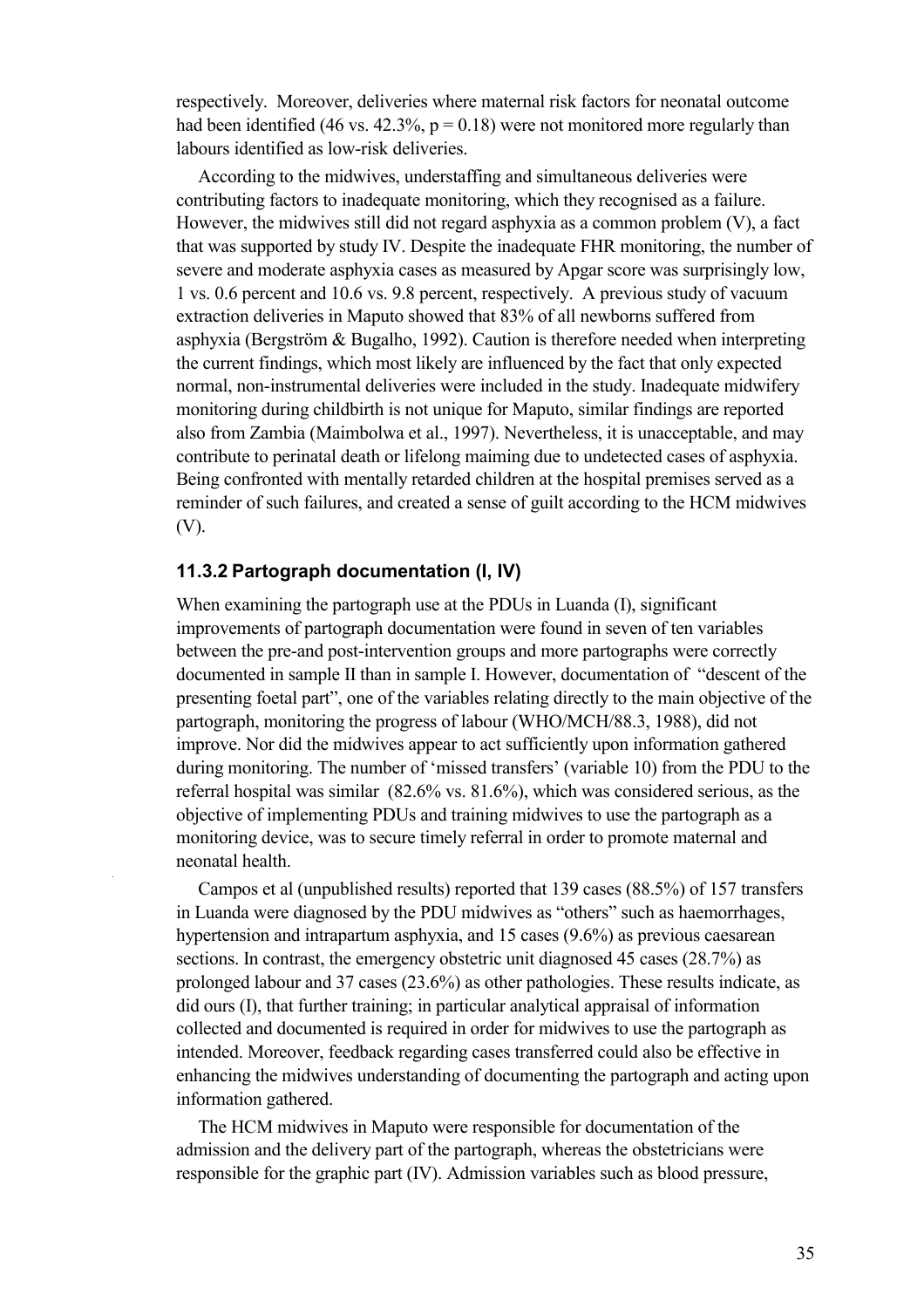respectively. Moreover, deliveries where maternal risk factors for neonatal outcome had been identified (46 vs. 42.3%, $p = 0.18$) were not monitored more regularly than labours identified as low-risk deliveries.

According to the midwives, understaffing and simultaneous deliveries were contributing factors to inadequate monitoring, which they recognised as a failure. However, the midwives still did not regard asphyxia as a common problem (V), a fact that was supported by study IV. Despite the inadequate FHR monitoring, the number of severe and moderate asphyxia cases as measured by Apgar score was surprisingly low, 1 vs. 0.6 percent and 10.6 vs. 9.8 percent, respectively. A previous study of vacuum extraction deliveries in Maputo showed that 83% of all newborns suffered from asphyxia (Bergström & Bugalho, 1992). Caution is therefore needed when interpreting the current findings, which most likely are influenced by the fact that only expected normal, non-instrumental deliveries were included in the study. Inadequate midwifery monitoring during childbirth is not unique for Maputo, similar findings are reported also from Zambia (Maimbolwa et al., 1997). Nevertheless, it is unacceptable, and may contribute to perinatal death or lifelong maiming due to undetected cases of asphyxia. Being confronted with mentally retarded children at the hospital premises served as a reminder of such failures, and created a sense of guilt according to the HCM midwives (V).

### 11.3.2 Partograph documentation (I, IV)

When examining the partograph use at the PDUs in Luanda (I), significant improvements of partograph documentation were found in seven of ten variables between the pre-and post-intervention groups and more partographs were correctly documented in sample II than in sample I. However, documentation of "descent of the presenting foetal part", one of the variables relating directly to the main objective of the partograph, monitoring the progress of labour (WHO/MCH/88.3, 1988), did not improve. Nor did the midwives appear to act sufficiently upon information gathered during monitoring. The number of 'missed transfers' (variable 10) from the PDU to the referral hospital was similar (82.6% vs. 81.6%), which was considered serious, as the objective of implementing PDUs and training midwives to use the partograph as a monitoring device, was to secure timely referral in order to promote maternal and neonatal health.

Campos et al (unpublished results) reported that 139 cases (88.5%) of 157 transfers in Luanda were diagnosed by the PDU midwives as "others" such as haemorrhages, hypertension and intrapartum asphyxia, and 15 cases (9.6%) as previous caesarean sections. In contrast, the emergency obstetric unit diagnosed 45 cases (28.7%) as prolonged labour and 37 cases (23.6%) as other pathologies. These results indicate, as did ours (I), that further training; in particular analytical appraisal of information collected and documented is required in order for midwives to use the partograph as intended. Moreover, feedback regarding cases transferred could also be effective in enhancing the midwives understanding of documenting the partograph and acting upon information gathered.

The HCM midwives in Maputo were responsible for documentation of the admission and the delivery part of the partograph, whereas the obstetricians were responsible for the graphic part (IV). Admission variables such as blood pressure,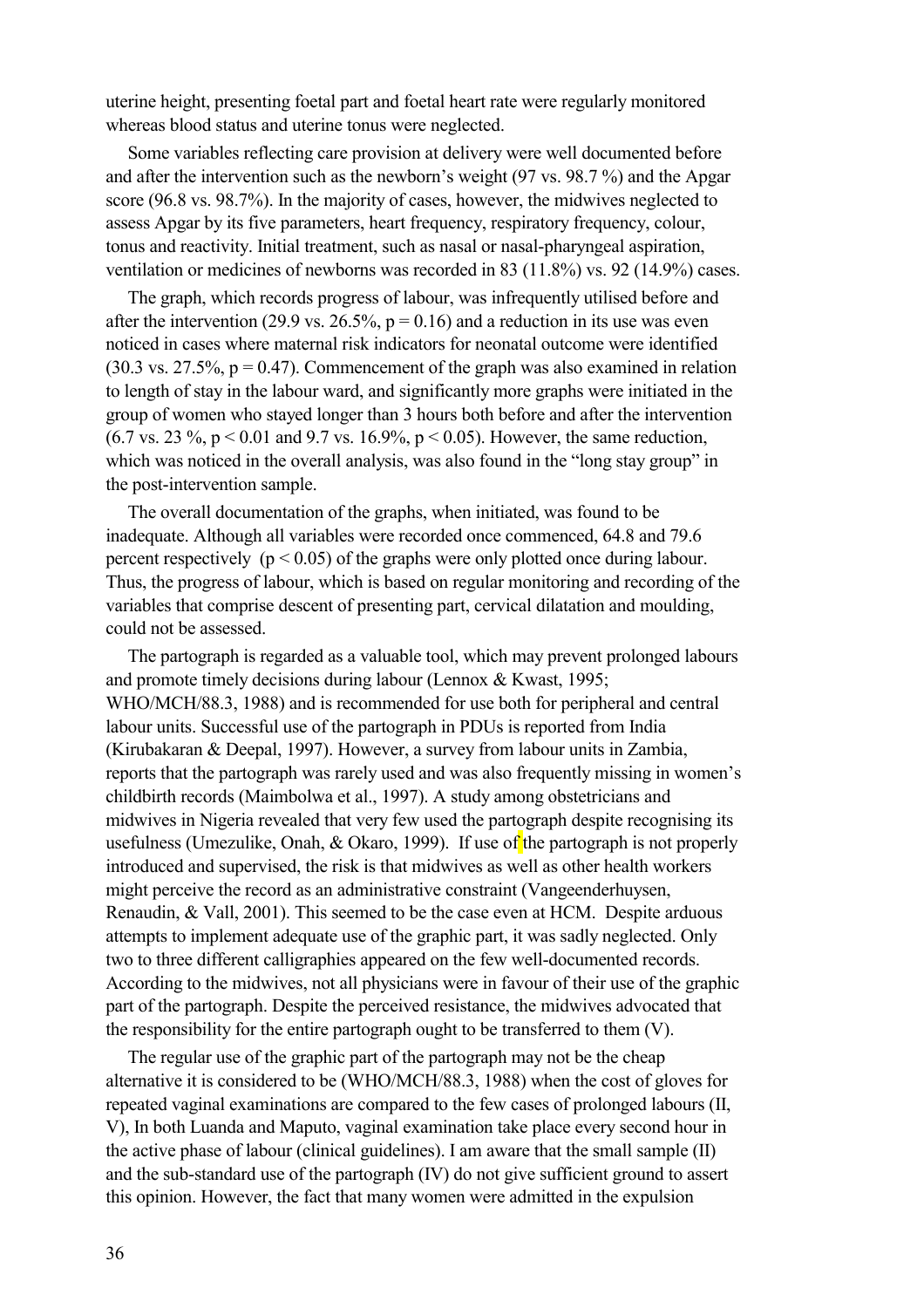uterine height, presenting foetal part and foetal heart rate were regularly monitored whereas blood status and uterine tonus were neglected.

Some variables reflecting care provision at delivery were well documented before and after the intervention such as the newborn's weight (97 vs. 98.7 %) and the Apgar score (96.8 vs. 98.7%). In the majority of cases, however, the midwives neglected to assess Apgar by its five parameters, heart frequency, respiratory frequency, colour, tonus and reactivity. Initial treatment, such as nasal or nasal-pharyngeal aspiration, ventilation or medicines of newborns was recorded in 83 (11.8%) vs. 92 (14.9%) cases.

The graph, which records progress of labour, was infrequently utilised before and after the intervention (29.9 vs. 26.5%, $p = 0.16$) and a reduction in its use was even noticed in cases where maternal risk indicators for neonatal outcome were identified (30.3 vs. 27.5%, $p = 0.47$). Commencement of the graph was also examined in relation to length of stay in the labour ward, and significantly more graphs were initiated in the group of women who stayed longer than 3 hours both before and after the intervention (6.7 vs. 23 %, $p < 0.01$ and 9.7 vs. 16.9%, $p < 0.05$). However, the same reduction, which was noticed in the overall analysis, was also found in the "long stay group" in the post-intervention sample.

The overall documentation of the graphs, when initiated, was found to be inadequate. Although all variables were recorded once commenced, 64.8 and 79.6 percent respectively ($p < 0.05$) of the graphs were only plotted once during labour. Thus, the progress of labour, which is based on regular monitoring and recording of the variables that comprise descent of presenting part, cervical dilatation and moulding, could not be assessed.

The partograph is regarded as a valuable tool, which may prevent prolonged labours and promote timely decisions during labour (Lennox & Kwast, 1995; WHO/MCH/88.3, 1988) and is recommended for use both for peripheral and central labour units. Successful use of the partograph in PDUs is reported from India (Kirubakaran & Deepal, 1997). However, a survey from labour units in Zambia, reports that the partograph was rarely used and was also frequently missing in women's childbirth records (Maimbolwa et al., 1997). A study among obstetricians and midwives in Nigeria revealed that very few used the partograph despite recognising its usefulness (Umezulike, Onah, & Okaro, 1999). If use of the partograph is not properly introduced and supervised, the risk is that midwives as well as other health workers might perceive the record as an administrative constraint (Vangeenderhuysen, Renaudin, & Vall, 2001). This seemed to be the case even at HCM. Despite arduous attempts to implement adequate use of the graphic part, it was sadly neglected. Only two to three different calligraphies appeared on the few well-documented records. According to the midwives, not all physicians were in favour of their use of the graphic part of the partograph. Despite the perceived resistance, the midwives advocated that the responsibility for the entire partograph ought to be transferred to them (V).

The regular use of the graphic part of the partograph may not be the cheap alternative it is considered to be (WHO/MCH/88.3, 1988) when the cost of gloves for repeated vaginal examinations are compared to the few cases of prolonged labours (II, V), In both Luanda and Maputo, vaginal examination take place every second hour in the active phase of labour (clinical guidelines). I am aware that the small sample (II) and the sub-standard use of the partograph (IV) do not give sufficient ground to assert this opinion. However, the fact that many women were admitted in the expulsion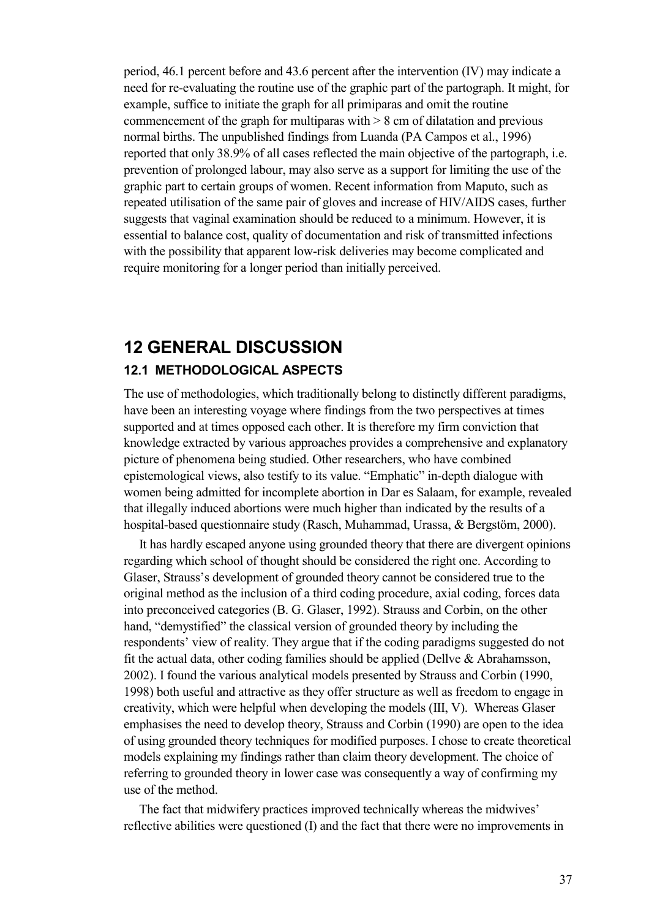period, 46.1 percent before and 43.6 percent after the intervention (IV) may indicate a need for re-evaluating the routine use of the graphic part of the partograph. It might, for example, suffice to initiate the graph for all primiparas and omit the routine commencement of the graph for multiparas with > 8 cm of dilatation and previous normal births. The unpublished findings from Luanda (PA Campos et al., 1996) reported that only 38.9% of all cases reflected the main objective of the partograph, i.e. prevention of prolonged labour, may also serve as a support for limiting the use of the graphic part to certain groups of women. Recent information from Maputo, such as repeated utilisation of the same pair of gloves and increase of HIV/AIDS cases, further suggests that vaginal examination should be reduced to a minimum. However, it is essential to balance cost, quality of documentation and risk of transmitted infections with the possibility that apparent low-risk deliveries may become complicated and require monitoring for a longer period than initially perceived.

# 12 GENERAL DISCUSSION

## 12.1 METHODOLOGICAL ASPECTS

The use of methodologies, which traditionally belong to distinctly different paradigms, have been an interesting voyage where findings from the two perspectives at times supported and at times opposed each other. It is therefore my firm conviction that knowledge extracted by various approaches provides a comprehensive and explanatory picture of phenomena being studied. Other researchers, who have combined epistemological views, also testify to its value. "Emphatic" in-depth dialogue with women being admitted for incomplete abortion in Dar es Salaam, for example, revealed that illegally induced abortions were much higher than indicated by the results of a hospital-based questionnaire study (Rasch, Muhammad, Urassa, & Bergstöm, 2000).

It has hardly escaped anyone using grounded theory that there are divergent opinions regarding which school of thought should be considered the right one. According to Glaser, Strauss's development of grounded theory cannot be considered true to the original method as the inclusion of a third coding procedure, axial coding, forces data into preconceived categories (B. G. Glaser, 1992). Strauss and Corbin, on the other hand, "demystified" the classical version of grounded theory by including the respondents' view of reality. They argue that if the coding paradigms suggested do not fit the actual data, other coding families should be applied (Dellve & Abrahamsson, 2002). I found the various analytical models presented by Strauss and Corbin (1990, 1998) both useful and attractive as they offer structure as well as freedom to engage in creativity, which were helpful when developing the models (III, V). Whereas Glaser emphasises the need to develop theory, Strauss and Corbin (1990) are open to the idea of using grounded theory techniques for modified purposes. I chose to create theoretical models explaining my findings rather than claim theory development. The choice of referring to grounded theory in lower case was consequently a way of confirming my use of the method.

The fact that midwifery practices improved technically whereas the midwives' reflective abilities were questioned (I) and the fact that there were no improvements in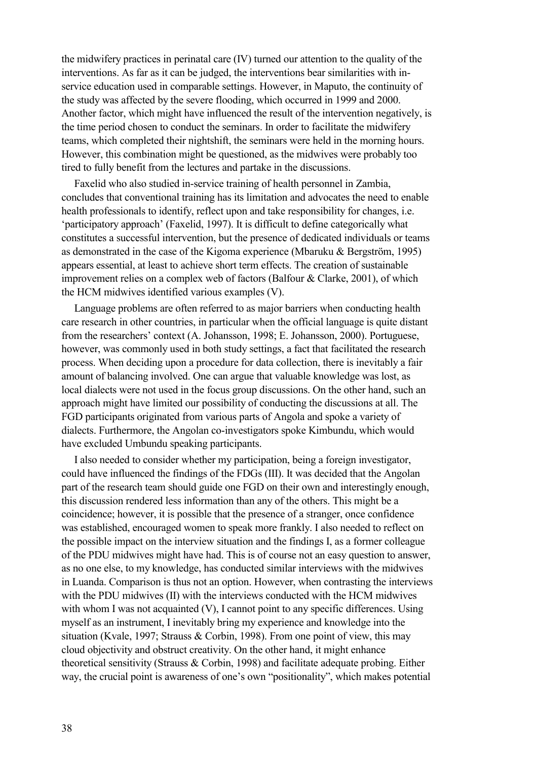the midwifery practices in perinatal care (IV) turned our attention to the quality of the interventions. As far as it can be judged, the interventions bear similarities with in-service education used in comparable settings. However, in Maputo, the continuity of the study was affected by the severe flooding, which occurred in 1999 and 2000. Another factor, which might have influenced the result of the intervention negatively, is the time period chosen to conduct the seminars. In order to facilitate the midwifery teams, which completed their nightshift, the seminars were held in the morning hours. However, this combination might be questioned, as the midwives were probably too tired to fully benefit from the lectures and partake in the discussions.

Faxelid who also studied in-service training of health personnel in Zambia, concludes that conventional training has its limitation and advocates the need to enable health professionals to identify, reflect upon and take responsibility for changes, i.e. 'participatory approach' (Faxelid, 1997). It is difficult to define categorically what constitutes a successful intervention, but the presence of dedicated individuals or teams as demonstrated in the case of the Kigoma experience (Mbaruku & Bergström, 1995) appears essential, at least to achieve short term effects. The creation of sustainable improvement relies on a complex web of factors (Balfour & Clarke, 2001), of which the HCM midwives identified various examples (V).

Language problems are often referred to as major barriers when conducting health care research in other countries, in particular when the official language is quite distant from the researchers' context (A. Johansson, 1998; E. Johansson, 2000). Portuguese, however, was commonly used in both study settings, a fact that facilitated the research process. When deciding upon a procedure for data collection, there is inevitably a fair amount of balancing involved. One can argue that valuable knowledge was lost, as local dialects were not used in the focus group discussions. On the other hand, such an approach might have limited our possibility of conducting the discussions at all. The FGD participants originated from various parts of Angola and spoke a variety of dialects. Furthermore, the Angolan co-investigators spoke Kimbundu, which would have excluded Umbundu speaking participants.

I also needed to consider whether my participation, being a foreign investigator, could have influenced the findings of the FDGs (III). It was decided that the Angolan part of the research team should guide one FGD on their own and interestingly enough, this discussion rendered less information than any of the others. This might be a coincidence; however, it is possible that the presence of a stranger, once confidence was established, encouraged women to speak more frankly. I also needed to reflect on the possible impact on the interview situation and the findings I, as a former colleague of the PDU midwives might have had. This is of course not an easy question to answer, as no one else, to my knowledge, has conducted similar interviews with the midwives in Luanda. Comparison is thus not an option. However, when contrasting the interviews with the PDU midwives (II) with the interviews conducted with the HCM midwives with whom I was not acquainted (V), I cannot point to any specific differences. Using myself as an instrument, I inevitably bring my experience and knowledge into the situation (Kvale, 1997; Strauss & Corbin, 1998). From one point of view, this may cloud objectivity and obstruct creativity. On the other hand, it might enhance theoretical sensitivity (Strauss & Corbin, 1998) and facilitate adequate probing. Either way, the crucial point is awareness of one's own "positionality", which makes potential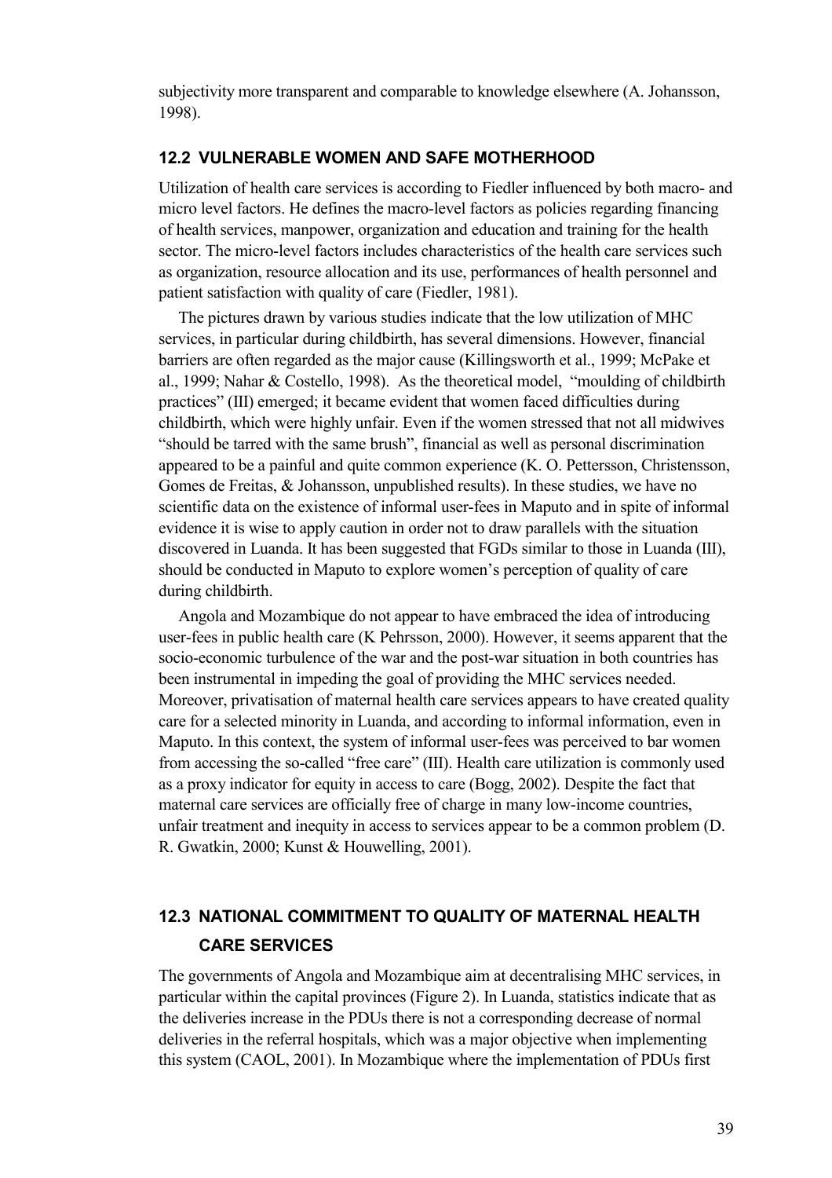subjectivity more transparent and comparable to knowledge elsewhere (A. Johansson, 1998).

## 12.2 VULNERABLE WOMEN AND SAFE MOTHERHOOD

Utilization of health care services is according to Fiedler influenced by both macro- and micro level factors. He defines the macro-level factors as policies regarding financing of health services, manpower, organization and education and training for the health sector. The micro-level factors includes characteristics of the health care services such as organization, resource allocation and its use, performances of health personnel and patient satisfaction with quality of care (Fiedler, 1981).

The pictures drawn by various studies indicate that the low utilization of MHC services, in particular during childbirth, has several dimensions. However, financial barriers are often regarded as the major cause (Killingsworth et al., 1999; McPake et al., 1999; Nahar & Costello, 1998). As the theoretical model, "moulding of childbirth practices" (III) emerged; it became evident that women faced difficulties during childbirth, which were highly unfair. Even if the women stressed that not all midwives "should be tarred with the same brush", financial as well as personal discrimination appeared to be a painful and quite common experience (K. O. Pettersson, Christensson, Gomes de Freitas, & Johansson, unpublished results). In these studies, we have no scientific data on the existence of informal user-fees in Maputo and in spite of informal evidence it is wise to apply caution in order not to draw parallels with the situation discovered in Luanda. It has been suggested that FGDs similar to those in Luanda (III), should be conducted in Maputo to explore women's perception of quality of care during childbirth.

Angola and Mozambique do not appear to have embraced the idea of introducing user-fees in public health care (K Pehrsson, 2000). However, it seems apparent that the socio-economic turbulence of the war and the post-war situation in both countries has been instrumental in impeding the goal of providing the MHC services needed. Moreover, privatisation of maternal health care services appears to have created quality care for a selected minority in Luanda, and according to informal information, even in Maputo. In this context, the system of informal user-fees was perceived to bar women from accessing the so-called "free care" (III). Health care utilization is commonly used as a proxy indicator for equity in access to care (Bogg, 2002). Despite the fact that maternal care services are officially free of charge in many low-income countries, unfair treatment and inequity in access to services appear to be a common problem (D. R. Gwatkin, 2000; Kunst & Houwelling, 2001).

## 12.3 NATIONAL COMMITMENT TO QUALITY OF MATERNAL HEALTH CARE SERVICES

The governments of Angola and Mozambique aim at decentralising MHC services, in particular within the capital provinces (Figure 2). In Luanda, statistics indicate that as the deliveries increase in the PDUs there is not a corresponding decrease of normal deliveries in the referral hospitals, which was a major objective when implementing this system (CAOL, 2001). In Mozambique where the implementation of PDUs first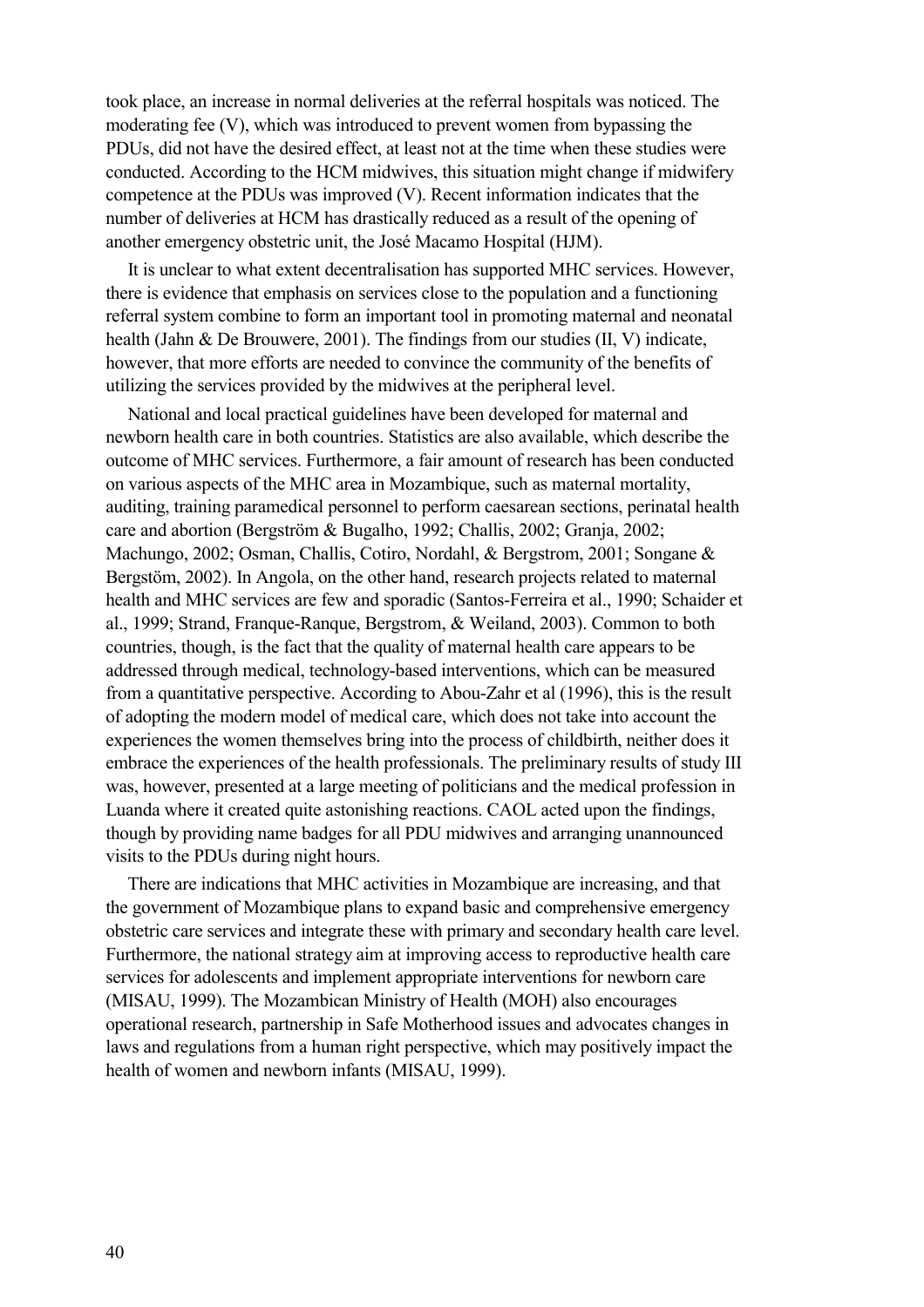took place, an increase in normal deliveries at the referral hospitals was noticed. The moderating fee (V), which was introduced to prevent women from bypassing the PDUs, did not have the desired effect, at least not at the time when these studies were conducted. According to the HCM midwives, this situation might change if midwifery competence at the PDUs was improved (V). Recent information indicates that the number of deliveries at HCM has drastically reduced as a result of the opening of another emergency obstetric unit, the José Macamo Hospital (HJM).

It is unclear to what extent decentralisation has supported MHC services. However, there is evidence that emphasis on services close to the population and a functioning referral system combine to form an important tool in promoting maternal and neonatal health (Jahn & De Brouwere, 2001). The findings from our studies (II, V) indicate, however, that more efforts are needed to convince the community of the benefits of utilizing the services provided by the midwives at the peripheral level.

National and local practical guidelines have been developed for maternal and newborn health care in both countries. Statistics are also available, which describe the outcome of MHC services. Furthermore, a fair amount of research has been conducted on various aspects of the MHC area in Mozambique, such as maternal mortality, auditing, training paramedical personnel to perform caesarean sections, perinatal health care and abortion (Bergström & Bugalho, 1992; Challis, 2002; Granja, 2002; Machungo, 2002; Osman, Challis, Cotiro, Nordahl, & Bergstrom, 2001; Songane & Bergstöm, 2002). In Angola, on the other hand, research projects related to maternal health and MHC services are few and sporadic (Santos-Ferreira et al., 1990; Schaider et al., 1999; Strand, Franque-Ranque, Bergstrom, & Weiland, 2003). Common to both countries, though, is the fact that the quality of maternal health care appears to be addressed through medical, technology-based interventions, which can be measured from a quantitative perspective. According to Abou-Zahr et al (1996), this is the result of adopting the modern model of medical care, which does not take into account the experiences the women themselves bring into the process of childbirth, neither does it embrace the experiences of the health professionals. The preliminary results of study III was, however, presented at a large meeting of politicians and the medical profession in Luanda where it created quite astonishing reactions. CAOL acted upon the findings, though by providing name badges for all PDU midwives and arranging unannounced visits to the PDUs during night hours.

There are indications that MHC activities in Mozambique are increasing, and that the government of Mozambique plans to expand basic and comprehensive emergency obstetric care services and integrate these with primary and secondary health care level. Furthermore, the national strategy aim at improving access to reproductive health care services for adolescents and implement appropriate interventions for newborn care (MISAU, 1999). The Mozambican Ministry of Health (MOH) also encourages operational research, partnership in Safe Motherhood issues and advocates changes in laws and regulations from a human right perspective, which may positively impact the health of women and newborn infants (MISAU, 1999).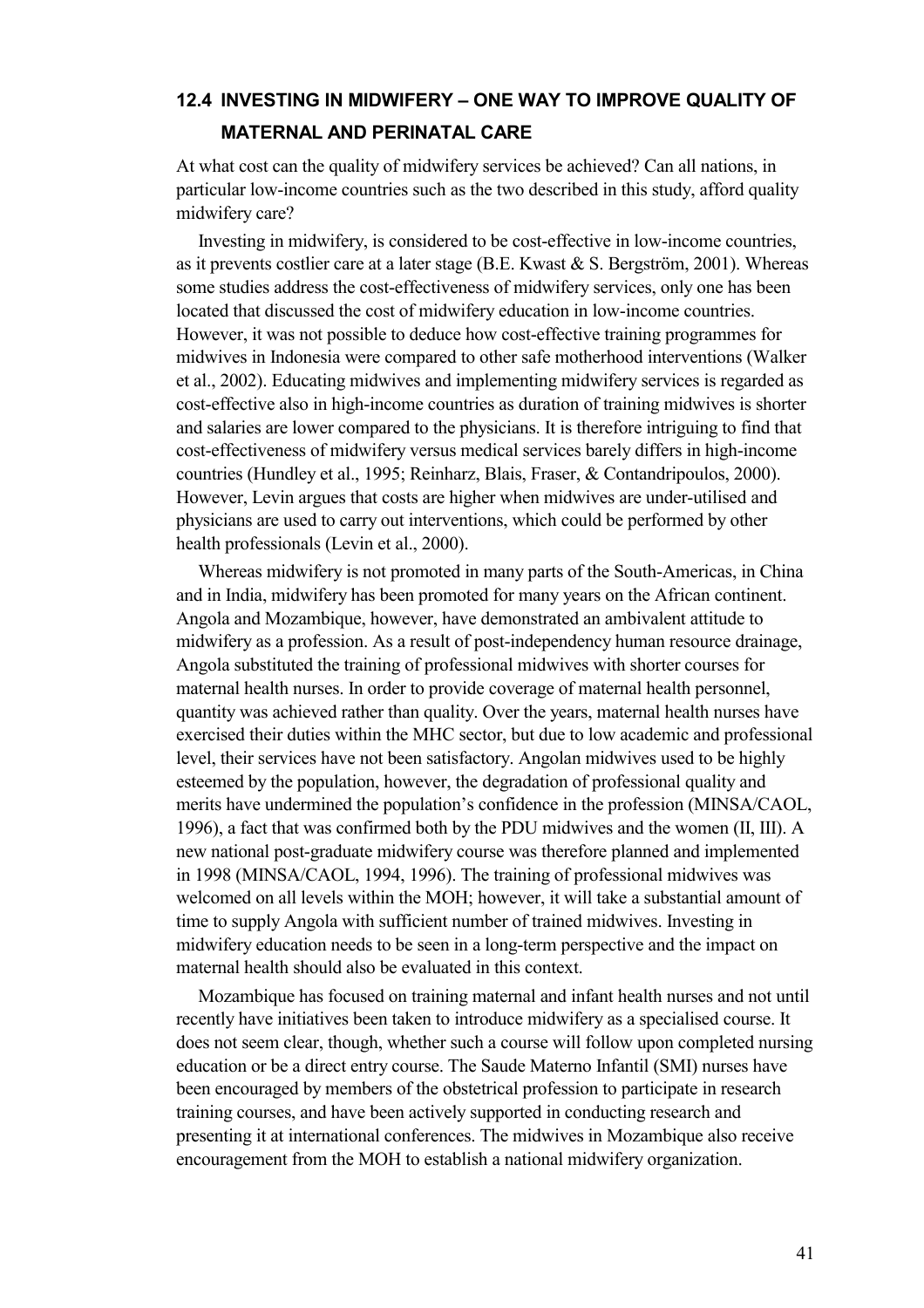## 12.4 INVESTING IN MIDWIFERY – ONE WAY TO IMPROVE QUALITY OF MATERNAL AND PERINATAL CARE

At what cost can the quality of midwifery services be achieved? Can all nations, in particular low-income countries such as the two described in this study, afford quality midwifery care?

Investing in midwifery, is considered to be cost-effective in low-income countries, as it prevents costlier care at a later stage (B.E. Kwast & S. Bergström, 2001). Whereas some studies address the cost-effectiveness of midwifery services, only one has been located that discussed the cost of midwifery education in low-income countries. However, it was not possible to deduce how cost-effective training programmes for midwives in Indonesia were compared to other safe motherhood interventions (Walker et al., 2002). Educating midwives and implementing midwifery services is regarded as cost-effective also in high-income countries as duration of training midwives is shorter and salaries are lower compared to the physicians. It is therefore intriguing to find that cost-effectiveness of midwifery versus medical services barely differs in high-income countries (Hundley et al., 1995; Reinharz, Blais, Fraser, & Contandripoulos, 2000). However, Levin argues that costs are higher when midwives are under-utilised and physicians are used to carry out interventions, which could be performed by other health professionals (Levin et al., 2000).

Whereas midwifery is not promoted in many parts of the South-Americas, in China and in India, midwifery has been promoted for many years on the African continent. Angola and Mozambique, however, have demonstrated an ambivalent attitude to midwifery as a profession. As a result of post-independency human resource drainage, Angola substituted the training of professional midwives with shorter courses for maternal health nurses. In order to provide coverage of maternal health personnel, quantity was achieved rather than quality. Over the years, maternal health nurses have exercised their duties within the MHC sector, but due to low academic and professional level, their services have not been satisfactory. Angolan midwives used to be highly esteemed by the population, however, the degradation of professional quality and merits have undermined the population's confidence in the profession (MINSA/CAOL, 1996), a fact that was confirmed both by the PDU midwives and the women (II, III). A new national post-graduate midwifery course was therefore planned and implemented in 1998 (MINSA/CAOL, 1994, 1996). The training of professional midwives was welcomed on all levels within the MOH; however, it will take a substantial amount of time to supply Angola with sufficient number of trained midwives. Investing in midwifery education needs to be seen in a long-term perspective and the impact on maternal health should also be evaluated in this context.

Mozambique has focused on training maternal and infant health nurses and not until recently have initiatives been taken to introduce midwifery as a specialised course. It does not seem clear, though, whether such a course will follow upon completed nursing education or be a direct entry course. The Saude Materno Infantil (SMI) nurses have been encouraged by members of the obstetrical profession to participate in research training courses, and have been actively supported in conducting research and presenting it at international conferences. The midwives in Mozambique also receive encouragement from the MOH to establish a national midwifery organization.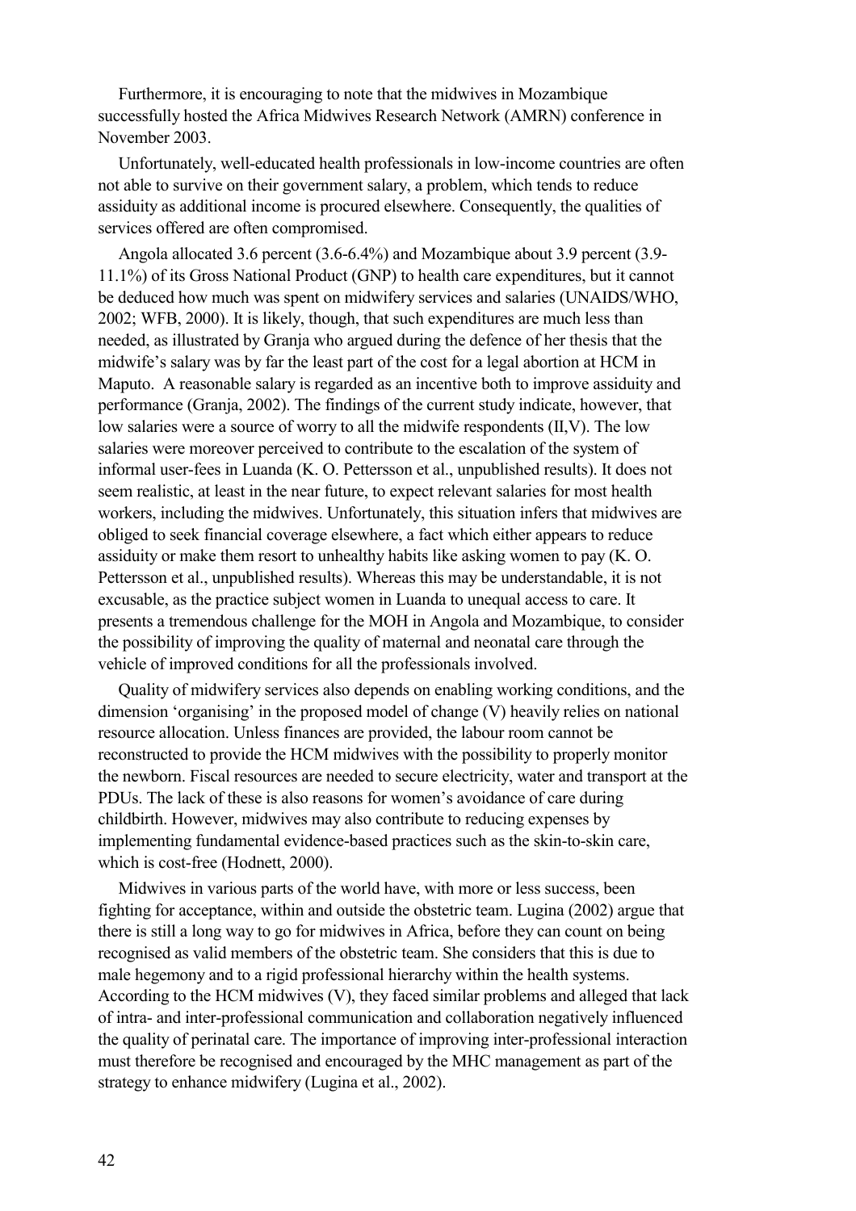Furthermore, it is encouraging to note that the midwives in Mozambique successfully hosted the Africa Midwives Research Network (AMRN) conference in November 2003.

Unfortunately, well-educated health professionals in low-income countries are often not able to survive on their government salary, a problem, which tends to reduce assiduity as additional income is procured elsewhere. Consequently, the qualities of services offered are often compromised.

Angola allocated 3.6 percent (3.6-6.4%) and Mozambique about 3.9 percent (3.9-11.1%) of its Gross National Product (GNP) to health care expenditures, but it cannot be deduced how much was spent on midwifery services and salaries (UNAIDS/WHO, 2002; WFB, 2000). It is likely, though, that such expenditures are much less than needed, as illustrated by Granja who argued during the defence of her thesis that the midwife's salary was by far the least part of the cost for a legal abortion at HCM in Maputo. A reasonable salary is regarded as an incentive both to improve assiduity and performance (Granja, 2002). The findings of the current study indicate, however, that low salaries were a source of worry to all the midwife respondents (II,V). The low salaries were moreover perceived to contribute to the escalation of the system of informal user-fees in Luanda (K. O. Pettersson et al., unpublished results). It does not seem realistic, at least in the near future, to expect relevant salaries for most health workers, including the midwives. Unfortunately, this situation infers that midwives are obliged to seek financial coverage elsewhere, a fact which either appears to reduce assiduity or make them resort to unhealthy habits like asking women to pay (K. O. Pettersson et al., unpublished results). Whereas this may be understandable, it is not excusable, as the practice subject women in Luanda to unequal access to care. It presents a tremendous challenge for the MOH in Angola and Mozambique, to consider the possibility of improving the quality of maternal and neonatal care through the vehicle of improved conditions for all the professionals involved.

Quality of midwifery services also depends on enabling working conditions, and the dimension 'organising' in the proposed model of change (V) heavily relies on national resource allocation. Unless finances are provided, the labour room cannot be reconstructed to provide the HCM midwives with the possibility to properly monitor the newborn. Fiscal resources are needed to secure electricity, water and transport at the PDUs. The lack of these is also reasons for women's avoidance of care during childbirth. However, midwives may also contribute to reducing expenses by implementing fundamental evidence-based practices such as the skin-to-skin care, which is cost-free (Hodnett, 2000).

Midwives in various parts of the world have, with more or less success, been fighting for acceptance, within and outside the obstetric team. Lugina (2002) argue that there is still a long way to go for midwives in Africa, before they can count on being recognised as valid members of the obstetric team. She considers that this is due to male hegemony and to a rigid professional hierarchy within the health systems. According to the HCM midwives (V), they faced similar problems and alleged that lack of intra- and inter-professional communication and collaboration negatively influenced the quality of perinatal care. The importance of improving inter-professional interaction must therefore be recognised and encouraged by the MHC management as part of the strategy to enhance midwifery (Lugina et al., 2002).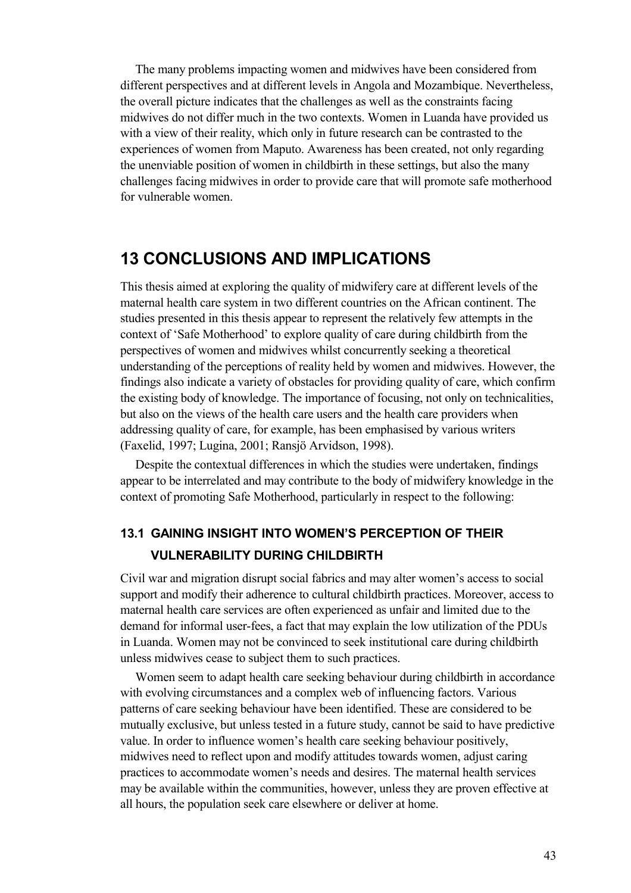The many problems impacting women and midwives have been considered from different perspectives and at different levels in Angola and Mozambique. Nevertheless, the overall picture indicates that the challenges as well as the constraints facing midwives do not differ much in the two contexts. Women in Luanda have provided us with a view of their reality, which only in future research can be contrasted to the experiences of women from Maputo. Awareness has been created, not only regarding the unenviable position of women in childbirth in these settings, but also the many challenges facing midwives in order to provide care that will promote safe motherhood for vulnerable women.

# 13 CONCLUSIONS AND IMPLICATIONS

This thesis aimed at exploring the quality of midwifery care at different levels of the maternal health care system in two different countries on the African continent. The studies presented in this thesis appear to represent the relatively few attempts in the context of 'Safe Motherhood' to explore quality of care during childbirth from the perspectives of women and midwives whilst concurrently seeking a theoretical understanding of the perceptions of reality held by women and midwives. However, the findings also indicate a variety of obstacles for providing quality of care, which confirm the existing body of knowledge. The importance of focusing, not only on technicalities, but also on the views of the health care users and the health care providers when addressing quality of care, for example, has been emphasised by various writers (Faxelid, 1997; Lugina, 2001; Ransjö Arvidson, 1998).

Despite the contextual differences in which the studies were undertaken, findings appear to be interrelated and may contribute to the body of midwifery knowledge in the context of promoting Safe Motherhood, particularly in respect to the following:

## 13.1 GAINING INSIGHT INTO WOMEN'S PERCEPTION OF THEIR VULNERABILITY DURING CHILDBIRTH

Civil war and migration disrupt social fabrics and may alter women's access to social support and modify their adherence to cultural childbirth practices. Moreover, access to maternal health care services are often experienced as unfair and limited due to the demand for informal user-fees, a fact that may explain the low utilization of the PDUs in Luanda. Women may not be convinced to seek institutional care during childbirth unless midwives cease to subject them to such practices.

Women seem to adapt health care seeking behaviour during childbirth in accordance with evolving circumstances and a complex web of influencing factors. Various patterns of care seeking behaviour have been identified. These are considered to be mutually exclusive, but unless tested in a future study, cannot be said to have predictive value. In order to influence women's health care seeking behaviour positively, midwives need to reflect upon and modify attitudes towards women, adjust caring practices to accommodate women's needs and desires. The maternal health services may be available within the communities, however, unless they are proven effective at all hours, the population seek care elsewhere or deliver at home.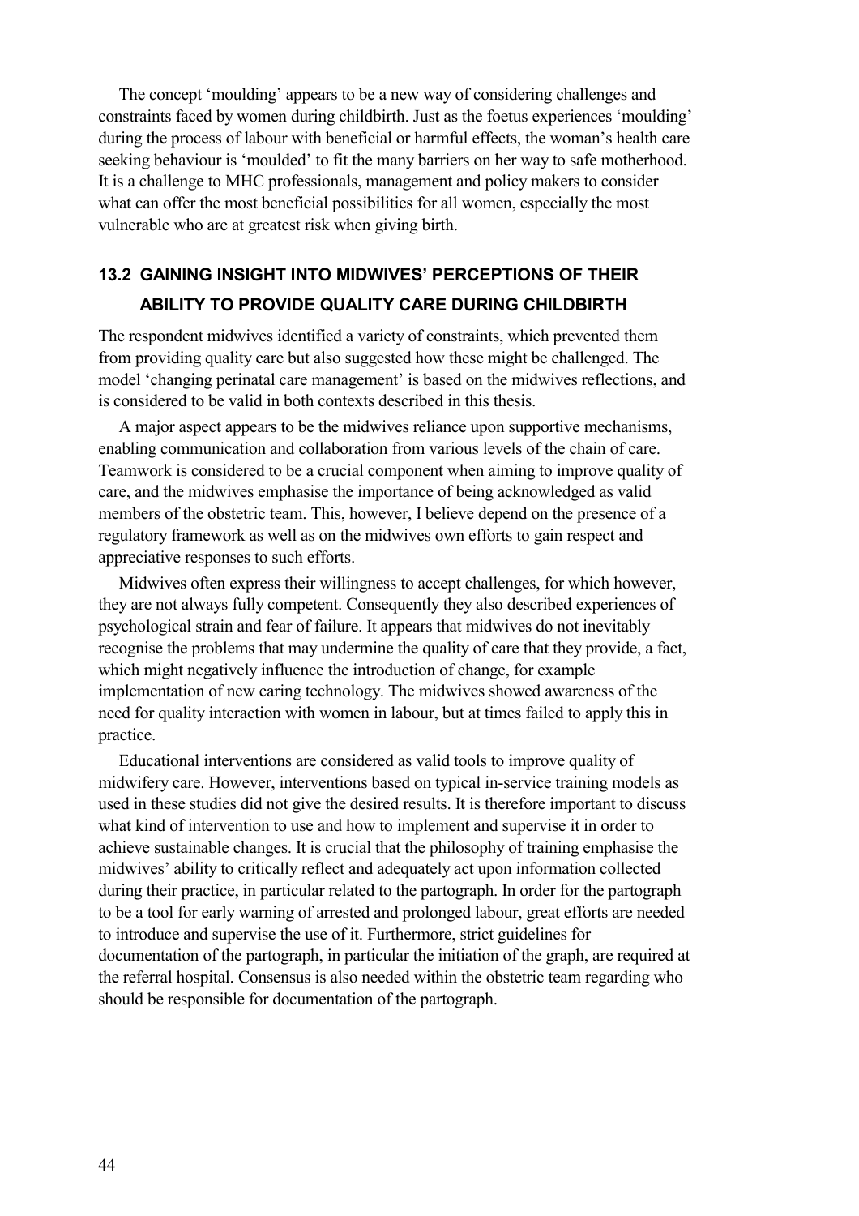The concept 'moulding' appears to be a new way of considering challenges and constraints faced by women during childbirth. Just as the foetus experiences 'moulding' during the process of labour with beneficial or harmful effects, the woman's health care seeking behaviour is 'moulded' to fit the many barriers on her way to safe motherhood. It is a challenge to MHC professionals, management and policy makers to consider what can offer the most beneficial possibilities for all women, especially the most vulnerable who are at greatest risk when giving birth.

## 13.2 GAINING INSIGHT INTO MIDWIVES' PERCEPTIONS OF THEIR ABILITY TO PROVIDE QUALITY CARE DURING CHILDBIRTH

The respondent midwives identified a variety of constraints, which prevented them from providing quality care but also suggested how these might be challenged. The model 'changing perinatal care management' is based on the midwives reflections, and is considered to be valid in both contexts described in this thesis.

A major aspect appears to be the midwives reliance upon supportive mechanisms, enabling communication and collaboration from various levels of the chain of care. Teamwork is considered to be a crucial component when aiming to improve quality of care, and the midwives emphasise the importance of being acknowledged as valid members of the obstetric team. This, however, I believe depend on the presence of a regulatory framework as well as on the midwives own efforts to gain respect and appreciative responses to such efforts.

Midwives often express their willingness to accept challenges, for which however, they are not always fully competent. Consequently they also described experiences of psychological strain and fear of failure. It appears that midwives do not inevitably recognise the problems that may undermine the quality of care that they provide, a fact, which might negatively influence the introduction of change, for example implementation of new caring technology. The midwives showed awareness of the need for quality interaction with women in labour, but at times failed to apply this in practice.

Educational interventions are considered as valid tools to improve quality of midwifery care. However, interventions based on typical in-service training models as used in these studies did not give the desired results. It is therefore important to discuss what kind of intervention to use and how to implement and supervise it in order to achieve sustainable changes. It is crucial that the philosophy of training emphasise the midwives' ability to critically reflect and adequately act upon information collected during their practice, in particular related to the partograph. In order for the partograph to be a tool for early warning of arrested and prolonged labour, great efforts are needed to introduce and supervise the use of it. Furthermore, strict guidelines for documentation of the partograph, in particular the initiation of the graph, are required at the referral hospital. Consensus is also needed within the obstetric team regarding who should be responsible for documentation of the partograph.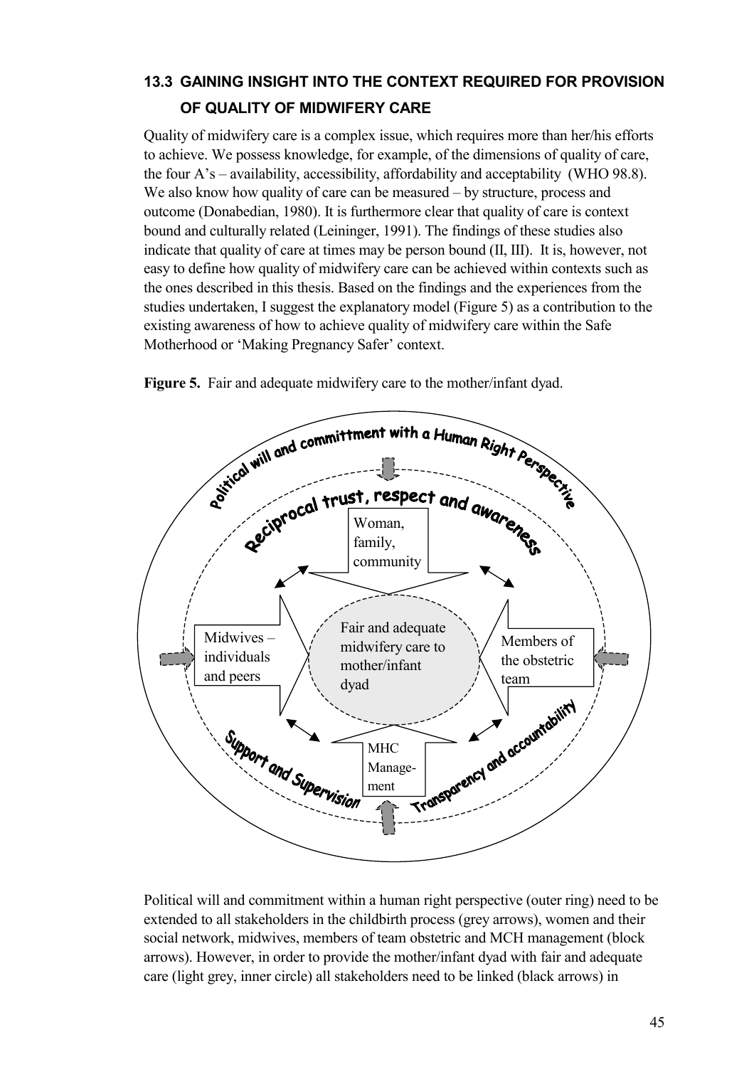## 13.3 GAINING INSIGHT INTO THE CONTEXT REQUIRED FOR PROVISION OF QUALITY OF MIDWIFERY CARE

Quality of midwifery care is a complex issue, which requires more than her/his efforts to achieve. We possess knowledge, for example, of the dimensions of quality of care, the four A's – availability, accessibility, affordability and acceptability (WHO 98.8). We also know how quality of care can be measured – by structure, process and outcome (Donabedian, 1980). It is furthermore clear that quality of care is context bound and culturally related (Leininger, 1991). The findings of these studies also indicate that quality of care at times may be person bound (II, III). It is, however, not easy to define how quality of midwifery care can be achieved within contexts such as the ones described in this thesis. Based on the findings and the experiences from the studies undertaken, I suggest the explanatory model (Figure 5) as a contribution to the existing awareness of how to achieve quality of midwifery care within the Safe Motherhood or 'Making Pregnancy Safer' context.

**Figure 5.** Fair and adequate midwifery care to the mother/infant dyad.

Political will and committment with a Human Right Perspective

Reciprocal trust, respect and awareness

Woman, family, community

Midwives – individuals and peers

Fair and adequate midwifery care to mother/infant dyad

Members of the obstetric team

MHC Management

Support and Supervision

Transparency and accountability

Political will and commitment within a human right perspective (outer ring) need to be extended to all stakeholders in the childbirth process (grey arrows), women and their social network, midwives, members of team obstetric and MCH management (block arrows). However, in order to provide the mother/infant dyad with fair and adequate care (light grey, inner circle) all stakeholders need to be linked (black arrows) in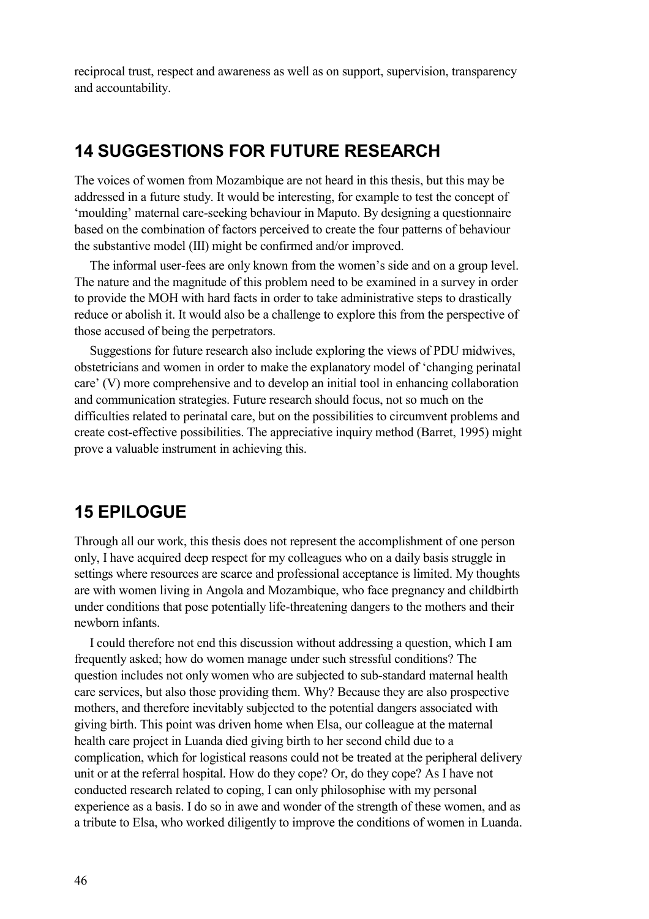reciprocal trust, respect and awareness as well as on support, supervision, transparency and accountability.

## 14 SUGGESTIONS FOR FUTURE RESEARCH

The voices of women from Mozambique are not heard in this thesis, but this may be addressed in a future study. It would be interesting, for example to test the concept of 'moulding' maternal care-seeking behaviour in Maputo. By designing a questionnaire based on the combination of factors perceived to create the four patterns of behaviour the substantive model (III) might be confirmed and/or improved.

The informal user-fees are only known from the women's side and on a group level. The nature and the magnitude of this problem need to be examined in a survey in order to provide the MOH with hard facts in order to take administrative steps to drastically reduce or abolish it. It would also be a challenge to explore this from the perspective of those accused of being the perpetrators.

Suggestions for future research also include exploring the views of PDU midwives, obstetricians and women in order to make the explanatory model of 'changing perinatal care' (V) more comprehensive and to develop an initial tool in enhancing collaboration and communication strategies. Future research should focus, not so much on the difficulties related to perinatal care, but on the possibilities to circumvent problems and create cost-effective possibilities. The appreciative inquiry method (Barret, 1995) might prove a valuable instrument in achieving this.

## 15 EPILOGUE

Through all our work, this thesis does not represent the accomplishment of one person only, I have acquired deep respect for my colleagues who on a daily basis struggle in settings where resources are scarce and professional acceptance is limited. My thoughts are with women living in Angola and Mozambique, who face pregnancy and childbirth under conditions that pose potentially life-threatening dangers to the mothers and their newborn infants.

I could therefore not end this discussion without addressing a question, which I am frequently asked; how do women manage under such stressful conditions? The question includes not only women who are subjected to sub-standard maternal health care services, but also those providing them. Why? Because they are also prospective mothers, and therefore inevitably subjected to the potential dangers associated with giving birth. This point was driven home when Elsa, our colleague at the maternal health care project in Luanda died giving birth to her second child due to a complication, which for logistical reasons could not be treated at the peripheral delivery unit or at the referral hospital. How do they cope? Or, do they cope? As I have not conducted research related to coping, I can only philosophise with my personal experience as a basis. I do so in awe and wonder of the strength of these women, and as a tribute to Elsa, who worked diligently to improve the conditions of women in Luanda.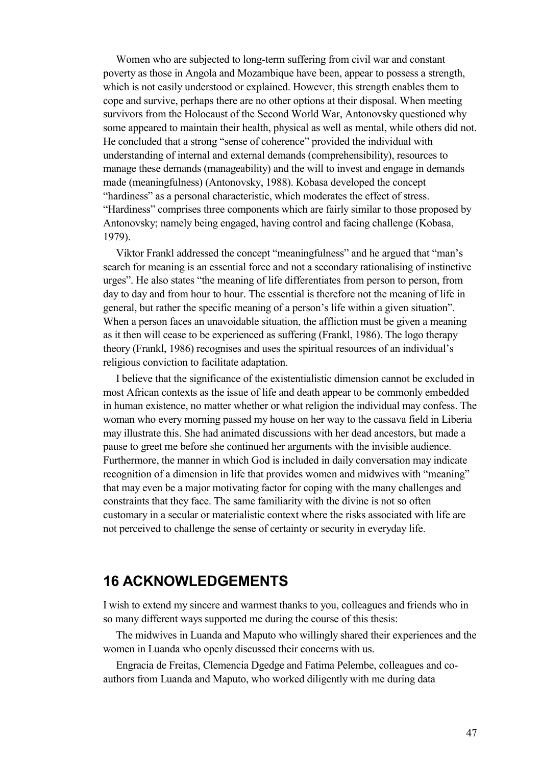Women who are subjected to long-term suffering from civil war and constant poverty as those in Angola and Mozambique have been, appear to possess a strength, which is not easily understood or explained. However, this strength enables them to cope and survive, perhaps there are no other options at their disposal. When meeting survivors from the Holocaust of the Second World War, Antonovsky questioned why some appeared to maintain their health, physical as well as mental, while others did not. He concluded that a strong "sense of coherence" provided the individual with understanding of internal and external demands (comprehensibility), resources to manage these demands (manageability) and the will to invest and engage in demands made (meaningfulness) (Antonovsky, 1988). Kobasa developed the concept "hardiness" as a personal characteristic, which moderates the effect of stress. "Hardiness" comprises three components which are fairly similar to those proposed by Antonovsky; namely being engaged, having control and facing challenge (Kobasa, 1979).

Viktor Frankl addressed the concept "meaningfulness" and he argued that "man's search for meaning is an essential force and not a secondary rationalising of instinctive urges". He also states "the meaning of life differentiates from person to person, from day to day and from hour to hour. The essential is therefore not the meaning of life in general, but rather the specific meaning of a person's life within a given situation". When a person faces an unavoidable situation, the affliction must be given a meaning as it then will cease to be experienced as suffering (Frankl, 1986). The logo therapy theory (Frankl, 1986) recognises and uses the spiritual resources of an individual's religious conviction to facilitate adaptation.

I believe that the significance of the existentialistic dimension cannot be excluded in most African contexts as the issue of life and death appear to be commonly embedded in human existence, no matter whether or what religion the individual may confess. The woman who every morning passed my house on her way to the cassava field in Liberia may illustrate this. She had animated discussions with her dead ancestors, but made a pause to greet me before she continued her arguments with the invisible audience. Furthermore, the manner in which God is included in daily conversation may indicate recognition of a dimension in life that provides women and midwives with "meaning" that may even be a major motivating factor for coping with the many challenges and constraints that they face. The same familiarity with the divine is not so often customary in a secular or materialistic context where the risks associated with life are not perceived to challenge the sense of certainty or security in everyday life.

## 16 ACKNOWLEDGEMENTS

I wish to extend my sincere and warmest thanks to you, colleagues and friends who in so many different ways supported me during the course of this thesis:

The midwives in Luanda and Maputo who willingly shared their experiences and the women in Luanda who openly discussed their concerns with us.

Engracia de Freitas, Clemencia Dgedge and Fatima Pelembe, colleagues and co-authors from Luanda and Maputo, who worked diligently with me during data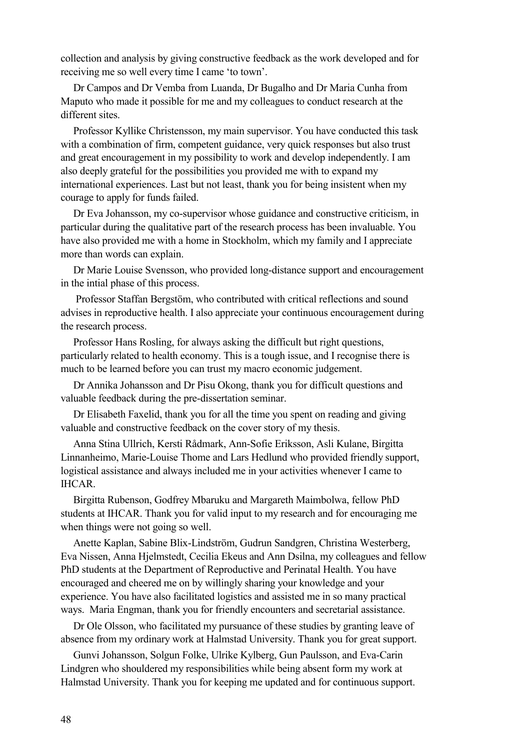collection and analysis by giving constructive feedback as the work developed and for receiving me so well every time I came 'to town'.

Dr Campos and Dr Vemba from Luanda, Dr Bugalho and Dr Maria Cunha from Maputo who made it possible for me and my colleagues to conduct research at the different sites.

Professor Kyllike Christensson, my main supervisor. You have conducted this task with a combination of firm, competent guidance, very quick responses but also trust and great encouragement in my possibility to work and develop independently. I am also deeply grateful for the possibilities you provided me with to expand my international experiences. Last but not least, thank you for being insistent when my courage to apply for funds failed.

Dr Eva Johansson, my co-supervisor whose guidance and constructive criticism, in particular during the qualitative part of the research process has been invaluable. You have also provided me with a home in Stockholm, which my family and I appreciate more than words can explain.

Dr Marie Louise Svensson, who provided long-distance support and encouragement in the intial phase of this process.

Professor Staffan Bergstöm, who contributed with critical reflections and sound advises in reproductive health. I also appreciate your continuous encouragement during the research process.

Professor Hans Rosling, for always asking the difficult but right questions, particularly related to health economy. This is a tough issue, and I recognise there is much to be learned before you can trust my macro economic judgement.

Dr Annika Johansson and Dr Pisu Okong, thank you for difficult questions and valuable feedback during the pre-dissertation seminar.

Dr Elisabeth Faxelid, thank you for all the time you spent on reading and giving valuable and constructive feedback on the cover story of my thesis.

Anna Stina Ullrich, Kersti Rådmark, Ann-Sofie Eriksson, Asli Kulane, Birgitta Linnanheimo, Marie-Louise Thome and Lars Hedlund who provided friendly support, logistical assistance and always included me in your activities whenever I came to IHCAR.

Birgitta Rubenson, Godfrey Mbaruku and Margareth Maimbolwa, fellow PhD students at IHCAR. Thank you for valid input to my research and for encouraging me when things were not going so well.

Anette Kaplan, Sabine Blix-Lindström, Gudrun Sandgren, Christina Westerberg, Eva Nissen, Anna Hjelmstedt, Cecilia Ekeus and Ann Dsilna, my colleagues and fellow PhD students at the Department of Reproductive and Perinatal Health. You have encouraged and cheered me on by willingly sharing your knowledge and your experience. You have also facilitated logistics and assisted me in so many practical ways. Maria Engman, thank you for friendly encounters and secretarial assistance.

Dr Ole Olsson, who facilitated my pursuance of these studies by granting leave of absence from my ordinary work at Halmstad University. Thank you for great support.

Gunvi Johansson, Solgun Folke, Ulrike Kylberg, Gun Paulsson, and Eva-Carin Lindgren who shouldered my responsibilities while being absent form my work at Halmstad University. Thank you for keeping me updated and for continuous support.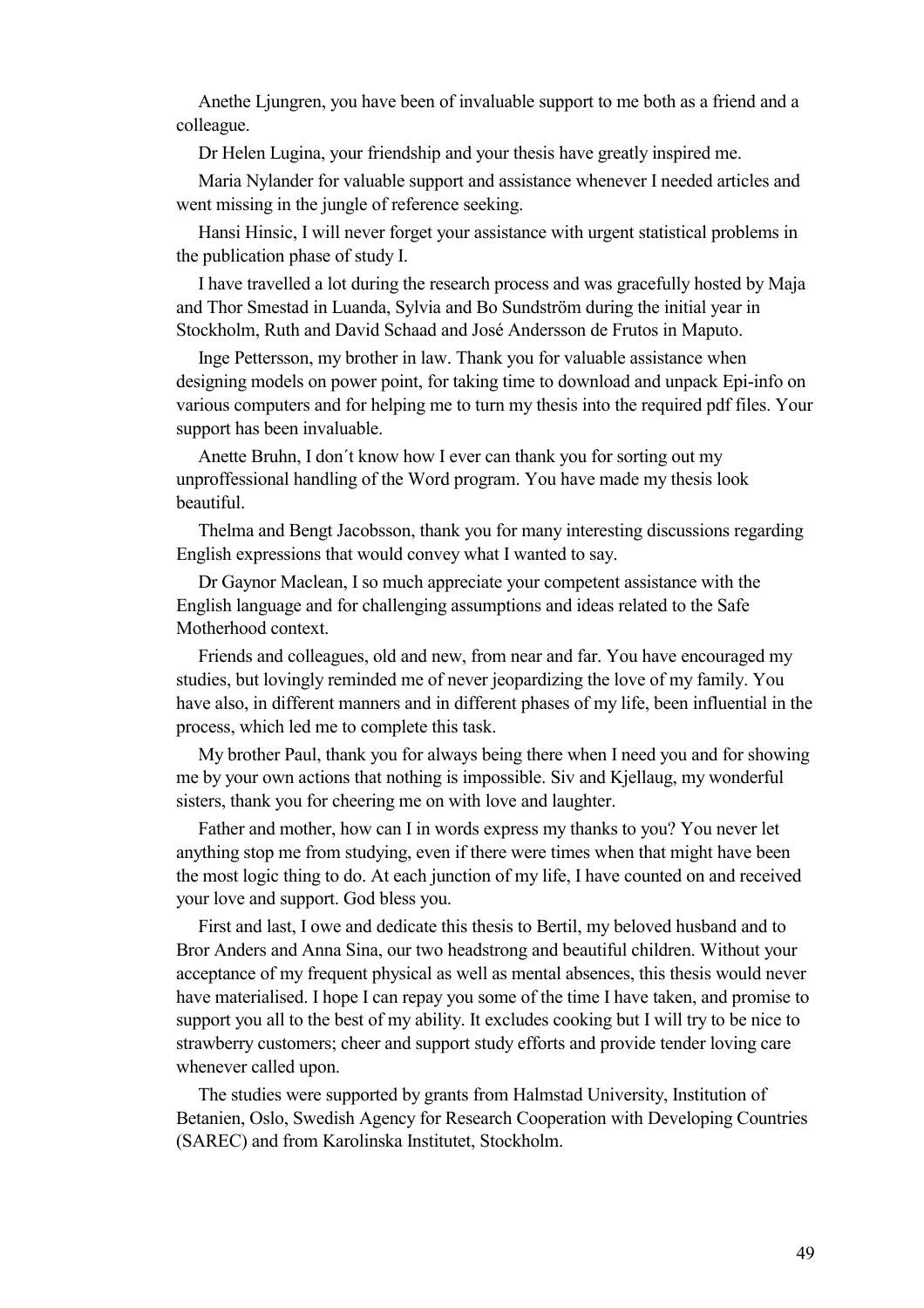Anethe Ljungren, you have been of invaluable support to me both as a friend and a colleague.

Dr Helen Lugina, your friendship and your thesis have greatly inspired me.

Maria Nylander for valuable support and assistance whenever I needed articles and went missing in the jungle of reference seeking.

Hansi Hinsic, I will never forget your assistance with urgent statistical problems in the publication phase of study I.

I have travelled a lot during the research process and was gracefully hosted by Maja and Thor Smestad in Luanda, Sylvia and Bo Sundström during the initial year in Stockholm, Ruth and David Schaad and José Andersson de Frutos in Maputo.

Inge Pettersson, my brother in law. Thank you for valuable assistance when designing models on power point, for taking time to download and unpack Epi-info on various computers and for helping me to turn my thesis into the required pdf files. Your support has been invaluable.

Anette Bruhn, I don´t know how I ever can thank you for sorting out my unproffessional handling of the Word program. You have made my thesis look beautiful.

Thelma and Bengt Jacobsson, thank you for many interesting discussions regarding English expressions that would convey what I wanted to say.

Dr Gaynor Maclean, I so much appreciate your competent assistance with the English language and for challenging assumptions and ideas related to the Safe Motherhood context.

Friends and colleagues, old and new, from near and far. You have encouraged my studies, but lovingly reminded me of never jeopardizing the love of my family. You have also, in different manners and in different phases of my life, been influential in the process, which led me to complete this task.

My brother Paul, thank you for always being there when I need you and for showing me by your own actions that nothing is impossible. Siv and Kjellaug, my wonderful sisters, thank you for cheering me on with love and laughter.

Father and mother, how can I in words express my thanks to you? You never let anything stop me from studying, even if there were times when that might have been the most logic thing to do. At each junction of my life, I have counted on and received your love and support. God bless you.

First and last, I owe and dedicate this thesis to Bertil, my beloved husband and to Bror Anders and Anna Sina, our two headstrong and beautiful children. Without your acceptance of my frequent physical as well as mental absences, this thesis would never have materialised. I hope I can repay you some of the time I have taken, and promise to support you all to the best of my ability. It excludes cooking but I will try to be nice to strawberry customers; cheer and support study efforts and provide tender loving care whenever called upon.

The studies were supported by grants from Halmstad University, Institution of Betanien, Oslo, Swedish Agency for Research Cooperation with Developing Countries (SAREC) and from Karolinska Institutet, Stockholm.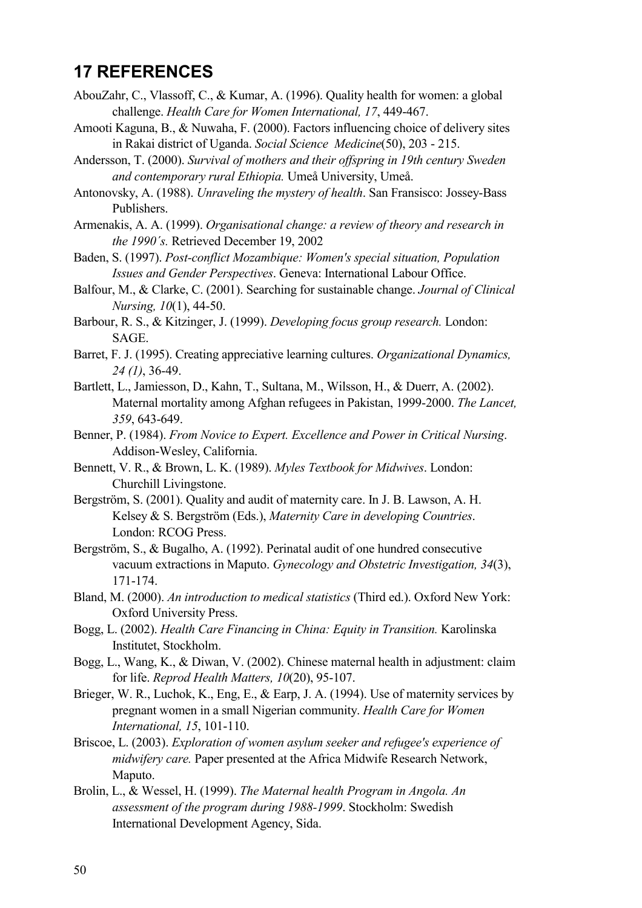## 17 REFERENCES

AbouZahr, C., Vlassoff, C., & Kumar, A. (1996). Quality health for women: a global challenge. *Health Care for Women International, 17*, 449-467.

Amooti Kaguna, B., & Nuwaha, F. (2000). Factors influencing choice of delivery sites in Rakai district of Uganda. *Social Science Medicine*(50), 203 - 215.

Andersson, T. (2000). *Survival of mothers and their offspring in 19th century Sweden and contemporary rural Ethiopia.* Umeå University, Umeå.

Antonovsky, A. (1988). *Unraveling the mystery of health*. San Fransisco: Jossey-Bass Publishers.

Armenakis, A. A. (1999). *Organisational change: a review of theory and research in the 1990´s.* Retrieved December 19, 2002

Baden, S. (1997). *Post-conflict Mozambique: Women's special situation, Population Issues and Gender Perspectives*. Geneva: International Labour Office.

Balfour, M., & Clarke, C. (2001). Searching for sustainable change. *Journal of Clinical Nursing, 10*(1), 44-50.

Barbour, R. S., & Kitzinger, J. (1999). *Developing focus group research.* London: SAGE.

Barret, F. J. (1995). Creating appreciative learning cultures. *Organizational Dynamics, 24 (1)*, 36-49.

Bartlett, L., Jamiesson, D., Kahn, T., Sultana, M., Wilsson, H., & Duerr, A. (2002). Maternal mortality among Afghan refugees in Pakistan, 1999-2000. *The Lancet, 359*, 643-649.

Benner, P. (1984). *From Novice to Expert. Excellence and Power in Critical Nursing*. Addison-Wesley, California.

Bennett, V. R., & Brown, L. K. (1989). *Myles Textbook for Midwives*. London: Churchill Livingstone.

Bergström, S. (2001). Quality and audit of maternity care. In J. B. Lawson, A. H. Kelsey & S. Bergström (Eds.), *Maternity Care in developing Countries*. London: RCOG Press.

Bergström, S., & Bugalho, A. (1992). Perinatal audit of one hundred consecutive vacuum extractions in Maputo. *Gynecology and Obstetric Investigation, 34*(3), 171-174.

Bland, M. (2000). *An introduction to medical statistics* (Third ed.). Oxford New York: Oxford University Press.

Bogg, L. (2002). *Health Care Financing in China: Equity in Transition.* Karolinska Institutet, Stockholm.

Bogg, L., Wang, K., & Diwan, V. (2002). Chinese maternal health in adjustment: claim for life. *Reprod Health Matters, 10*(20), 95-107.

Brieger, W. R., Luchok, K., Eng, E., & Earp, J. A. (1994). Use of maternity services by pregnant women in a small Nigerian community. *Health Care for Women International, 15*, 101-110.

Briscoe, L. (2003). *Exploration of women asylum seeker and refugee's experience of midwifery care.* Paper presented at the Africa Midwife Research Network, Maputo.

Brolin, L., & Wessel, H. (1999). *The Maternal health Program in Angola. An assessment of the program during 1988-1999*. Stockholm: Swedish International Development Agency, Sida.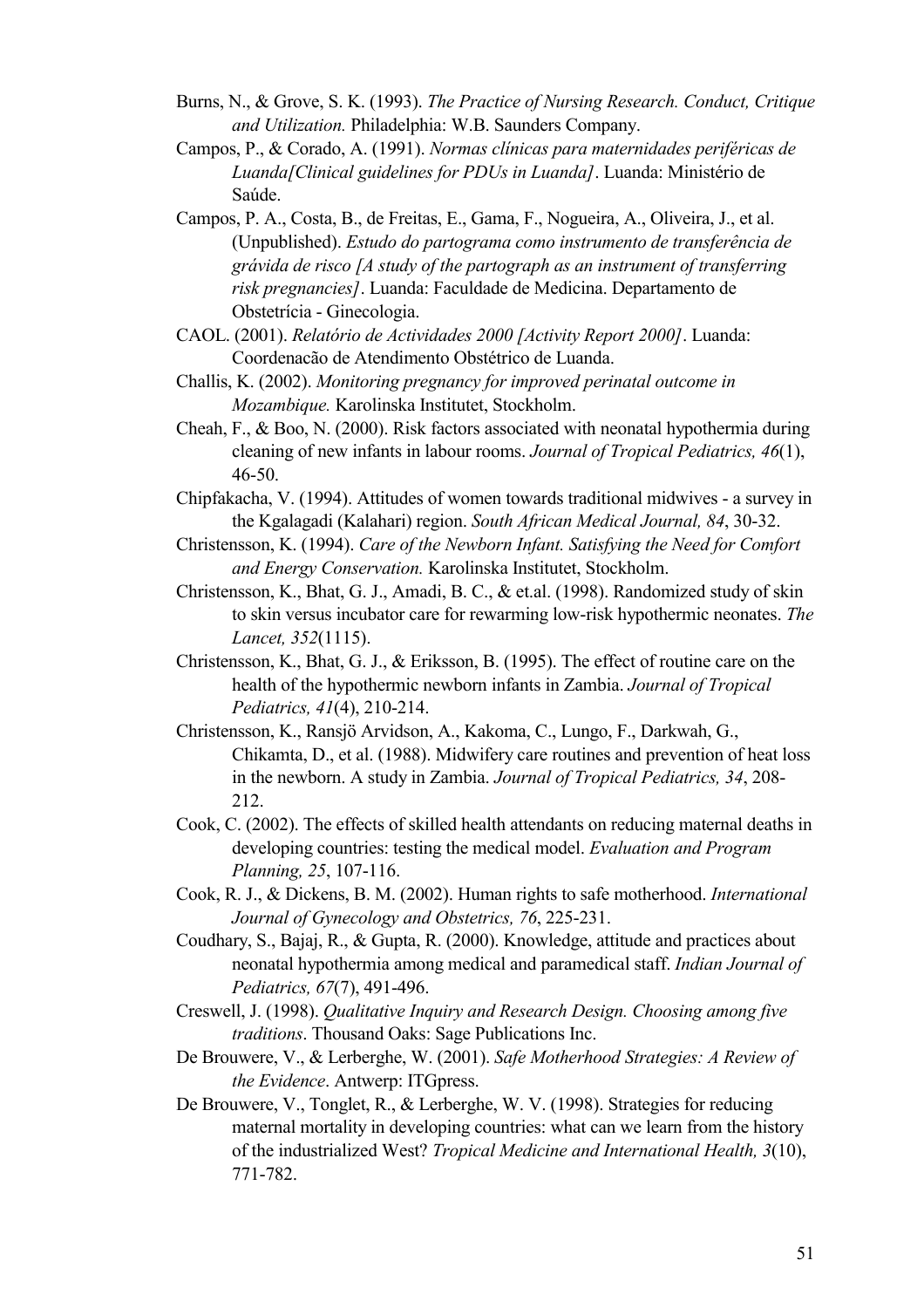Burns, N., & Grove, S. K. (1993). *The Practice of Nursing Research. Conduct, Critique and Utilization.* Philadelphia: W.B. Saunders Company.

Campos, P., & Corado, A. (1991). *Normas clínicas para maternidades periféricas de Luanda[Clinical guidelines for PDUs in Luanda]*. Luanda: Ministério de Saúde.

Campos, P. A., Costa, B., de Freitas, E., Gama, F., Nogueira, A., Oliveira, J., et al. (Unpublished). *Estudo do partograma como instrumento de transferência de grávida de risco [A study of the partograph as an instrument of transferring risk pregnancies]*. Luanda: Faculdade de Medicina. Departamento de Obstetrícia - Ginecologia.

CAOL. (2001). *Relatório de Actividades 2000 [Activity Report 2000]*. Luanda: Coordenacão de Atendimento Obstétrico de Luanda.

Challis, K. (2002). *Monitoring pregnancy for improved perinatal outcome in Mozambique.* Karolinska Institutet, Stockholm.

Cheah, F., & Boo, N. (2000). Risk factors associated with neonatal hypothermia during cleaning of new infants in labour rooms. *Journal of Tropical Pediatrics, 46*(1), 46-50.

Chipfakacha, V. (1994). Attitudes of women towards traditional midwives - a survey in the Kgalagadi (Kalahari) region. *South African Medical Journal, 84*, 30-32.

Christensson, K. (1994). *Care of the Newborn Infant. Satisfying the Need for Comfort and Energy Conservation.* Karolinska Institutet, Stockholm.

Christensson, K., Bhat, G. J., Amadi, B. C., & et.al. (1998). Randomized study of skin to skin versus incubator care for rewarming low-risk hypothermic neonates. *The Lancet, 352*(1115).

Christensson, K., Bhat, G. J., & Eriksson, B. (1995). The effect of routine care on the health of the hypothermic newborn infants in Zambia. *Journal of Tropical Pediatrics, 41*(4), 210-214.

Christensson, K., Ransjö Arvidson, A., Kakoma, C., Lungo, F., Darkwah, G., Chikamta, D., et al. (1988). Midwifery care routines and prevention of heat loss in the newborn. A study in Zambia. *Journal of Tropical Pediatrics, 34*, 208-212.

Cook, C. (2002). The effects of skilled health attendants on reducing maternal deaths in developing countries: testing the medical model. *Evaluation and Program Planning, 25*, 107-116.

Cook, R. J., & Dickens, B. M. (2002). Human rights to safe motherhood. *International Journal of Gynecology and Obstetrics, 76*, 225-231.

Coudhary, S., Bajaj, R., & Gupta, R. (2000). Knowledge, attitude and practices about neonatal hypothermia among medical and paramedical staff. *Indian Journal of Pediatrics, 67*(7), 491-496.

Creswell, J. (1998). *Qualitative Inquiry and Research Design. Choosing among five traditions*. Thousand Oaks: Sage Publications Inc.

De Brouwere, V., & Lerberghe, W. (2001). *Safe Motherhood Strategies: A Review of the Evidence*. Antwerp: ITGpress.

De Brouwere, V., Tonglet, R., & Lerberghe, W. V. (1998). Strategies for reducing maternal mortality in developing countries: what can we learn from the history of the industrialized West? *Tropical Medicine and International Health, 3*(10), 771-782.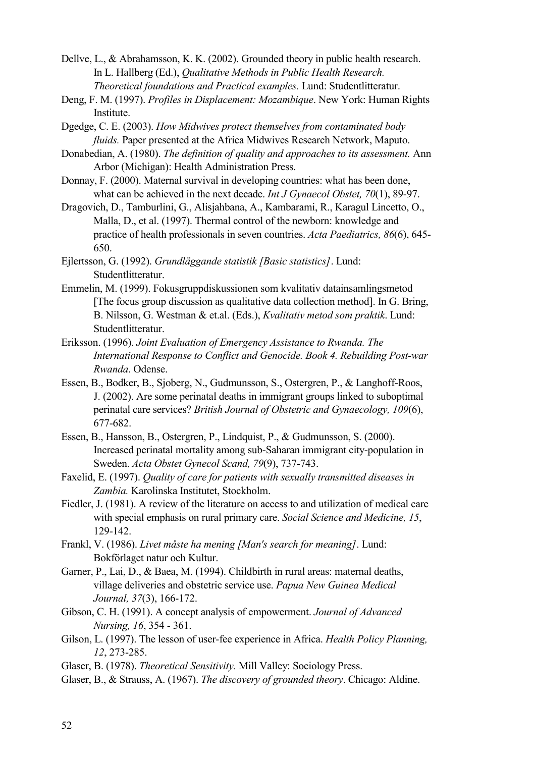Dellve, L., & Abrahamsson, K. K. (2002). Grounded theory in public health research. In L. Hallberg (Ed.), *Qualitative Methods in Public Health Research. Theoretical foundations and Practical examples.* Lund: Studentlitteratur.

Deng, F. M. (1997). *Profiles in Displacement: Mozambique*. New York: Human Rights Institute.

Dgedge, C. E. (2003). *How Midwives protect themselves from contaminated body fluids.* Paper presented at the Africa Midwives Research Network, Maputo.

Donabedian, A. (1980). *The definition of quality and approaches to its assessment.* Ann Arbor (Michigan): Health Administration Press.

Donnay, F. (2000). Maternal survival in developing countries: what has been done, what can be achieved in the next decade. *Int J Gynaecol Obstet, 70*(1), 89-97.

Dragovich, D., Tamburlini, G., Alisjahbana, A., Kambarami, R., Karagul Lincetto, O., Malla, D., et al. (1997). Thermal control of the newborn: knowledge and practice of health professionals in seven countries. *Acta Paediatrics, 86*(6), 645-650.

Ejlertsson, G. (1992). *Grundläggande statistik [Basic statistics]*. Lund: Studentlitteratur.

Emmelin, M. (1999). Fokusgruppdiskussionen som kvalitativ datainsamlingsmetod [The focus group discussion as qualitative data collection method]. In G. Bring, B. Nilsson, G. Westman & et.al. (Eds.), *Kvalitativ metod som praktik*. Lund: Studentlitteratur.

Eriksson. (1996). *Joint Evaluation of Emergency Assistance to Rwanda. The International Response to Conflict and Genocide. Book 4. Rebuilding Post-war Rwanda*. Odense.

Essen, B., Bodker, B., Sjoberg, N., Gudmunsson, S., Ostergren, P., & Langhoff-Roos, J. (2002). Are some perinatal deaths in immigrant groups linked to suboptimal perinatal care services? *British Journal of Obstetric and Gynaecology, 109*(6), 677-682.

Essen, B., Hansson, B., Ostergren, P., Lindquist, P., & Gudmunsson, S. (2000). Increased perinatal mortality among sub-Saharan immigrant city-population in Sweden. *Acta Obstet Gynecol Scand, 79*(9), 737-743.

Faxelid, E. (1997). *Quality of care for patients with sexually transmitted diseases in Zambia.* Karolinska Institutet, Stockholm.

Fiedler, J. (1981). A review of the literature on access to and utilization of medical care with special emphasis on rural primary care. *Social Science and Medicine, 15*, 129-142.

Frankl, V. (1986). *Livet måste ha mening [Man's search for meaning]*. Lund: Bokförlaget natur och Kultur.

Garner, P., Lai, D., & Baea, M. (1994). Childbirth in rural areas: maternal deaths, village deliveries and obstetric service use. *Papua New Guinea Medical Journal, 37*(3), 166-172.

Gibson, C. H. (1991). A concept analysis of empowerment. *Journal of Advanced Nursing, 16*, 354 - 361.

Gilson, L. (1997). The lesson of user-fee experience in Africa. *Health Policy Planning, 12*, 273-285.

Glaser, B. (1978). *Theoretical Sensitivity.* Mill Valley: Sociology Press.

Glaser, B., & Strauss, A. (1967). *The discovery of grounded theory*. Chicago: Aldine.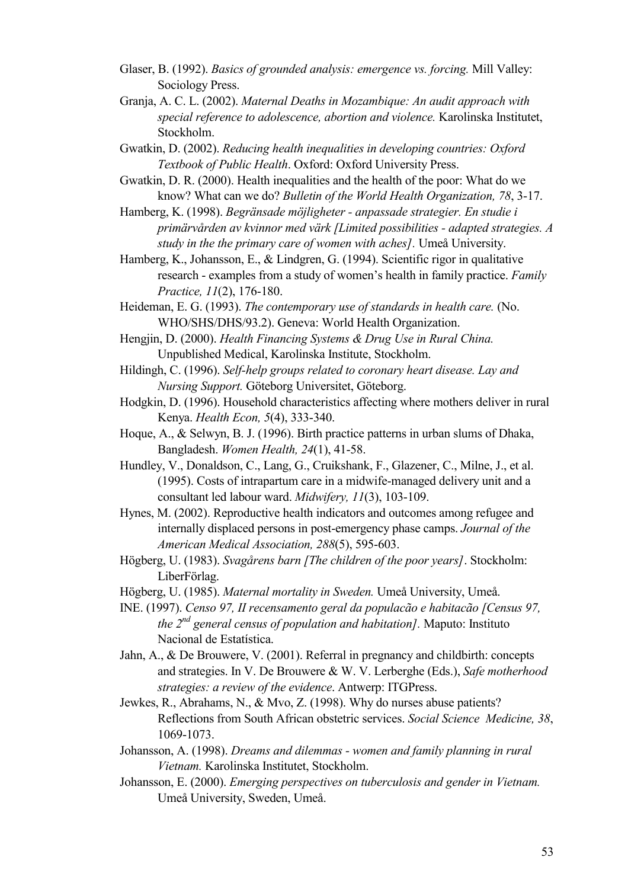Glaser, B. (1992). *Basics of grounded analysis: emergence vs. forcing.* Mill Valley: Sociology Press.

Granja, A. C. L. (2002). *Maternal Deaths in Mozambique: An audit approach with special reference to adolescence, abortion and violence.* Karolinska Institutet, Stockholm.

Gwatkin, D. (2002). *Reducing health inequalities in developing countries: Oxford Textbook of Public Health*. Oxford: Oxford University Press.

Gwatkin, D. R. (2000). Health inequalities and the health of the poor: What do we know? What can we do? *Bulletin of the World Health Organization, 78*, 3-17.

Hamberg, K. (1998). *Begränsade möjligheter - anpassade strategier. En studie i primärvården av kvinnor med värk [Limited possibilities - adapted strategies. A study in the the primary care of women with aches].* Umeå University.

Hamberg, K., Johansson, E., & Lindgren, G. (1994). Scientific rigor in qualitative research - examples from a study of women's health in family practice. *Family Practice, 11*(2), 176-180.

Heideman, E. G. (1993). *The contemporary use of standards in health care.* (No. WHO/SHS/DHS/93.2). Geneva: World Health Organization.

Hengjin, D. (2000). *Health Financing Systems & Drug Use in Rural China.* Unpublished Medical, Karolinska Institute, Stockholm.

Hildingh, C. (1996). *Self-help groups related to coronary heart disease. Lay and Nursing Support.* Göteborg Universitet, Göteborg.

Hodgkin, D. (1996). Household characteristics affecting where mothers deliver in rural Kenya. *Health Econ, 5*(4), 333-340.

Hoque, A., & Selwyn, B. J. (1996). Birth practice patterns in urban slums of Dhaka, Bangladesh. *Women Health, 24*(1), 41-58.

Hundley, V., Donaldson, C., Lang, G., Cruikshank, F., Glazener, C., Milne, J., et al. (1995). Costs of intrapartum care in a midwife-managed delivery unit and a consultant led labour ward. *Midwifery, 11*(3), 103-109.

Hynes, M. (2002). Reproductive health indicators and outcomes among refugee and internally displaced persons in post-emergency phase camps. *Journal of the American Medical Association, 288*(5), 595-603.

Högberg, U. (1983). *Svagårens barn [The children of the poor years]*. Stockholm: LiberFörlag.

Högberg, U. (1985). *Maternal mortality in Sweden.* Umeå University, Umeå.

INE. (1997). *Censo 97, II recensamento geral da populacão e habitacão [Census 97, the 2nd general census of population and habitation].* Maputo: Instituto Nacional de Estatística.

Jahn, A., & De Brouwere, V. (2001). Referral in pregnancy and childbirth: concepts and strategies. In V. De Brouwere & W. V. Lerberghe (Eds.), *Safe motherhood strategies: a review of the evidence*. Antwerp: ITGPress.

Jewkes, R., Abrahams, N., & Mvo, Z. (1998). Why do nurses abuse patients? Reflections from South African obstetric services. *Social Science Medicine, 38*, 1069-1073.

Johansson, A. (1998). *Dreams and dilemmas - women and family planning in rural Vietnam.* Karolinska Institutet, Stockholm.

Johansson, E. (2000). *Emerging perspectives on tuberculosis and gender in Vietnam.* Umeå University, Sweden, Umeå.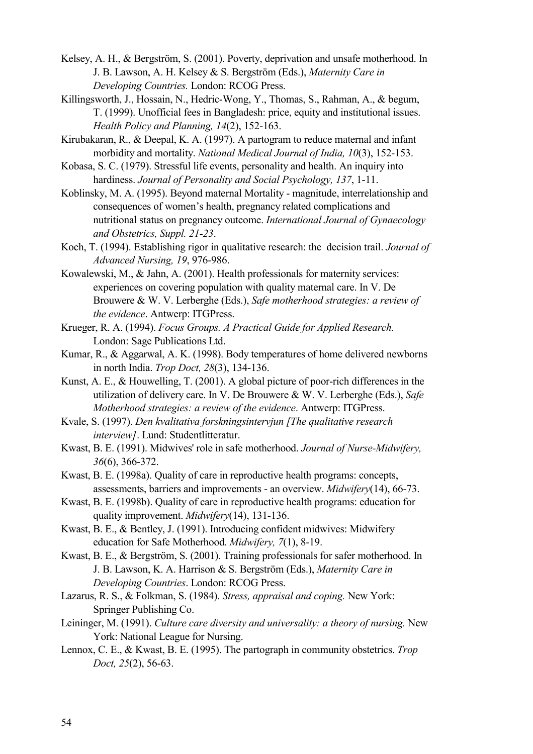Kelsey, A. H., & Bergström, S. (2001). Poverty, deprivation and unsafe motherhood. In J. B. Lawson, A. H. Kelsey & S. Bergström (Eds.), *Maternity Care in Developing Countries.* London: RCOG Press.

Killingsworth, J., Hossain, N., Hedric-Wong, Y., Thomas, S., Rahman, A., & begum, T. (1999). Unofficial fees in Bangladesh: price, equity and institutional issues. *Health Policy and Planning, 14*(2), 152-163.

Kirubakaran, R., & Deepal, K. A. (1997). A partogram to reduce maternal and infant morbidity and mortality. *National Medical Journal of India, 10*(3), 152-153.

Kobasa, S. C. (1979). Stressful life events, personality and health. An inquiry into hardiness. *Journal of Personality and Social Psychology, 137*, 1-11.

Koblinsky, M. A. (1995). Beyond maternal Mortality - magnitude, interrelationship and consequences of women's health, pregnancy related complications and nutritional status on pregnancy outcome. *International Journal of Gynaecology and Obstetrics, Suppl. 21-23*.

Koch, T. (1994). Establishing rigor in qualitative research: the decision trail. *Journal of Advanced Nursing, 19*, 976-986.

Kowalewski, M., & Jahn, A. (2001). Health professionals for maternity services: experiences on covering population with quality maternal care. In V. De Brouwere & W. V. Lerberghe (Eds.), *Safe motherhood strategies: a review of the evidence*. Antwerp: ITGPress.

Krueger, R. A. (1994). *Focus Groups. A Practical Guide for Applied Research.* London: Sage Publications Ltd.

Kumar, R., & Aggarwal, A. K. (1998). Body temperatures of home delivered newborns in north India. *Trop Doct, 28*(3), 134-136.

Kunst, A. E., & Houwelling, T. (2001). A global picture of poor-rich differences in the utilization of delivery care. In V. De Brouwere & W. V. Lerberghe (Eds.), *Safe Motherhood strategies: a review of the evidence*. Antwerp: ITGPress.

Kvale, S. (1997). *Den kvalitativa forskningsintervjun [The qualitative research interview]*. Lund: Studentlitteratur.

Kwast, B. E. (1991). Midwives' role in safe motherhood. *Journal of Nurse-Midwifery, 36*(6), 366-372.

Kwast, B. E. (1998a). Quality of care in reproductive health programs: concepts, assessments, barriers and improvements - an overview. *Midwifery*(14), 66-73.

Kwast, B. E. (1998b). Quality of care in reproductive health programs: education for quality improvement. *Midwifery*(14), 131-136.

Kwast, B. E., & Bentley, J. (1991). Introducing confident midwives: Midwifery education for Safe Motherhood. *Midwifery, 7*(1), 8-19.

Kwast, B. E., & Bergström, S. (2001). Training professionals for safer motherhood. In J. B. Lawson, K. A. Harrison & S. Bergström (Eds.), *Maternity Care in Developing Countries*. London: RCOG Press.

Lazarus, R. S., & Folkman, S. (1984). *Stress, appraisal and coping.* New York: Springer Publishing Co.

Leininger, M. (1991). *Culture care diversity and universality: a theory of nursing.* New York: National League for Nursing.

Lennox, C. E., & Kwast, B. E. (1995). The partograph in community obstetrics. *Trop Doct, 25*(2), 56-63.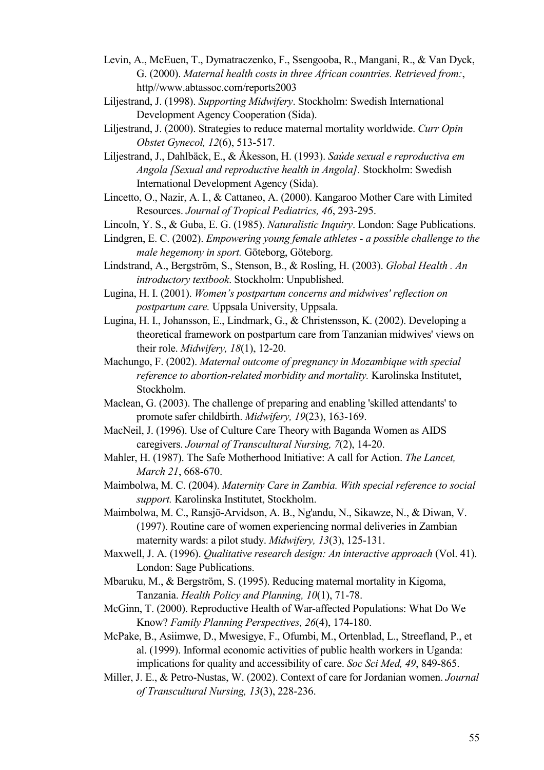Levin, A., McEuen, T., Dymatraczenko, F., Ssengooba, R., Mangani, R., & Van Dyck, G. (2000). *Maternal health costs in three African countries. Retrieved from:*, http//www.abtassoc.com/reports2003

Liljestrand, J. (1998). *Supporting Midwifery*. Stockholm: Swedish International Development Agency Cooperation (Sida).

Liljestrand, J. (2000). Strategies to reduce maternal mortality worldwide. *Curr Opin Obstet Gynecol, 12*(6), 513-517.

Liljestrand, J., Dahlbäck, E., & Åkesson, H. (1993). *Saúde sexual e reproductiva em Angola [Sexual and reproductive health in Angola].* Stockholm: Swedish International Development Agency (Sida).

Lincetto, O., Nazir, A. I., & Cattaneo, A. (2000). Kangaroo Mother Care with Limited Resources. *Journal of Tropical Pediatrics, 46*, 293-295.

Lincoln, Y. S., & Guba, E. G. (1985). *Naturalistic Inquiry*. London: Sage Publications.

Lindgren, E. C. (2002). *Empowering young female athletes - a possible challenge to the male hegemony in sport.* Göteborg, Göteborg.

Lindstrand, A., Bergström, S., Stenson, B., & Rosling, H. (2003). *Global Health . An introductory textbook*. Stockholm: Unpublished.

Lugina, H. I. (2001). *Women's postpartum concerns and midwives' reflection on postpartum care.* Uppsala University, Uppsala.

Lugina, H. I., Johansson, E., Lindmark, G., & Christensson, K. (2002). Developing a theoretical framework on postpartum care from Tanzanian midwives' views on their role. *Midwifery, 18*(1), 12-20.

Machungo, F. (2002). *Maternal outcome of pregnancy in Mozambique with special reference to abortion-related morbidity and mortality.* Karolinska Institutet, Stockholm.

Maclean, G. (2003). The challenge of preparing and enabling 'skilled attendants' to promote safer childbirth. *Midwifery, 19*(23), 163-169.

MacNeil, J. (1996). Use of Culture Care Theory with Baganda Women as AIDS caregivers. *Journal of Transcultural Nursing, 7*(2), 14-20.

Mahler, H. (1987). The Safe Motherhood Initiative: A call for Action. *The Lancet, March 21*, 668-670.

Maimbolwa, M. C. (2004). *Maternity Care in Zambia. With special reference to social support.* Karolinska Institutet, Stockholm.

Maimbolwa, M. C., Ransjö-Arvidson, A. B., Ng'andu, N., Sikawze, N., & Diwan, V. (1997). Routine care of women experiencing normal deliveries in Zambian maternity wards: a pilot study. *Midwifery, 13*(3), 125-131.

Maxwell, J. A. (1996). *Qualitative research design: An interactive approach* (Vol. 41). London: Sage Publications.

Mbaruku, M., & Bergström, S. (1995). Reducing maternal mortality in Kigoma, Tanzania. *Health Policy and Planning, 10*(1), 71-78.

McGinn, T. (2000). Reproductive Health of War-affected Populations: What Do We Know? *Family Planning Perspectives, 26*(4), 174-180.

McPake, B., Asiimwe, D., Mwesigye, F., Ofumbi, M., Ortenblad, L., Streefland, P., et al. (1999). Informal economic activities of public health workers in Uganda: implications for quality and accessibility of care. *Soc Sci Med, 49*, 849-865.

Miller, J. E., & Petro-Nustas, W. (2002). Context of care for Jordanian women. *Journal of Transcultural Nursing, 13*(3), 228-236.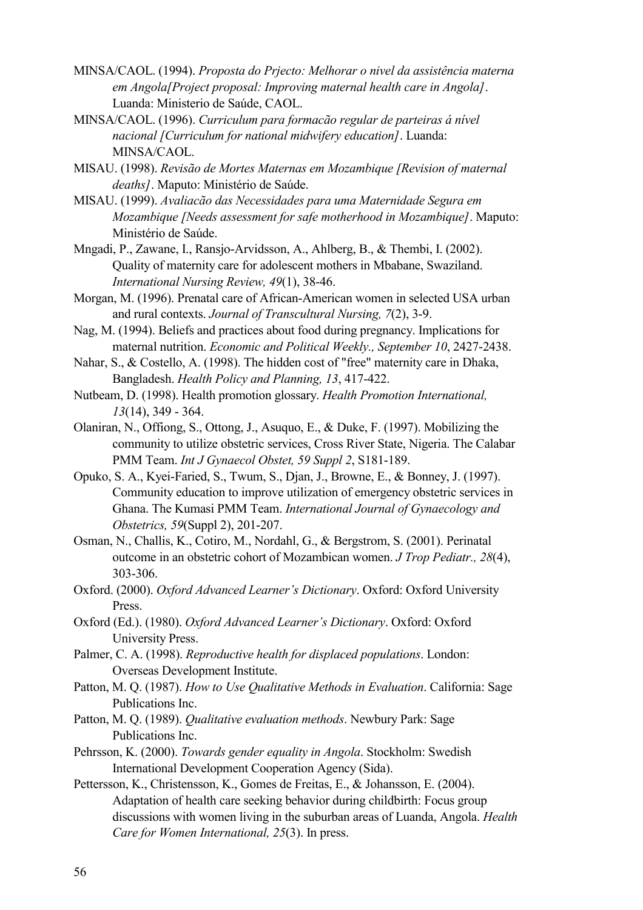MINSA/CAOL. (1994). *Proposta do Prjecto: Melhorar o nivel da assistência materna em Angola[Project proposal: Improving maternal health care in Angola]*. Luanda: Ministerio de Saúde, CAOL.

MINSA/CAOL. (1996). *Curriculum para formacão regular de parteiras á nível nacional [Curriculum for national midwifery education]*. Luanda: MINSA/CAOL.

MISAU. (1998). *Revisão de Mortes Maternas em Mozambique [Revision of maternal deaths]*. Maputo: Ministério de Saúde.

MISAU. (1999). *Avaliacão das Necessidades para uma Maternidade Segura em Mozambique [Needs assessment for safe motherhood in Mozambique]*. Maputo: Ministério de Saúde.

Mngadi, P., Zawane, I., Ransjo-Arvidsson, A., Ahlberg, B., & Thembi, I. (2002). Quality of maternity care for adolescent mothers in Mbabane, Swaziland. *International Nursing Review, 49*(1), 38-46.

Morgan, M. (1996). Prenatal care of African-American women in selected USA urban and rural contexts. *Journal of Transcultural Nursing, 7*(2), 3-9.

Nag, M. (1994). Beliefs and practices about food during pregnancy. Implications for maternal nutrition. *Economic and Political Weekly., September 10*, 2427-2438.

Nahar, S., & Costello, A. (1998). The hidden cost of "free" maternity care in Dhaka, Bangladesh. *Health Policy and Planning, 13*, 417-422.

Nutbeam, D. (1998). Health promotion glossary. *Health Promotion International, 13*(14), 349 - 364.

Olaniran, N., Offiong, S., Ottong, J., Asuquo, E., & Duke, F. (1997). Mobilizing the community to utilize obstetric services, Cross River State, Nigeria. The Calabar PMM Team. *Int J Gynaecol Obstet, 59 Suppl 2*, S181-189.

Opuko, S. A., Kyei-Faried, S., Twum, S., Djan, J., Browne, E., & Bonney, J. (1997). Community education to improve utilization of emergency obstetric services in Ghana. The Kumasi PMM Team. *International Journal of Gynaecology and Obstetrics, 59*(Suppl 2), 201-207.

Osman, N., Challis, K., Cotiro, M., Nordahl, G., & Bergstrom, S. (2001). Perinatal outcome in an obstetric cohort of Mozambican women. *J Trop Pediatr., 28*(4), 303-306.

Oxford. (2000). *Oxford Advanced Learner's Dictionary*. Oxford: Oxford University Press.

Oxford (Ed.). (1980). *Oxford Advanced Learner's Dictionary*. Oxford: Oxford University Press.

Palmer, C. A. (1998). *Reproductive health for displaced populations*. London: Overseas Development Institute.

Patton, M. Q. (1987). *How to Use Qualitative Methods in Evaluation*. California: Sage Publications Inc.

Patton, M. Q. (1989). *Qualitative evaluation methods*. Newbury Park: Sage Publications Inc.

Pehrsson, K. (2000). *Towards gender equality in Angola*. Stockholm: Swedish International Development Cooperation Agency (Sida).

Pettersson, K., Christensson, K., Gomes de Freitas, E., & Johansson, E. (2004). Adaptation of health care seeking behavior during childbirth: Focus group discussions with women living in the suburban areas of Luanda, Angola. *Health Care for Women International, 25*(3). In press.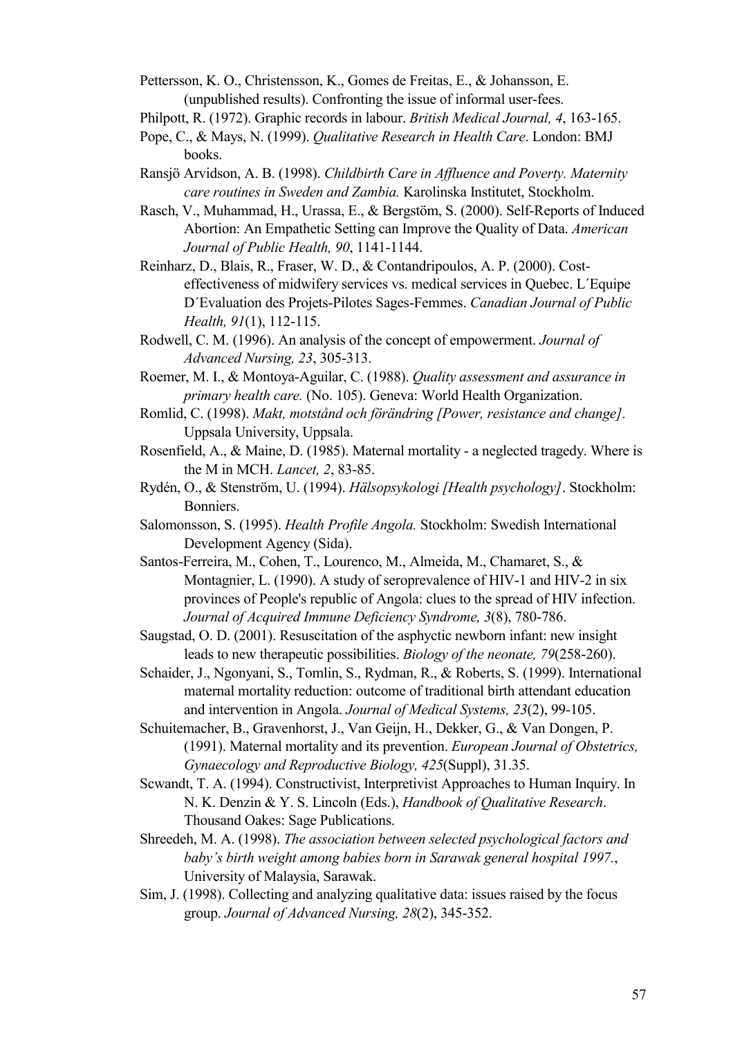Pettersson, K. O., Christensson, K., Gomes de Freitas, E., & Johansson, E. (unpublished results). Confronting the issue of informal user-fees.

Philpott, R. (1972). Graphic records in labour. *British Medical Journal, 4*, 163-165.

Pope, C., & Mays, N. (1999). *Qualitative Research in Health Care*. London: BMJ books.

Ransjö Arvidson, A. B. (1998). *Childbirth Care in Affluence and Poverty. Maternity care routines in Sweden and Zambia.* Karolinska Institutet, Stockholm.

Rasch, V., Muhammad, H., Urassa, E., & Bergstöm, S. (2000). Self-Reports of Induced Abortion: An Empathetic Setting can Improve the Quality of Data. *American Journal of Public Health, 90*, 1141-1144.

Reinharz, D., Blais, R., Fraser, W. D., & Contandripoulos, A. P. (2000). Cost-effectiveness of midwifery services vs. medical services in Quebec. L´Equipe D´Evaluation des Projets-Pilotes Sages-Femmes. *Canadian Journal of Public Health, 91*(1), 112-115.

Rodwell, C. M. (1996). An analysis of the concept of empowerment. *Journal of Advanced Nursing, 23*, 305-313.

Roemer, M. I., & Montoya-Aguilar, C. (1988). *Quality assessment and assurance in primary health care.* (No. 105). Geneva: World Health Organization.

Romlid, C. (1998). *Makt, motstånd och förändring [Power, resistance and change].* Uppsala University, Uppsala.

Rosenfield, A., & Maine, D. (1985). Maternal mortality - a neglected tragedy. Where is the M in MCH. *Lancet, 2*, 83-85.

Rydén, O., & Stenström, U. (1994). *Hälsopsykologi [Health psychology]*. Stockholm: Bonniers.

Salomonsson, S. (1995). *Health Profile Angola.* Stockholm: Swedish International Development Agency (Sida).

Santos-Ferreira, M., Cohen, T., Lourenco, M., Almeida, M., Chamaret, S., & Montagnier, L. (1990). A study of seroprevalence of HIV-1 and HIV-2 in six provinces of People's republic of Angola: clues to the spread of HIV infection. *Journal of Acquired Immune Deficiency Syndrome, 3*(8), 780-786.

Saugstad, O. D. (2001). Resuscitation of the asphyctic newborn infant: new insight leads to new therapeutic possibilities. *Biology of the neonate, 79*(258-260).

Schaider, J., Ngonyani, S., Tomlin, S., Rydman, R., & Roberts, S. (1999). International maternal mortality reduction: outcome of traditional birth attendant education and intervention in Angola. *Journal of Medical Systems, 23*(2), 99-105.

Schuitemacher, B., Gravenhorst, J., Van Geijn, H., Dekker, G., & Van Dongen, P. (1991). Maternal mortality and its prevention. *European Journal of Obstetrics, Gynaecology and Reproductive Biology, 425*(Suppl), 31.35.

Scwandt, T. A. (1994). Constructivist, Interpretivist Approaches to Human Inquiry. In N. K. Denzin & Y. S. Lincoln (Eds.), *Handbook of Qualitative Research*. Thousand Oakes: Sage Publications.

Shreedeh, M. A. (1998). *The association between selected psychological factors and baby's birth weight among babies born in Sarawak general hospital 1997.*, University of Malaysia, Sarawak.

Sim, J. (1998). Collecting and analyzing qualitative data: issues raised by the focus group. *Journal of Advanced Nursing, 28*(2), 345-352.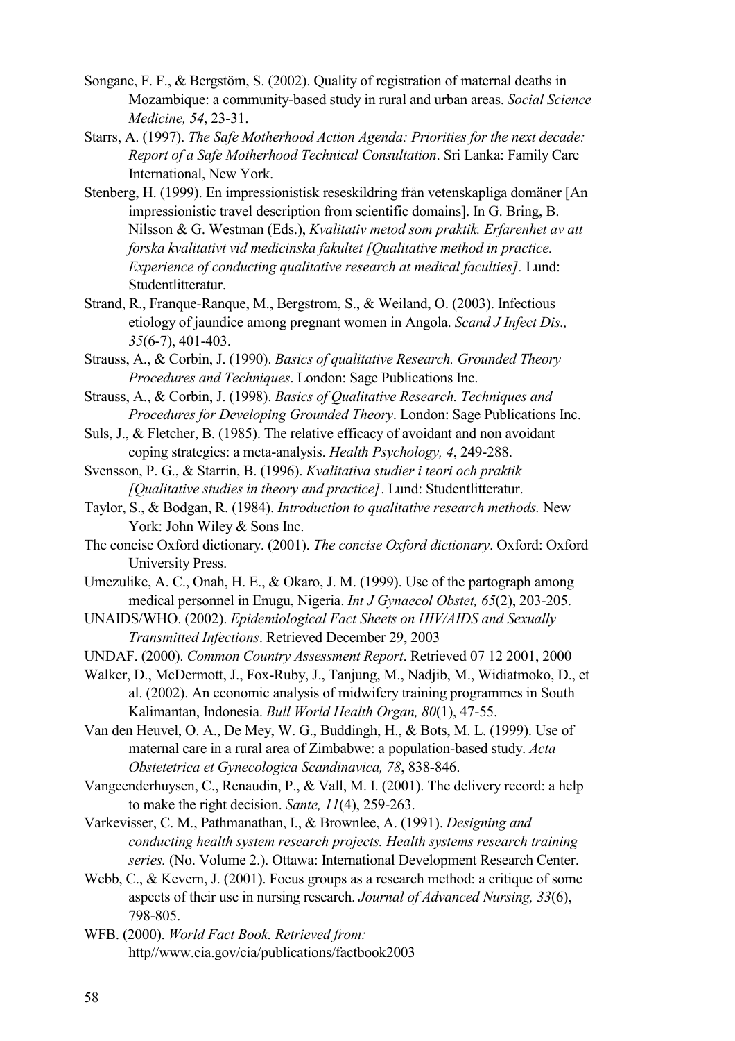Songane, F. F., & Bergstöm, S. (2002). Quality of registration of maternal deaths in Mozambique: a community-based study in rural and urban areas. *Social Science Medicine, 54*, 23-31.

Starrs, A. (1997). *The Safe Motherhood Action Agenda: Priorities for the next decade: Report of a Safe Motherhood Technical Consultation*. Sri Lanka: Family Care International, New York.

Stenberg, H. (1999). En impressionistisk reseskildring från vetenskapliga domäner [An impressionistic travel description from scientific domains]. In G. Bring, B. Nilsson & G. Westman (Eds.), *Kvalitativ metod som praktik. Erfarenhet av att forska kvalitativt vid medicinska fakultet [Qualitative method in practice. Experience of conducting qualitative research at medical faculties].* Lund: Studentlitteratur.

Strand, R., Franque-Ranque, M., Bergstrom, S., & Weiland, O. (2003). Infectious etiology of jaundice among pregnant women in Angola. *Scand J Infect Dis., 35*(6-7), 401-403.

Strauss, A., & Corbin, J. (1990). *Basics of qualitative Research. Grounded Theory Procedures and Techniques*. London: Sage Publications Inc.

Strauss, A., & Corbin, J. (1998). *Basics of Qualitative Research. Techniques and Procedures for Developing Grounded Theory*. London: Sage Publications Inc.

Suls, J., & Fletcher, B. (1985). The relative efficacy of avoidant and non avoidant coping strategies: a meta-analysis. *Health Psychology, 4*, 249-288.

Svensson, P. G., & Starrin, B. (1996). *Kvalitativa studier i teori och praktik [Qualitative studies in theory and practice]*. Lund: Studentlitteratur.

Taylor, S., & Bodgan, R. (1984). *Introduction to qualitative research methods.* New York: John Wiley & Sons Inc.

The concise Oxford dictionary. (2001). *The concise Oxford dictionary*. Oxford: Oxford University Press.

Umezulike, A. C., Onah, H. E., & Okaro, J. M. (1999). Use of the partograph among medical personnel in Enugu, Nigeria. *Int J Gynaecol Obstet, 65*(2), 203-205.

UNAIDS/WHO. (2002). *Epidemiological Fact Sheets on HIV/AIDS and Sexually Transmitted Infections*. Retrieved December 29, 2003

UNDAF. (2000). *Common Country Assessment Report*. Retrieved 07 12 2001, 2000

Walker, D., McDermott, J., Fox-Ruby, J., Tanjung, M., Nadjib, M., Widiatmoko, D., et al. (2002). An economic analysis of midwifery training programmes in South Kalimantan, Indonesia. *Bull World Health Organ, 80*(1), 47-55.

Van den Heuvel, O. A., De Mey, W. G., Buddingh, H., & Bots, M. L. (1999). Use of maternal care in a rural area of Zimbabwe: a population-based study. *Acta Obstetetrica et Gynecologica Scandinavica, 78*, 838-846.

Vangeenderhuysen, C., Renaudin, P., & Vall, M. I. (2001). The delivery record: a help to make the right decision. *Sante, 11*(4), 259-263.

Varkevisser, C. M., Pathmanathan, I., & Brownlee, A. (1991). *Designing and conducting health system research projects. Health systems research training series.* (No. Volume 2.). Ottawa: International Development Research Center.

Webb, C., & Kevern, J. (2001). Focus groups as a research method: a critique of some aspects of their use in nursing research. *Journal of Advanced Nursing, 33*(6), 798-805.

WFB. (2000). *World Fact Book. Retrieved from:* http//www.cia.gov/cia/publications/factbook2003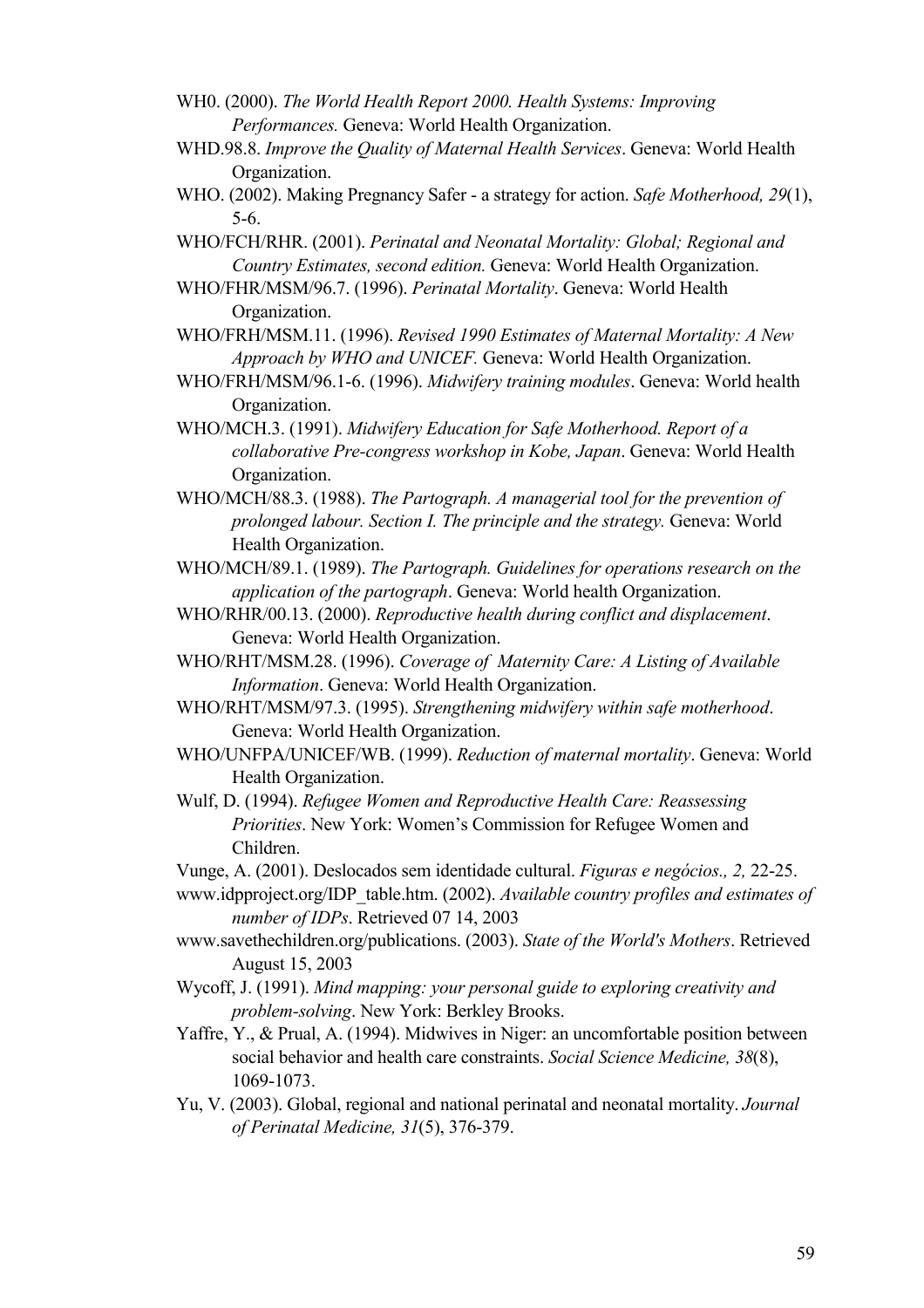WH0. (2000). *The World Health Report 2000. Health Systems: Improving Performances.* Geneva: World Health Organization.

WHD.98.8. *Improve the Quality of Maternal Health Services*. Geneva: World Health Organization.

WHO. (2002). Making Pregnancy Safer - a strategy for action. *Safe Motherhood, 29*(1), 5-6.

WHO/FCH/RHR. (2001). *Perinatal and Neonatal Mortality: Global; Regional and Country Estimates, second edition.* Geneva: World Health Organization.

WHO/FHR/MSM/96.7. (1996). *Perinatal Mortality*. Geneva: World Health Organization.

WHO/FRH/MSM.11. (1996). *Revised 1990 Estimates of Maternal Mortality: A New Approach by WHO and UNICEF.* Geneva: World Health Organization.

WHO/FRH/MSM/96.1-6. (1996). *Midwifery training modules*. Geneva: World health Organization.

WHO/MCH.3. (1991). *Midwifery Education for Safe Motherhood. Report of a collaborative Pre-congress workshop in Kobe, Japan*. Geneva: World Health Organization.

WHO/MCH/88.3. (1988). *The Partograph. A managerial tool for the prevention of prolonged labour. Section I. The principle and the strategy.* Geneva: World Health Organization.

WHO/MCH/89.1. (1989). *The Partograph. Guidelines for operations research on the application of the partograph*. Geneva: World health Organization.

WHO/RHR/00.13. (2000). *Reproductive health during conflict and displacement*. Geneva: World Health Organization.

WHO/RHT/MSM.28. (1996). *Coverage of Maternity Care: A Listing of Available Information*. Geneva: World Health Organization.

WHO/RHT/MSM/97.3. (1995). *Strengthening midwifery within safe motherhood*. Geneva: World Health Organization.

WHO/UNFPA/UNICEF/WB. (1999). *Reduction of maternal mortality*. Geneva: World Health Organization.

Wulf, D. (1994). *Refugee Women and Reproductive Health Care: Reassessing Priorities*. New York: Women's Commission for Refugee Women and Children.

Vunge, A. (2001). Deslocados sem identidade cultural. *Figuras e negócios., 2,* 22-25.

www.idpproject.org/IDP_table.htm. (2002). *Available country profiles and estimates of number of IDPs*. Retrieved 07 14, 2003

www.savethechildren.org/publications. (2003). *State of the World's Mothers*. Retrieved August 15, 2003

Wycoff, J. (1991). *Mind mapping: your personal guide to exploring creativity and problem-solving*. New York: Berkley Brooks.

Yaffre, Y., & Prual, A. (1994). Midwives in Niger: an uncomfortable position between social behavior and health care constraints. *Social Science Medicine, 38*(8), 1069-1073.

Yu, V. (2003). Global, regional and national perinatal and neonatal mortality. *Journal of Perinatal Medicine, 31*(5), 376-379.